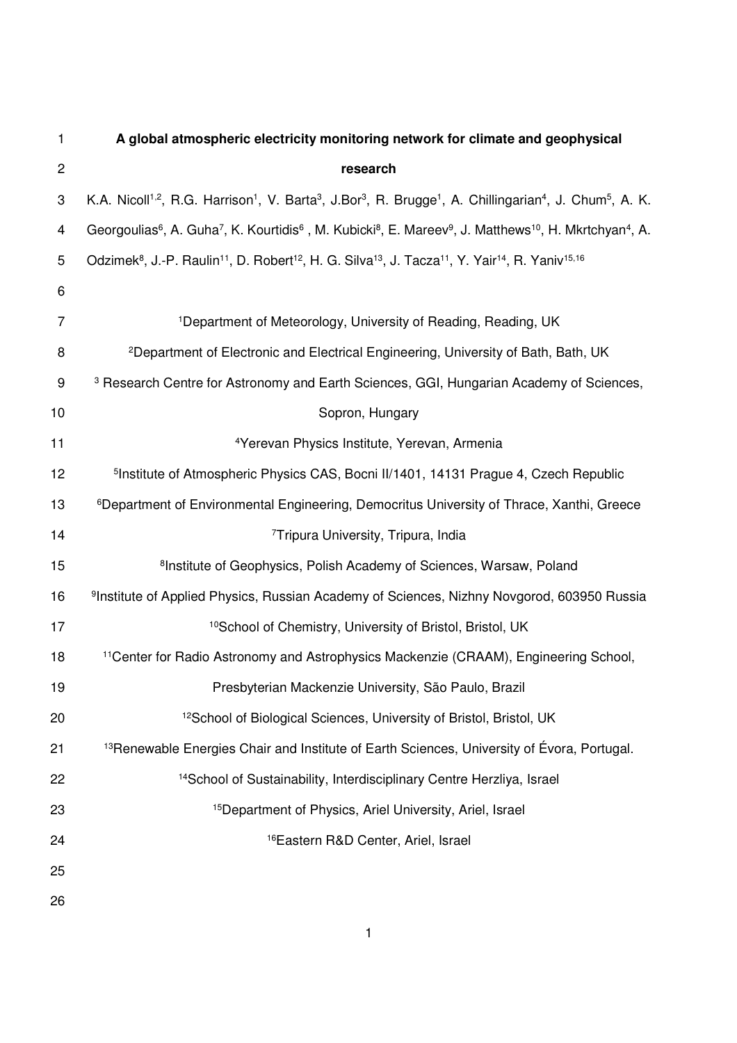# A global atmospheric electricity monitoring network for climate and geophysical research

K.A. Nicoll[1,2], R.G. Harrison[1], V. Barta[3], J.Bor[3], R. Brugge[1], A. Chillingarian[4], J. Chum[5], A. K. Georgoulias[6], A. Guha[7], K. Kourtidis[6], M. Kubicki[8], E. Mareev[9], J. Matthews[10], H. Mkrtchyan[4], A. Odzimek[8], J.-P. Raulin[11], D. Robert[12], H. G. Silva[13], J. Tacza[11], Y. Yair[14], R. Yaniv[15,16]

[1]Department of Meteorology, University of Reading, Reading, UK

[2]Department of Electronic and Electrical Engineering, University of Bath, Bath, UK

[3] Research Centre for Astronomy and Earth Sciences, GGI, Hungarian Academy of Sciences, Sopron, Hungary

[4]Yerevan Physics Institute, Yerevan, Armenia

[5]Institute of Atmospheric Physics CAS, Bocni II/1401, 14131 Prague 4, Czech Republic

[6]Department of Environmental Engineering, Democritus University of Thrace, Xanthi, Greece

[7]Tripura University, Tripura, India

[8]Institute of Geophysics, Polish Academy of Sciences, Warsaw, Poland

[9]Institute of Applied Physics, Russian Academy of Sciences, Nizhny Novgorod, 603950 Russia

[10]School of Chemistry, University of Bristol, Bristol, UK

[11]Center for Radio Astronomy and Astrophysics Mackenzie (CRAAM), Engineering School, Presbyterian Mackenzie University, São Paulo, Brazil

[12]School of Biological Sciences, University of Bristol, Bristol, UK

[13]Renewable Energies Chair and Institute of Earth Sciences, University of Évora, Portugal.

[14]School of Sustainability, Interdisciplinary Centre Herzliya, Israel

[15]Department of Physics, Ariel University, Ariel, Israel

[16]Eastern R&D Center, Ariel, Israel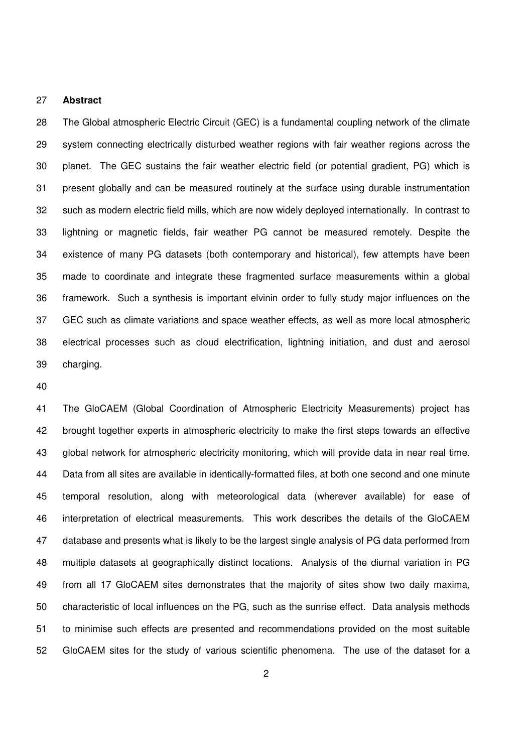## Abstract

The Global atmospheric Electric Circuit (GEC) is a fundamental coupling network of the climate system connecting electrically disturbed weather regions with fair weather regions across the planet. The GEC sustains the fair weather electric field (or potential gradient, PG) which is present globally and can be measured routinely at the surface using durable instrumentation such as modern electric field mills, which are now widely deployed internationally. In contrast to lightning or magnetic fields, fair weather PG cannot be measured remotely. Despite the existence of many PG datasets (both contemporary and historical), few attempts have been made to coordinate and integrate these fragmented surface measurements within a global framework. Such a synthesis is important elvinin order to fully study major influences on the GEC such as climate variations and space weather effects, as well as more local atmospheric electrical processes such as cloud electrification, lightning initiation, and dust and aerosol charging.

The GloCAEM (Global Coordination of Atmospheric Electricity Measurements) project has brought together experts in atmospheric electricity to make the first steps towards an effective global network for atmospheric electricity monitoring, which will provide data in near real time. Data from all sites are available in identically-formatted files, at both one second and one minute temporal resolution, along with meteorological data (wherever available) for ease of interpretation of electrical measurements. This work describes the details of the GloCAEM database and presents what is likely to be the largest single analysis of PG data performed from multiple datasets at geographically distinct locations. Analysis of the diurnal variation in PG from all 17 GloCAEM sites demonstrates that the majority of sites show two daily maxima, characteristic of local influences on the PG, such as the sunrise effect. Data analysis methods to minimise such effects are presented and recommendations provided on the most suitable GloCAEM sites for the study of various scientific phenomena. The use of the dataset for a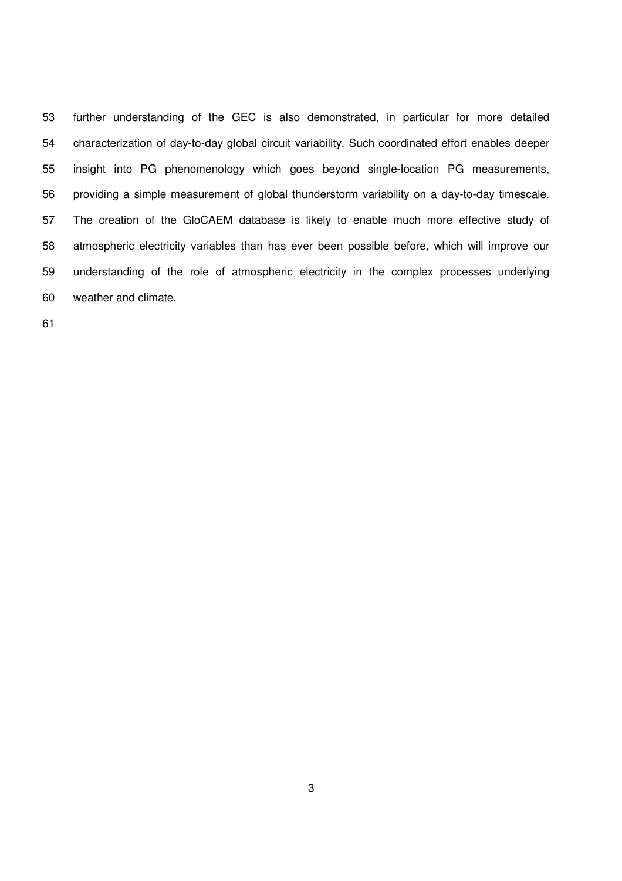further understanding of the GEC is also demonstrated, in particular for more detailed characterization of day-to-day global circuit variability. Such coordinated effort enables deeper insight into PG phenomenology which goes beyond single-location PG measurements, providing a simple measurement of global thunderstorm variability on a day-to-day timescale. The creation of the GloCAEM database is likely to enable much more effective study of atmospheric electricity variables than has ever been possible before, which will improve our understanding of the role of atmospheric electricity in the complex processes underlying weather and climate.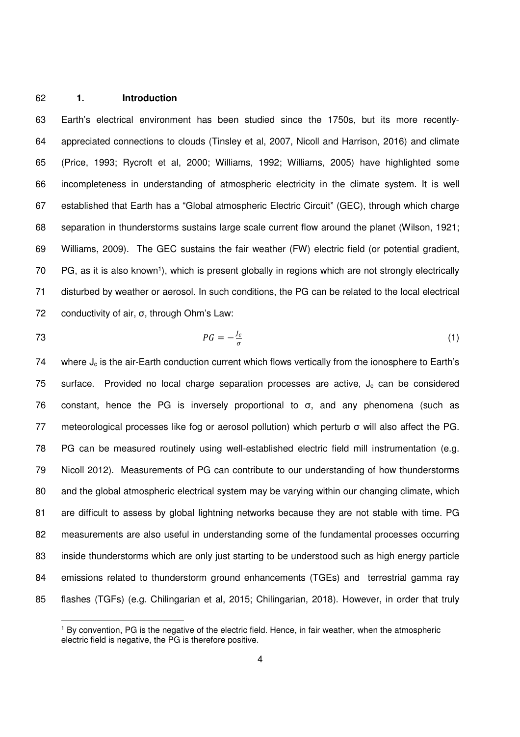## 1. Introduction

Earth's electrical environment has been studied since the 1750s, but its more recently-appreciated connections to clouds (Tinsley et al, 2007, Nicoll and Harrison, 2016) and climate (Price, 1993; Rycroft et al, 2000; Williams, 1992; Williams, 2005) have highlighted some incompleteness in understanding of atmospheric electricity in the climate system. It is well established that Earth has a "Global atmospheric Electric Circuit" (GEC), through which charge separation in thunderstorms sustains large scale current flow around the planet (Wilson, 1921; Williams, 2009). The GEC sustains the fair weather (FW) electric field (or potential gradient, PG, as it is also known[1]), which is present globally in regions which are not strongly electrically disturbed by weather or aerosol. In such conditions, the PG can be related to the local electrical conductivity of air, σ, through Ohm's Law:

$$PG = -\frac{J_c}{\sigma} \tag{1}$$

where $J_c$ is the air-Earth conduction current which flows vertically from the ionosphere to Earth's surface. Provided no local charge separation processes are active, $J_c$ can be considered constant, hence the PG is inversely proportional to σ, and any phenomena (such as meteorological processes like fog or aerosol pollution) which perturb σ will also affect the PG. PG can be measured routinely using well-established electric field mill instrumentation (e.g. Nicoll 2012). Measurements of PG can contribute to our understanding of how thunderstorms and the global atmospheric electrical system may be varying within our changing climate, which are difficult to assess by global lightning networks because they are not stable with time. PG measurements are also useful in understanding some of the fundamental processes occurring inside thunderstorms which are only just starting to be understood such as high energy particle emissions related to thunderstorm ground enhancements (TGEs) and terrestrial gamma ray flashes (TGFs) (e.g. Chilingarian et al, 2015; Chilingarian, 2018). However, in order that truly

[1] By convention, PG is the negative of the electric field. Hence, in fair weather, when the atmospheric electric field is negative, the PG is therefore positive.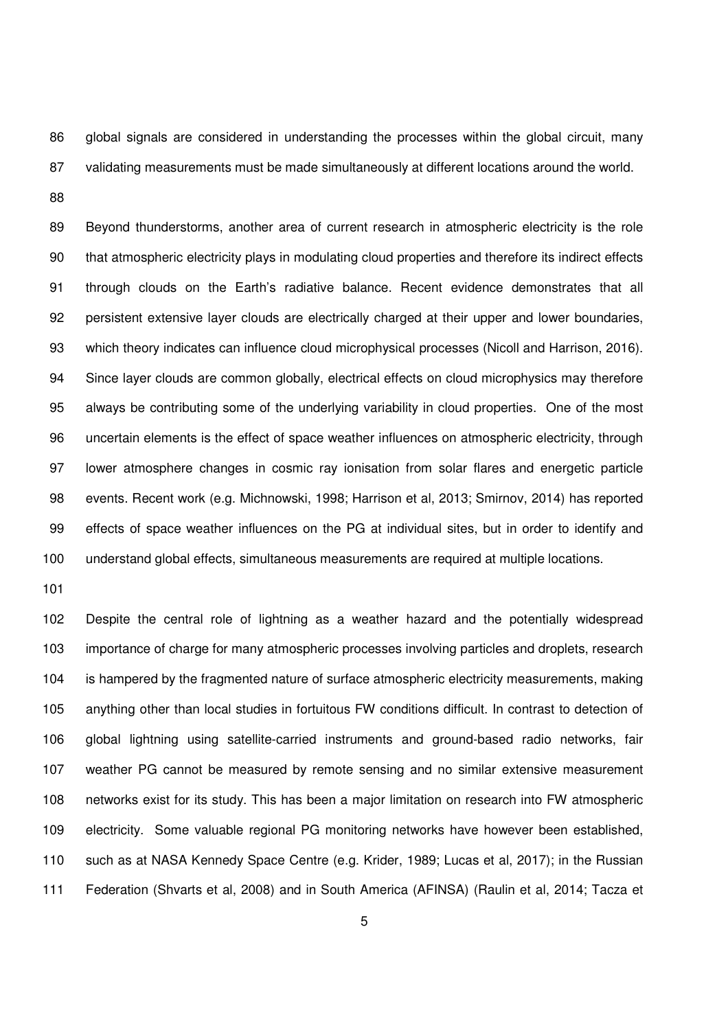global signals are considered in understanding the processes within the global circuit, many validating measurements must be made simultaneously at different locations around the world.

Beyond thunderstorms, another area of current research in atmospheric electricity is the role that atmospheric electricity plays in modulating cloud properties and therefore its indirect effects through clouds on the Earth's radiative balance. Recent evidence demonstrates that all persistent extensive layer clouds are electrically charged at their upper and lower boundaries, which theory indicates can influence cloud microphysical processes (Nicoll and Harrison, 2016). Since layer clouds are common globally, electrical effects on cloud microphysics may therefore always be contributing some of the underlying variability in cloud properties. One of the most uncertain elements is the effect of space weather influences on atmospheric electricity, through lower atmosphere changes in cosmic ray ionisation from solar flares and energetic particle events. Recent work (e.g. Michnowski, 1998; Harrison et al, 2013; Smirnov, 2014) has reported effects of space weather influences on the PG at individual sites, but in order to identify and understand global effects, simultaneous measurements are required at multiple locations.

Despite the central role of lightning as a weather hazard and the potentially widespread importance of charge for many atmospheric processes involving particles and droplets, research is hampered by the fragmented nature of surface atmospheric electricity measurements, making anything other than local studies in fortuitous FW conditions difficult. In contrast to detection of global lightning using satellite-carried instruments and ground-based radio networks, fair weather PG cannot be measured by remote sensing and no similar extensive measurement networks exist for its study. This has been a major limitation on research into FW atmospheric electricity. Some valuable regional PG monitoring networks have however been established, such as at NASA Kennedy Space Centre (e.g. Krider, 1989; Lucas et al, 2017); in the Russian Federation (Shvarts et al, 2008) and in South America (AFINSA) (Raulin et al, 2014; Tacza et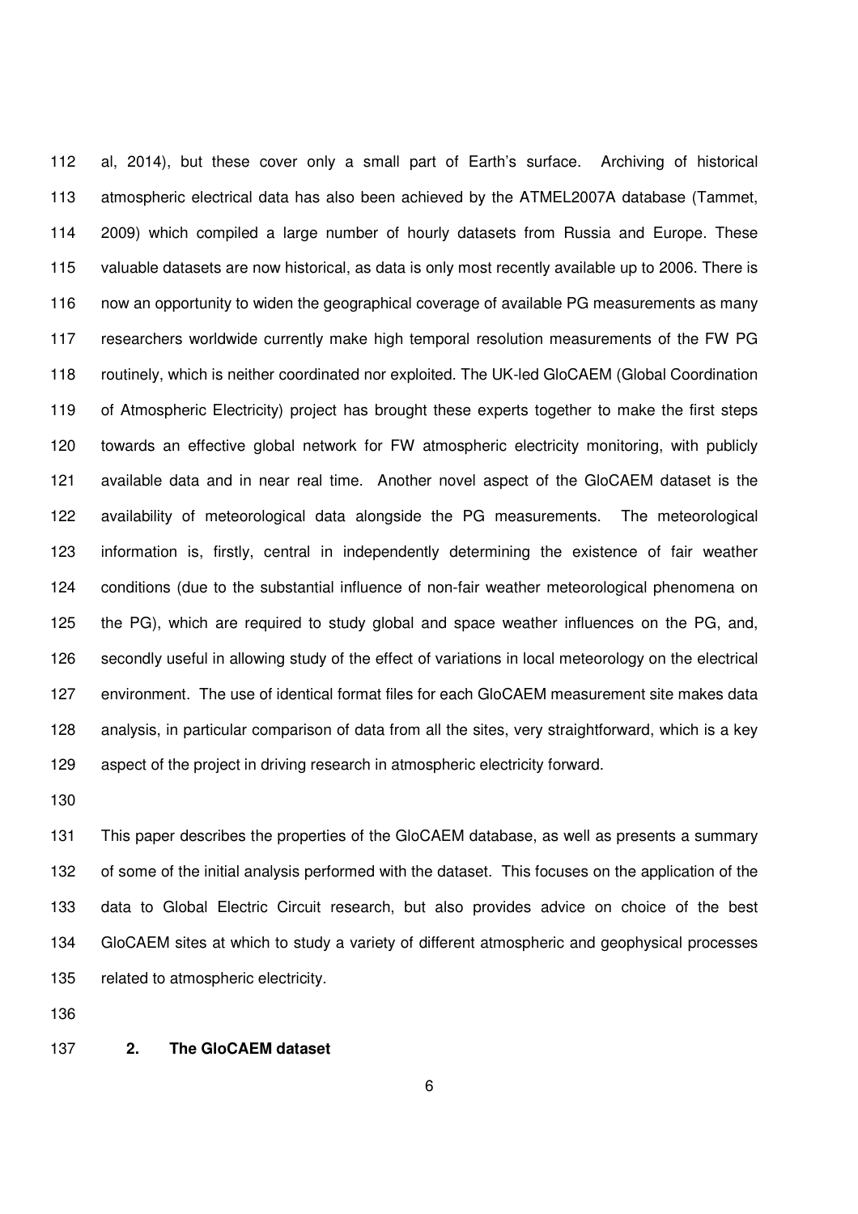al, 2014), but these cover only a small part of Earth's surface. Archiving of historical atmospheric electrical data has also been achieved by the ATMEL2007A database (Tammet, 2009) which compiled a large number of hourly datasets from Russia and Europe. These valuable datasets are now historical, as data is only most recently available up to 2006. There is now an opportunity to widen the geographical coverage of available PG measurements as many researchers worldwide currently make high temporal resolution measurements of the FW PG routinely, which is neither coordinated nor exploited. The UK-led GloCAEM (Global Coordination of Atmospheric Electricity) project has brought these experts together to make the first steps towards an effective global network for FW atmospheric electricity monitoring, with publicly available data and in near real time. Another novel aspect of the GloCAEM dataset is the availability of meteorological data alongside the PG measurements. The meteorological information is, firstly, central in independently determining the existence of fair weather conditions (due to the substantial influence of non-fair weather meteorological phenomena on the PG), which are required to study global and space weather influences on the PG, and, secondly useful in allowing study of the effect of variations in local meteorology on the electrical environment. The use of identical format files for each GloCAEM measurement site makes data analysis, in particular comparison of data from all the sites, very straightforward, which is a key aspect of the project in driving research in atmospheric electricity forward.

This paper describes the properties of the GloCAEM database, as well as presents a summary of some of the initial analysis performed with the dataset. This focuses on the application of the data to Global Electric Circuit research, but also provides advice on choice of the best GloCAEM sites at which to study a variety of different atmospheric and geophysical processes related to atmospheric electricity.

## 2. The GloCAEM dataset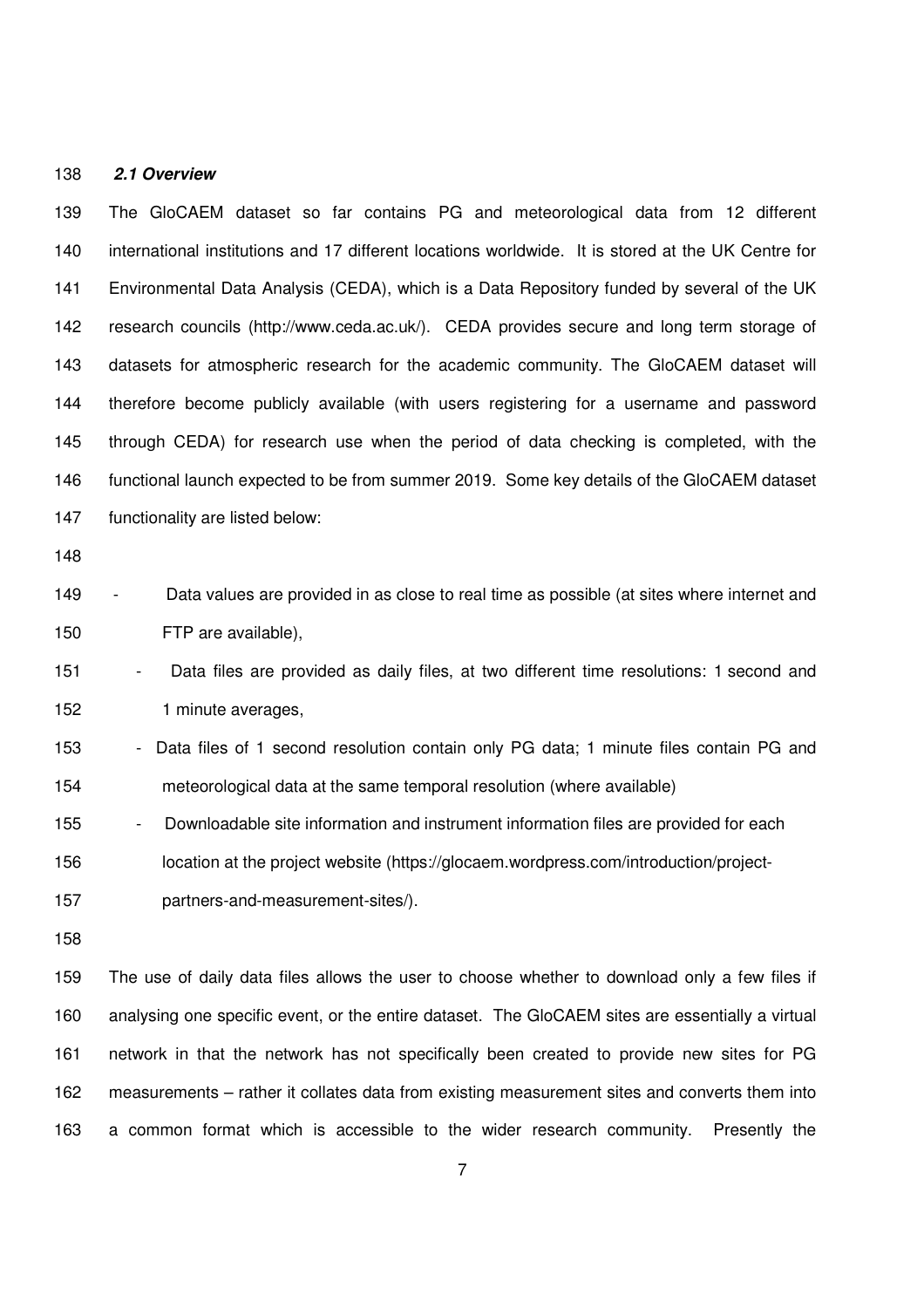### *2.1 Overview*

The GloCAEM dataset so far contains PG and meteorological data from 12 different international institutions and 17 different locations worldwide. It is stored at the UK Centre for Environmental Data Analysis (CEDA), which is a Data Repository funded by several of the UK research councils (http://www.ceda.ac.uk/). CEDA provides secure and long term storage of datasets for atmospheric research for the academic community. The GloCAEM dataset will therefore become publicly available (with users registering for a username and password through CEDA) for research use when the period of data checking is completed, with the functional launch expected to be from summer 2019. Some key details of the GloCAEM dataset functionality are listed below:

- Data values are provided in as close to real time as possible (at sites where internet and FTP are available),
- Data files are provided as daily files, at two different time resolutions: 1 second and 1 minute averages,
- Data files of 1 second resolution contain only PG data; 1 minute files contain PG and meteorological data at the same temporal resolution (where available)
- Downloadable site information and instrument information files are provided for each location at the project website (https://glocaem.wordpress.com/introduction/project-partners-and-measurement-sites/).

The use of daily data files allows the user to choose whether to download only a few files if analysing one specific event, or the entire dataset. The GloCAEM sites are essentially a virtual network in that the network has not specifically been created to provide new sites for PG measurements – rather it collates data from existing measurement sites and converts them into a common format which is accessible to the wider research community. Presently the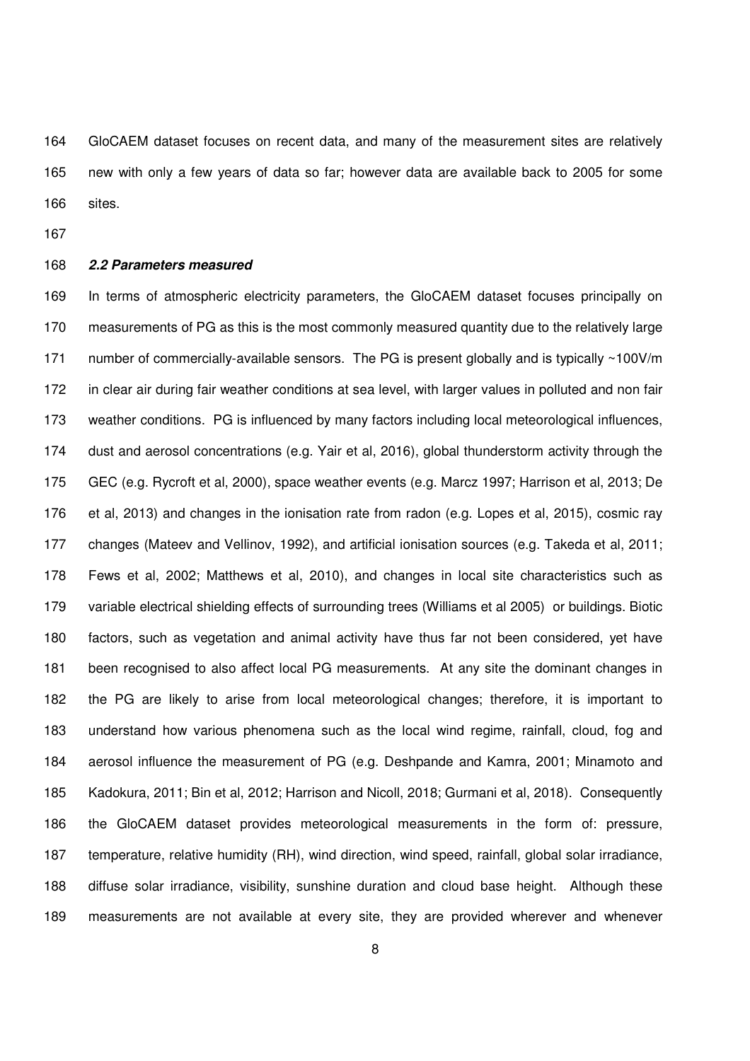GloCAEM dataset focuses on recent data, and many of the measurement sites are relatively new with only a few years of data so far; however data are available back to 2005 for some sites.

### *2.2 Parameters measured*

In terms of atmospheric electricity parameters, the GloCAEM dataset focuses principally on measurements of PG as this is the most commonly measured quantity due to the relatively large number of commercially-available sensors. The PG is present globally and is typically ~100V/m in clear air during fair weather conditions at sea level, with larger values in polluted and non fair weather conditions. PG is influenced by many factors including local meteorological influences, dust and aerosol concentrations (e.g. Yair et al, 2016), global thunderstorm activity through the GEC (e.g. Rycroft et al, 2000), space weather events (e.g. Marcz 1997; Harrison et al, 2013; De et al, 2013) and changes in the ionisation rate from radon (e.g. Lopes et al, 2015), cosmic ray changes (Mateev and Vellinov, 1992), and artificial ionisation sources (e.g. Takeda et al, 2011; Fews et al, 2002; Matthews et al, 2010), and changes in local site characteristics such as variable electrical shielding effects of surrounding trees (Williams et al 2005) or buildings. Biotic factors, such as vegetation and animal activity have thus far not been considered, yet have been recognised to also affect local PG measurements. At any site the dominant changes in the PG are likely to arise from local meteorological changes; therefore, it is important to understand how various phenomena such as the local wind regime, rainfall, cloud, fog and aerosol influence the measurement of PG (e.g. Deshpande and Kamra, 2001; Minamoto and Kadokura, 2011; Bin et al, 2012; Harrison and Nicoll, 2018; Gurmani et al, 2018). Consequently the GloCAEM dataset provides meteorological measurements in the form of: pressure, temperature, relative humidity (RH), wind direction, wind speed, rainfall, global solar irradiance, diffuse solar irradiance, visibility, sunshine duration and cloud base height. Although these measurements are not available at every site, they are provided wherever and whenever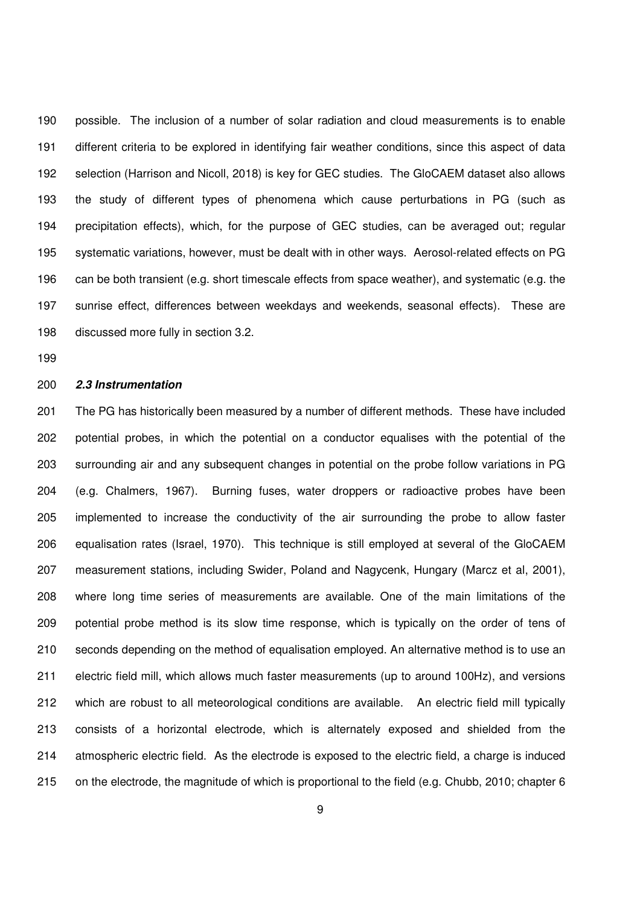possible. The inclusion of a number of solar radiation and cloud measurements is to enable different criteria to be explored in identifying fair weather conditions, since this aspect of data selection (Harrison and Nicoll, 2018) is key for GEC studies. The GloCAEM dataset also allows the study of different types of phenomena which cause perturbations in PG (such as precipitation effects), which, for the purpose of GEC studies, can be averaged out; regular systematic variations, however, must be dealt with in other ways. Aerosol-related effects on PG can be both transient (e.g. short timescale effects from space weather), and systematic (e.g. the sunrise effect, differences between weekdays and weekends, seasonal effects). These are discussed more fully in section 3.2.

### *2.3 Instrumentation*

The PG has historically been measured by a number of different methods. These have included potential probes, in which the potential on a conductor equalises with the potential of the surrounding air and any subsequent changes in potential on the probe follow variations in PG (e.g. Chalmers, 1967). Burning fuses, water droppers or radioactive probes have been implemented to increase the conductivity of the air surrounding the probe to allow faster equalisation rates (Israel, 1970). This technique is still employed at several of the GloCAEM measurement stations, including Swider, Poland and Nagycenk, Hungary (Marcz et al, 2001), where long time series of measurements are available. One of the main limitations of the potential probe method is its slow time response, which is typically on the order of tens of seconds depending on the method of equalisation employed. An alternative method is to use an electric field mill, which allows much faster measurements (up to around 100Hz), and versions which are robust to all meteorological conditions are available. An electric field mill typically consists of a horizontal electrode, which is alternately exposed and shielded from the atmospheric electric field. As the electrode is exposed to the electric field, a charge is induced on the electrode, the magnitude of which is proportional to the field (e.g. Chubb, 2010; chapter 6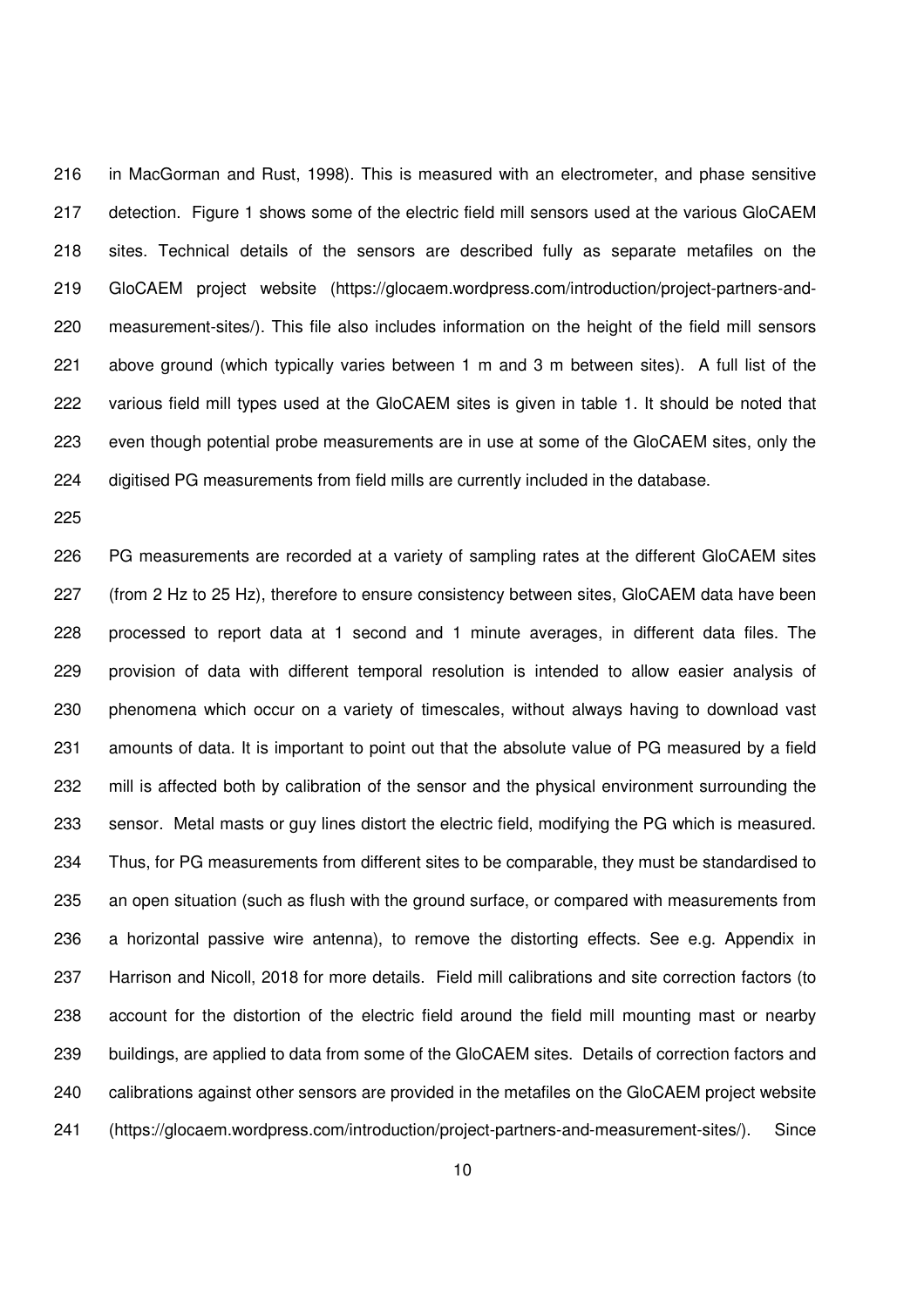in MacGorman and Rust, 1998). This is measured with an electrometer, and phase sensitive detection. Figure 1 shows some of the electric field mill sensors used at the various GloCAEM sites. Technical details of the sensors are described fully as separate metafiles on the GloCAEM project website (https://glocaem.wordpress.com/introduction/project-partners-and-measurement-sites/). This file also includes information on the height of the field mill sensors above ground (which typically varies between 1 m and 3 m between sites). A full list of the various field mill types used at the GloCAEM sites is given in table 1. It should be noted that even though potential probe measurements are in use at some of the GloCAEM sites, only the digitised PG measurements from field mills are currently included in the database.

PG measurements are recorded at a variety of sampling rates at the different GloCAEM sites (from 2 Hz to 25 Hz), therefore to ensure consistency between sites, GloCAEM data have been processed to report data at 1 second and 1 minute averages, in different data files. The provision of data with different temporal resolution is intended to allow easier analysis of phenomena which occur on a variety of timescales, without always having to download vast amounts of data. It is important to point out that the absolute value of PG measured by a field mill is affected both by calibration of the sensor and the physical environment surrounding the sensor. Metal masts or guy lines distort the electric field, modifying the PG which is measured. Thus, for PG measurements from different sites to be comparable, they must be standardised to an open situation (such as flush with the ground surface, or compared with measurements from a horizontal passive wire antenna), to remove the distorting effects. See e.g. Appendix in Harrison and Nicoll, 2018 for more details. Field mill calibrations and site correction factors (to account for the distortion of the electric field around the field mill mounting mast or nearby buildings, are applied to data from some of the GloCAEM sites. Details of correction factors and calibrations against other sensors are provided in the metafiles on the GloCAEM project website (https://glocaem.wordpress.com/introduction/project-partners-and-measurement-sites/). Since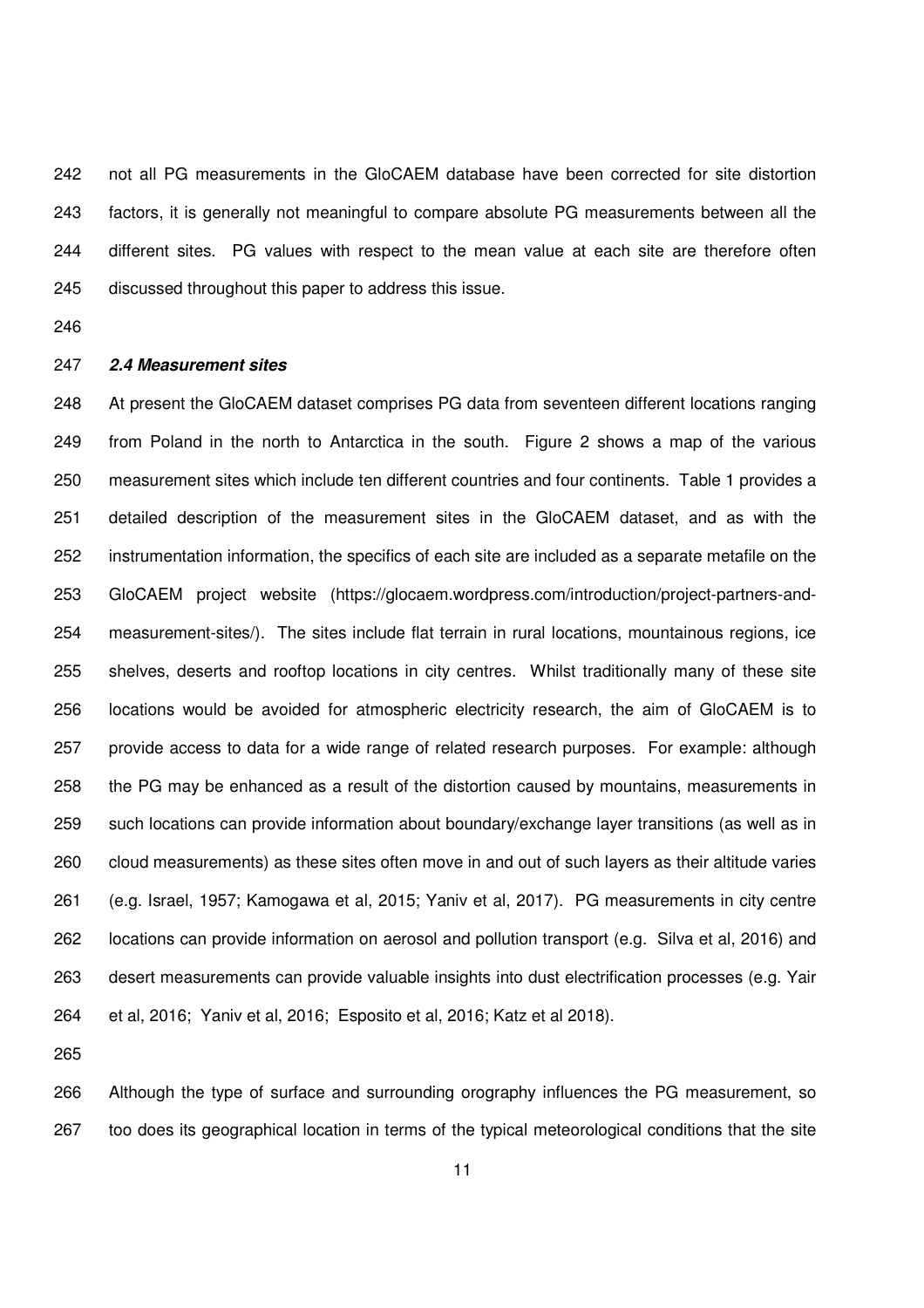not all PG measurements in the GloCAEM database have been corrected for site distortion factors, it is generally not meaningful to compare absolute PG measurements between all the different sites. PG values with respect to the mean value at each site are therefore often discussed throughout this paper to address this issue.

### *2.4 Measurement sites*

At present the GloCAEM dataset comprises PG data from seventeen different locations ranging from Poland in the north to Antarctica in the south. Figure 2 shows a map of the various measurement sites which include ten different countries and four continents. Table 1 provides a detailed description of the measurement sites in the GloCAEM dataset, and as with the instrumentation information, the specifics of each site are included as a separate metafile on the GloCAEM project website (https://glocaem.wordpress.com/introduction/project-partners-and-measurement-sites/). The sites include flat terrain in rural locations, mountainous regions, ice shelves, deserts and rooftop locations in city centres. Whilst traditionally many of these site locations would be avoided for atmospheric electricity research, the aim of GloCAEM is to provide access to data for a wide range of related research purposes. For example: although the PG may be enhanced as a result of the distortion caused by mountains, measurements in such locations can provide information about boundary/exchange layer transitions (as well as in cloud measurements) as these sites often move in and out of such layers as their altitude varies (e.g. Israel, 1957; Kamogawa et al, 2015; Yaniv et al, 2017). PG measurements in city centre locations can provide information on aerosol and pollution transport (e.g. Silva et al, 2016) and desert measurements can provide valuable insights into dust electrification processes (e.g. Yair et al, 2016; Yaniv et al, 2016; Esposito et al, 2016; Katz et al 2018).

Although the type of surface and surrounding orography influences the PG measurement, so too does its geographical location in terms of the typical meteorological conditions that the site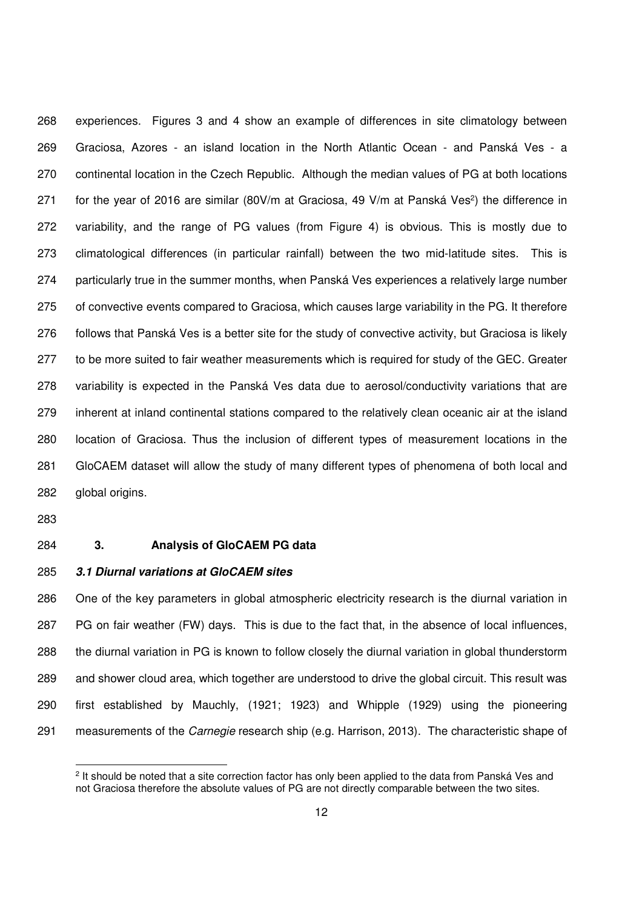experiences. Figures 3 and 4 show an example of differences in site climatology between Graciosa, Azores - an island location in the North Atlantic Ocean - and Panská Ves - a continental location in the Czech Republic. Although the median values of PG at both locations for the year of 2016 are similar (80V/m at Graciosa, 49 V/m at Panská Ves[2]) the difference in variability, and the range of PG values (from Figure 4) is obvious. This is mostly due to climatological differences (in particular rainfall) between the two mid-latitude sites. This is particularly true in the summer months, when Panská Ves experiences a relatively large number of convective events compared to Graciosa, which causes large variability in the PG. It therefore follows that Panská Ves is a better site for the study of convective activity, but Graciosa is likely to be more suited to fair weather measurements which is required for study of the GEC. Greater variability is expected in the Panská Ves data due to aerosol/conductivity variations that are inherent at inland continental stations compared to the relatively clean oceanic air at the island location of Graciosa. Thus the inclusion of different types of measurement locations in the GloCAEM dataset will allow the study of many different types of phenomena of both local and global origins.

## 3. Analysis of GloCAEM PG data

### *3.1 Diurnal variations at GloCAEM sites*

One of the key parameters in global atmospheric electricity research is the diurnal variation in PG on fair weather (FW) days. This is due to the fact that, in the absence of local influences, the diurnal variation in PG is known to follow closely the diurnal variation in global thunderstorm and shower cloud area, which together are understood to drive the global circuit. This result was first established by Mauchly, (1921; 1923) and Whipple (1929) using the pioneering measurements of the *Carnegie* research ship (e.g. Harrison, 2013). The characteristic shape of

[2] It should be noted that a site correction factor has only been applied to the data from Panská Ves and not Graciosa therefore the absolute values of PG are not directly comparable between the two sites.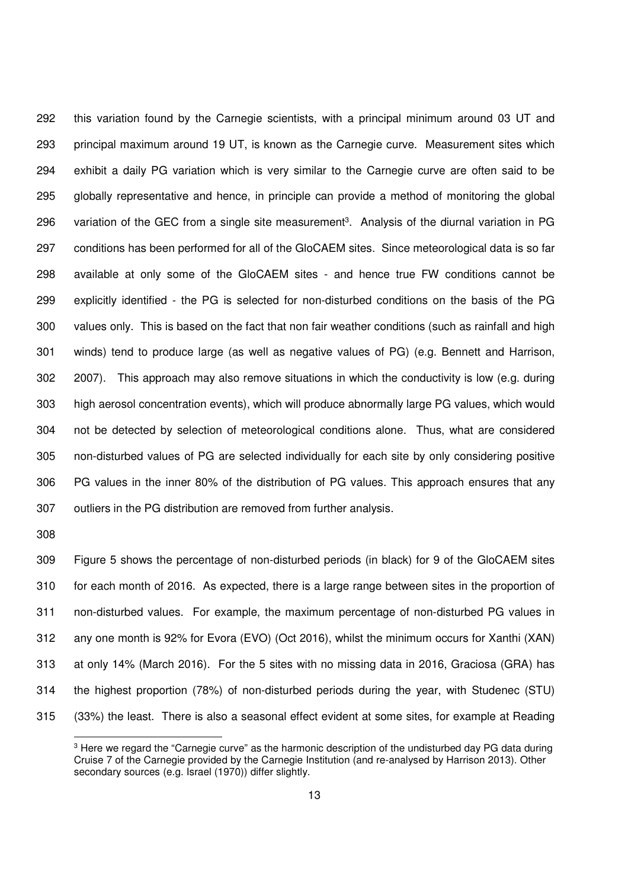this variation found by the Carnegie scientists, with a principal minimum around 03 UT and principal maximum around 19 UT, is known as the Carnegie curve. Measurement sites which exhibit a daily PG variation which is very similar to the Carnegie curve are often said to be globally representative and hence, in principle can provide a method of monitoring the global variation of the GEC from a single site measurement[3]. Analysis of the diurnal variation in PG conditions has been performed for all of the GloCAEM sites. Since meteorological data is so far available at only some of the GloCAEM sites - and hence true FW conditions cannot be explicitly identified - the PG is selected for non-disturbed conditions on the basis of the PG values only. This is based on the fact that non fair weather conditions (such as rainfall and high winds) tend to produce large (as well as negative values of PG) (e.g. Bennett and Harrison, 2007). This approach may also remove situations in which the conductivity is low (e.g. during high aerosol concentration events), which will produce abnormally large PG values, which would not be detected by selection of meteorological conditions alone. Thus, what are considered non-disturbed values of PG are selected individually for each site by only considering positive PG values in the inner 80% of the distribution of PG values. This approach ensures that any outliers in the PG distribution are removed from further analysis.

Figure 5 shows the percentage of non-disturbed periods (in black) for 9 of the GloCAEM sites for each month of 2016. As expected, there is a large range between sites in the proportion of non-disturbed values. For example, the maximum percentage of non-disturbed PG values in any one month is 92% for Evora (EVO) (Oct 2016), whilst the minimum occurs for Xanthi (XAN) at only 14% (March 2016). For the 5 sites with no missing data in 2016, Graciosa (GRA) has the highest proportion (78%) of non-disturbed periods during the year, with Studenec (STU) (33%) the least. There is also a seasonal effect evident at some sites, for example at Reading

[3] Here we regard the "Carnegie curve" as the harmonic description of the undisturbed day PG data during Cruise 7 of the Carnegie provided by the Carnegie Institution (and re-analysed by Harrison 2013). Other secondary sources (e.g. Israel (1970)) differ slightly.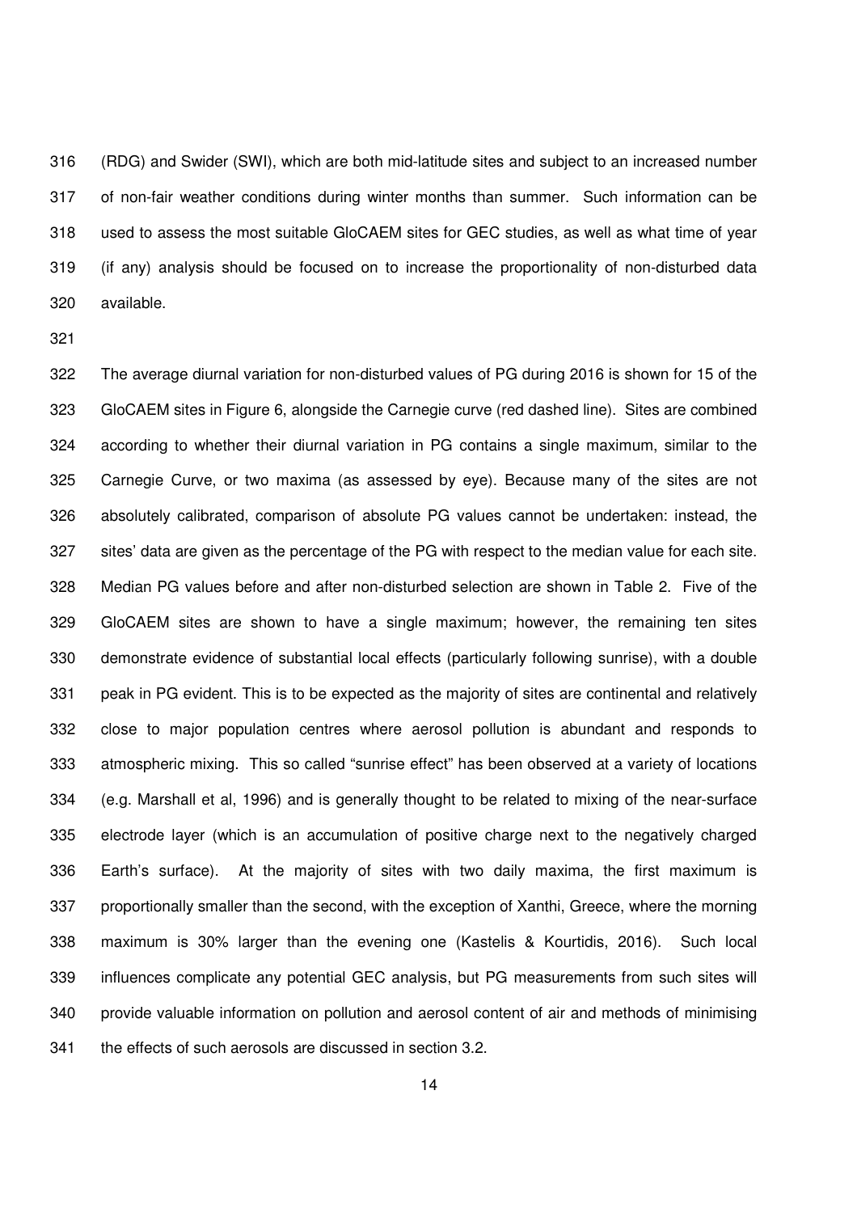(RDG) and Swider (SWI), which are both mid-latitude sites and subject to an increased number of non-fair weather conditions during winter months than summer. Such information can be used to assess the most suitable GloCAEM sites for GEC studies, as well as what time of year (if any) analysis should be focused on to increase the proportionality of non-disturbed data available.

The average diurnal variation for non-disturbed values of PG during 2016 is shown for 15 of the GloCAEM sites in Figure 6, alongside the Carnegie curve (red dashed line). Sites are combined according to whether their diurnal variation in PG contains a single maximum, similar to the Carnegie Curve, or two maxima (as assessed by eye). Because many of the sites are not absolutely calibrated, comparison of absolute PG values cannot be undertaken: instead, the sites' data are given as the percentage of the PG with respect to the median value for each site. Median PG values before and after non-disturbed selection are shown in Table 2. Five of the GloCAEM sites are shown to have a single maximum; however, the remaining ten sites demonstrate evidence of substantial local effects (particularly following sunrise), with a double peak in PG evident. This is to be expected as the majority of sites are continental and relatively close to major population centres where aerosol pollution is abundant and responds to atmospheric mixing. This so called "sunrise effect" has been observed at a variety of locations (e.g. Marshall et al, 1996) and is generally thought to be related to mixing of the near-surface electrode layer (which is an accumulation of positive charge next to the negatively charged Earth's surface). At the majority of sites with two daily maxima, the first maximum is proportionally smaller than the second, with the exception of Xanthi, Greece, where the morning maximum is 30% larger than the evening one (Kastelis & Kourtidis, 2016). Such local influences complicate any potential GEC analysis, but PG measurements from such sites will provide valuable information on pollution and aerosol content of air and methods of minimising the effects of such aerosols are discussed in section 3.2.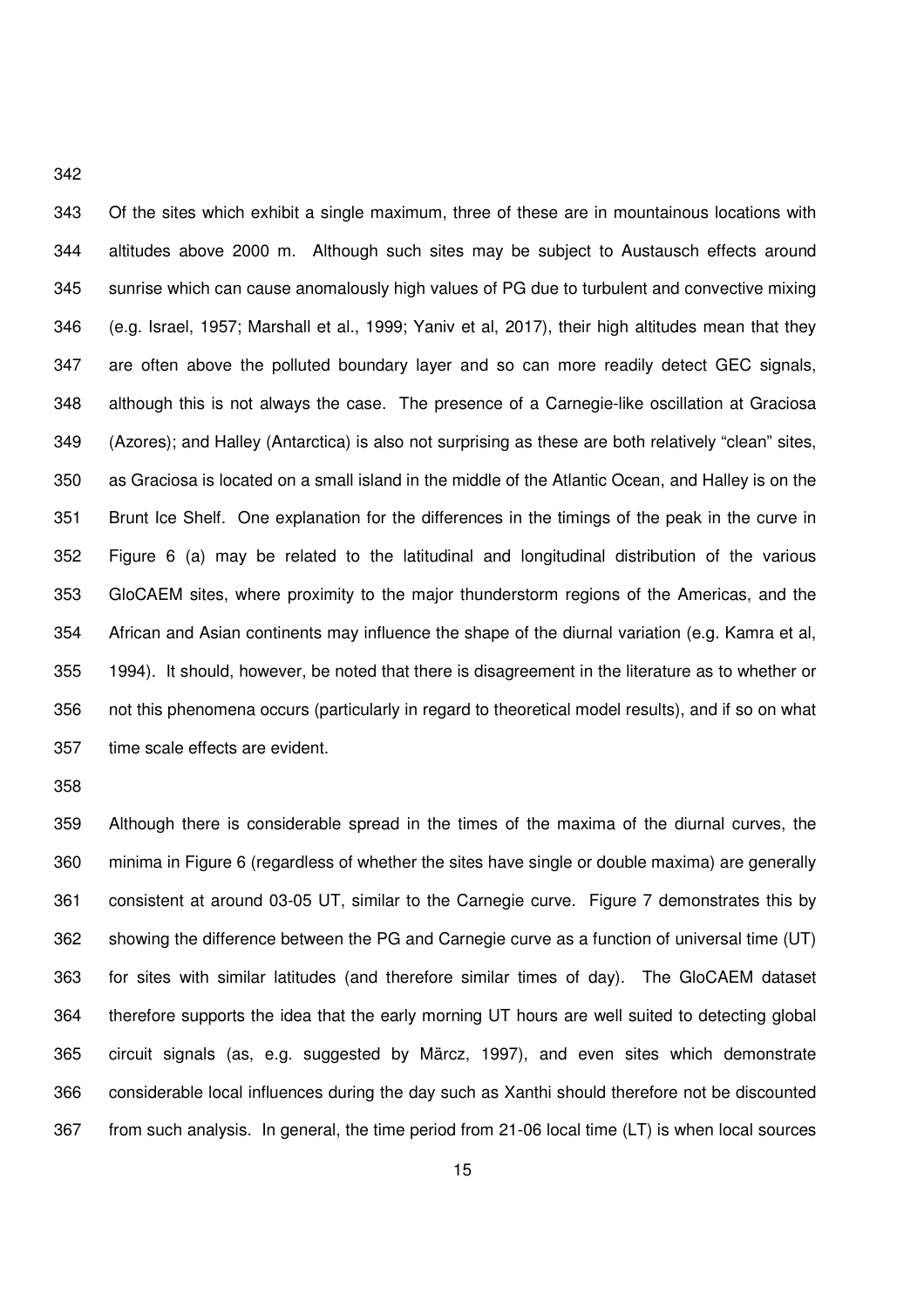Of the sites which exhibit a single maximum, three of these are in mountainous locations with altitudes above 2000 m. Although such sites may be subject to Austausch effects around sunrise which can cause anomalously high values of PG due to turbulent and convective mixing (e.g. Israel, 1957; Marshall et al., 1999; Yaniv et al, 2017), their high altitudes mean that they are often above the polluted boundary layer and so can more readily detect GEC signals, although this is not always the case. The presence of a Carnegie-like oscillation at Graciosa (Azores); and Halley (Antarctica) is also not surprising as these are both relatively "clean" sites, as Graciosa is located on a small island in the middle of the Atlantic Ocean, and Halley is on the Brunt Ice Shelf. One explanation for the differences in the timings of the peak in the curve in Figure 6 (a) may be related to the latitudinal and longitudinal distribution of the various GloCAEM sites, where proximity to the major thunderstorm regions of the Americas, and the African and Asian continents may influence the shape of the diurnal variation (e.g. Kamra et al, 1994). It should, however, be noted that there is disagreement in the literature as to whether or not this phenomena occurs (particularly in regard to theoretical model results), and if so on what time scale effects are evident.

Although there is considerable spread in the times of the maxima of the diurnal curves, the minima in Figure 6 (regardless of whether the sites have single or double maxima) are generally consistent at around 03-05 UT, similar to the Carnegie curve. Figure 7 demonstrates this by showing the difference between the PG and Carnegie curve as a function of universal time (UT) for sites with similar latitudes (and therefore similar times of day). The GloCAEM dataset therefore supports the idea that the early morning UT hours are well suited to detecting global circuit signals (as, e.g. suggested by Märcz, 1997), and even sites which demonstrate considerable local influences during the day such as Xanthi should therefore not be discounted from such analysis. In general, the time period from 21-06 local time (LT) is when local sources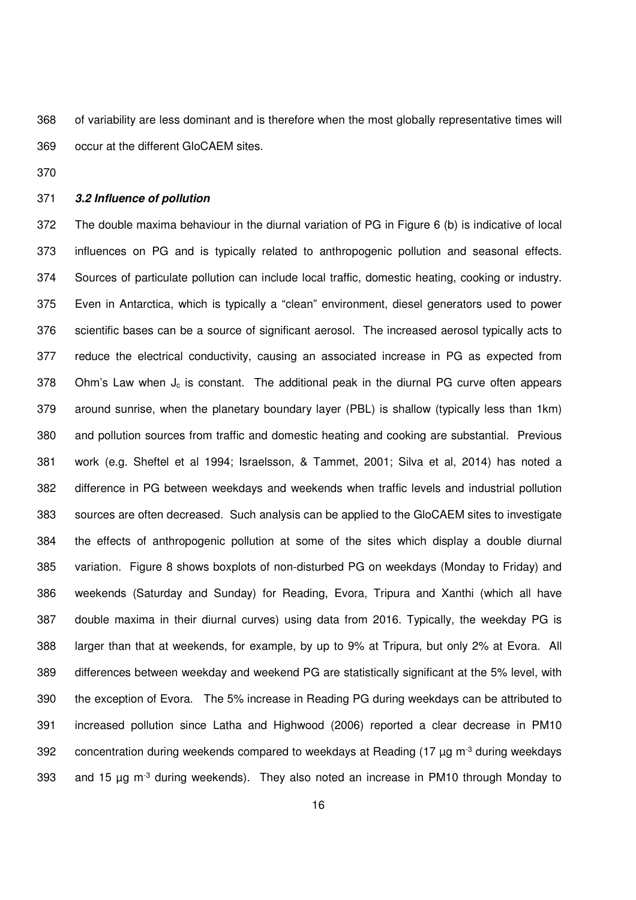of variability are less dominant and is therefore when the most globally representative times will occur at the different GloCAEM sites.

### *3.2 Influence of pollution*

The double maxima behaviour in the diurnal variation of PG in Figure 6 (b) is indicative of local influences on PG and is typically related to anthropogenic pollution and seasonal effects. Sources of particulate pollution can include local traffic, domestic heating, cooking or industry. Even in Antarctica, which is typically a "clean" environment, diesel generators used to power scientific bases can be a source of significant aerosol. The increased aerosol typically acts to reduce the electrical conductivity, causing an associated increase in PG as expected from Ohm's Law when $J_c$ is constant. The additional peak in the diurnal PG curve often appears around sunrise, when the planetary boundary layer (PBL) is shallow (typically less than 1km) and pollution sources from traffic and domestic heating and cooking are substantial. Previous work (e.g. Sheftel et al 1994; Israelsson, & Tammet, 2001; Silva et al, 2014) has noted a difference in PG between weekdays and weekends when traffic levels and industrial pollution sources are often decreased. Such analysis can be applied to the GloCAEM sites to investigate the effects of anthropogenic pollution at some of the sites which display a double diurnal variation. Figure 8 shows boxplots of non-disturbed PG on weekdays (Monday to Friday) and weekends (Saturday and Sunday) for Reading, Evora, Tripura and Xanthi (which all have double maxima in their diurnal curves) using data from 2016. Typically, the weekday PG is larger than that at weekends, for example, by up to 9% at Tripura, but only 2% at Evora. All differences between weekday and weekend PG are statistically significant at the 5% level, with the exception of Evora. The 5% increase in Reading PG during weekdays can be attributed to increased pollution since Latha and Highwood (2006) reported a clear decrease in PM10 concentration during weekends compared to weekdays at Reading (17 μg $m^{-3}$ during weekdays and 15 μg $m^{-3}$ during weekends). They also noted an increase in PM10 through Monday to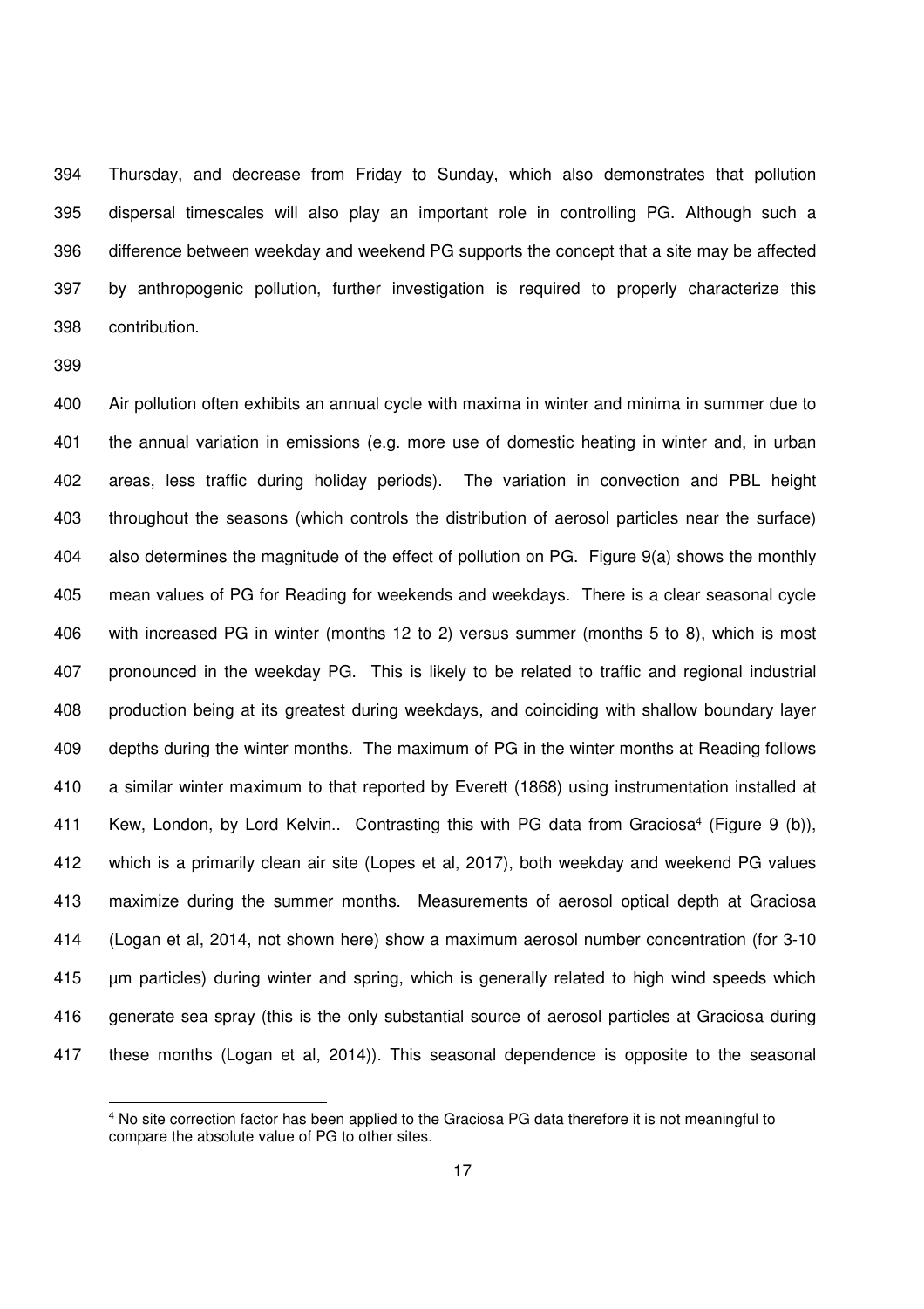Thursday, and decrease from Friday to Sunday, which also demonstrates that pollution dispersal timescales will also play an important role in controlling PG. Although such a difference between weekday and weekend PG supports the concept that a site may be affected by anthropogenic pollution, further investigation is required to properly characterize this contribution.

Air pollution often exhibits an annual cycle with maxima in winter and minima in summer due to the annual variation in emissions (e.g. more use of domestic heating in winter and, in urban areas, less traffic during holiday periods). The variation in convection and PBL height throughout the seasons (which controls the distribution of aerosol particles near the surface) also determines the magnitude of the effect of pollution on PG. Figure 9(a) shows the monthly mean values of PG for Reading for weekends and weekdays. There is a clear seasonal cycle with increased PG in winter (months 12 to 2) versus summer (months 5 to 8), which is most pronounced in the weekday PG. This is likely to be related to traffic and regional industrial production being at its greatest during weekdays, and coinciding with shallow boundary layer depths during the winter months. The maximum of PG in the winter months at Reading follows a similar winter maximum to that reported by Everett (1868) using instrumentation installed at Kew, London, by Lord Kelvin.. Contrasting this with PG data from Graciosa[4] (Figure 9 (b)), which is a primarily clean air site (Lopes et al, 2017), both weekday and weekend PG values maximize during the summer months. Measurements of aerosol optical depth at Graciosa (Logan et al, 2014, not shown here) show a maximum aerosol number concentration (for 3-10 μm particles) during winter and spring, which is generally related to high wind speeds which generate sea spray (this is the only substantial source of aerosol particles at Graciosa during these months (Logan et al, 2014)). This seasonal dependence is opposite to the seasonal

[4] No site correction factor has been applied to the Graciosa PG data therefore it is not meaningful to compare the absolute value of PG to other sites.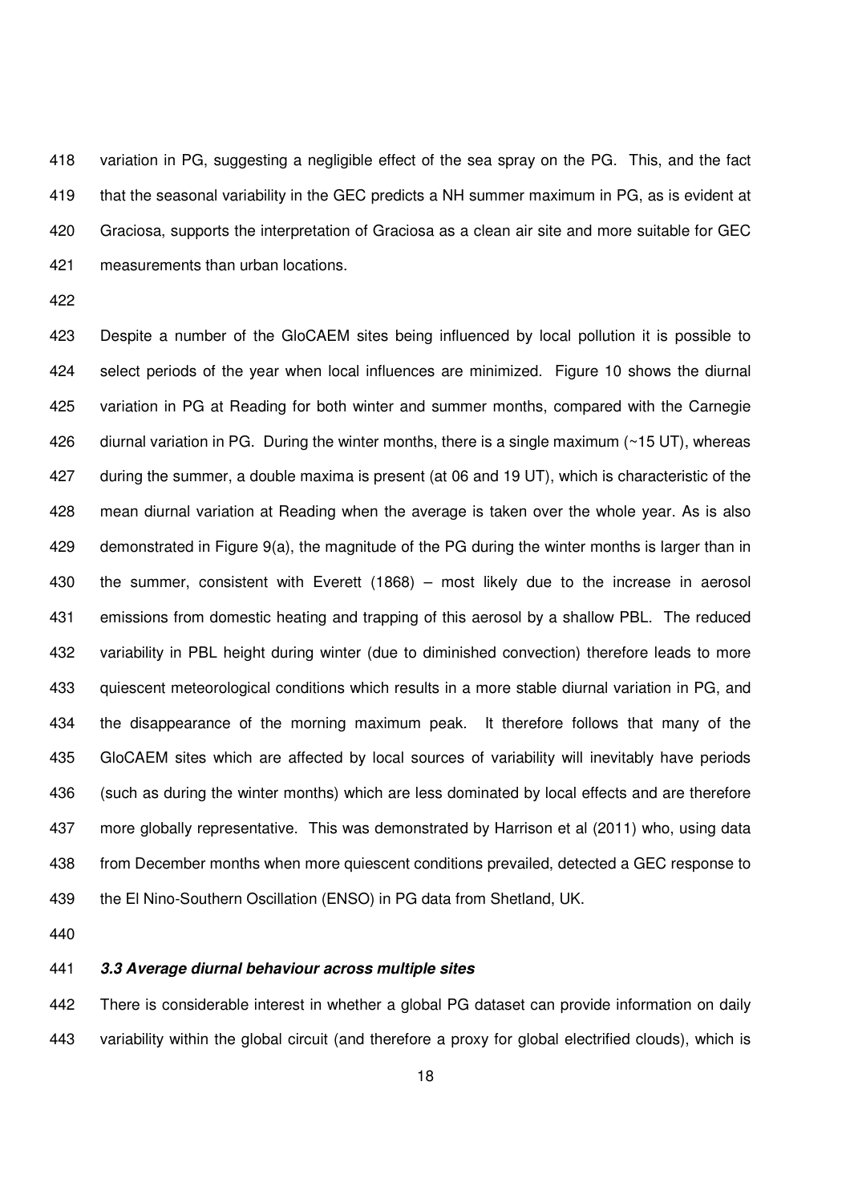variation in PG, suggesting a negligible effect of the sea spray on the PG. This, and the fact that the seasonal variability in the GEC predicts a NH summer maximum in PG, as is evident at Graciosa, supports the interpretation of Graciosa as a clean air site and more suitable for GEC measurements than urban locations.

Despite a number of the GloCAEM sites being influenced by local pollution it is possible to select periods of the year when local influences are minimized. Figure 10 shows the diurnal variation in PG at Reading for both winter and summer months, compared with the Carnegie diurnal variation in PG. During the winter months, there is a single maximum (~15 UT), whereas during the summer, a double maxima is present (at 06 and 19 UT), which is characteristic of the mean diurnal variation at Reading when the average is taken over the whole year. As is also demonstrated in Figure 9(a), the magnitude of the PG during the winter months is larger than in the summer, consistent with Everett (1868) – most likely due to the increase in aerosol emissions from domestic heating and trapping of this aerosol by a shallow PBL. The reduced variability in PBL height during winter (due to diminished convection) therefore leads to more quiescent meteorological conditions which results in a more stable diurnal variation in PG, and the disappearance of the morning maximum peak. It therefore follows that many of the GloCAEM sites which are affected by local sources of variability will inevitably have periods (such as during the winter months) which are less dominated by local effects and are therefore more globally representative. This was demonstrated by Harrison et al (2011) who, using data from December months when more quiescent conditions prevailed, detected a GEC response to the El Nino-Southern Oscillation (ENSO) in PG data from Shetland, UK.

### *3.3 Average diurnal behaviour across multiple sites*

There is considerable interest in whether a global PG dataset can provide information on daily variability within the global circuit (and therefore a proxy for global electrified clouds), which is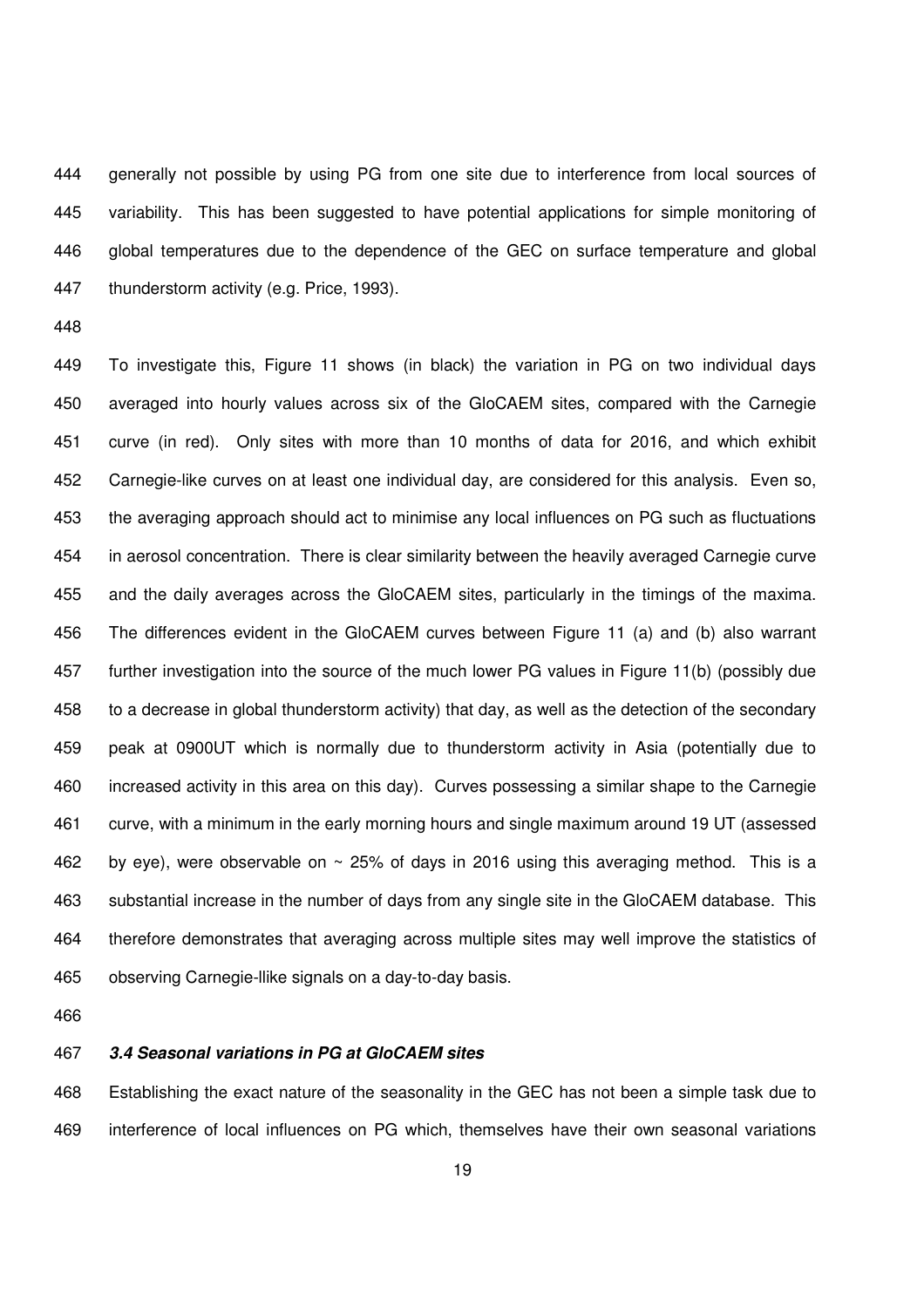generally not possible by using PG from one site due to interference from local sources of variability. This has been suggested to have potential applications for simple monitoring of global temperatures due to the dependence of the GEC on surface temperature and global thunderstorm activity (e.g. Price, 1993).

To investigate this, Figure 11 shows (in black) the variation in PG on two individual days averaged into hourly values across six of the GloCAEM sites, compared with the Carnegie curve (in red). Only sites with more than 10 months of data for 2016, and which exhibit Carnegie-like curves on at least one individual day, are considered for this analysis. Even so, the averaging approach should act to minimise any local influences on PG such as fluctuations in aerosol concentration. There is clear similarity between the heavily averaged Carnegie curve and the daily averages across the GloCAEM sites, particularly in the timings of the maxima. The differences evident in the GloCAEM curves between Figure 11 (a) and (b) also warrant further investigation into the source of the much lower PG values in Figure 11(b) (possibly due to a decrease in global thunderstorm activity) that day, as well as the detection of the secondary peak at 0900UT which is normally due to thunderstorm activity in Asia (potentially due to increased activity in this area on this day). Curves possessing a similar shape to the Carnegie curve, with a minimum in the early morning hours and single maximum around 19 UT (assessed by eye), were observable on ~ 25% of days in 2016 using this averaging method. This is a substantial increase in the number of days from any single site in the GloCAEM database. This therefore demonstrates that averaging across multiple sites may well improve the statistics of observing Carnegie-llike signals on a day-to-day basis.

### *3.4 Seasonal variations in PG at GloCAEM sites*

Establishing the exact nature of the seasonality in the GEC has not been a simple task due to interference of local influences on PG which, themselves have their own seasonal variations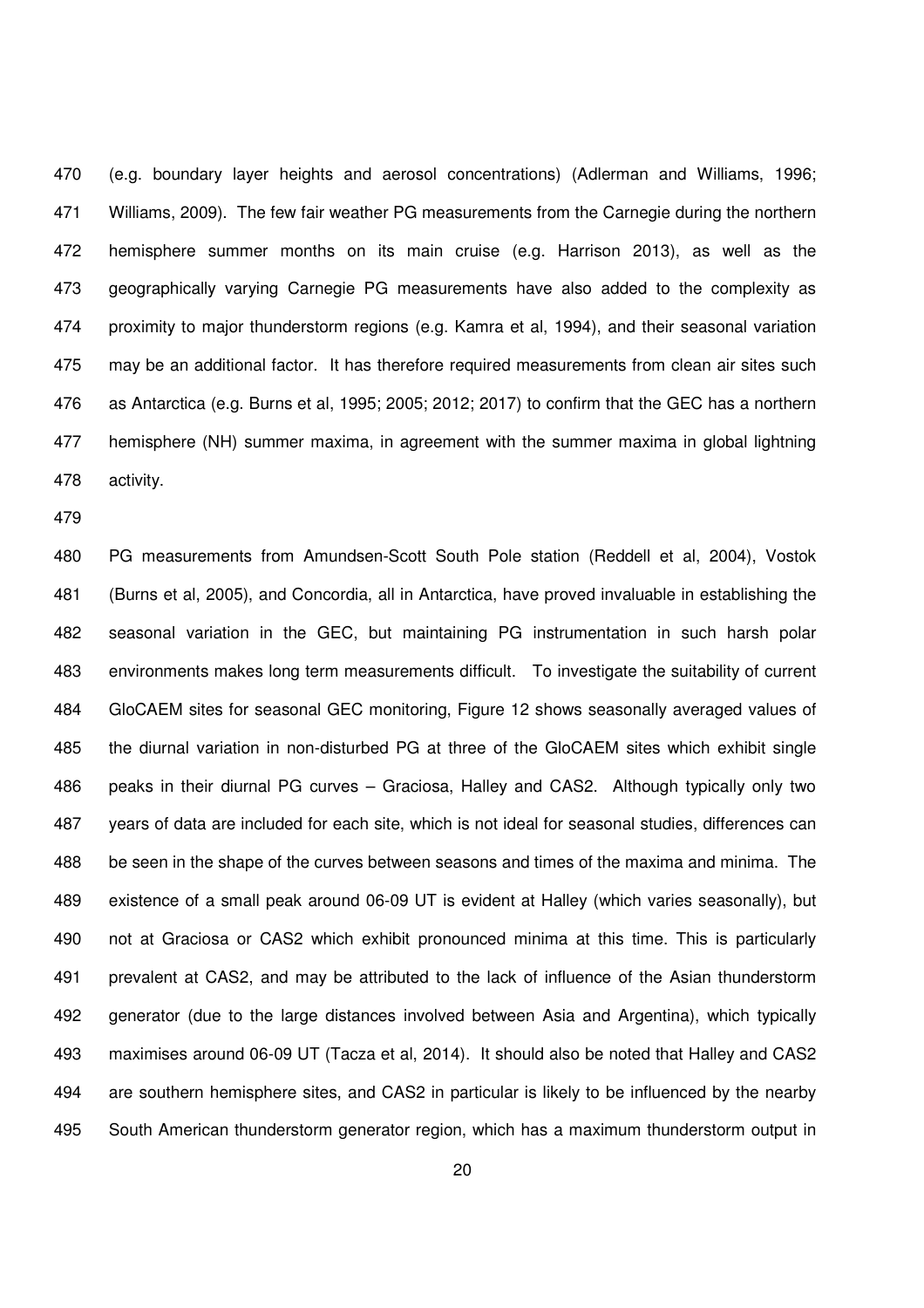(e.g. boundary layer heights and aerosol concentrations) (Adlerman and Williams, 1996; Williams, 2009). The few fair weather PG measurements from the Carnegie during the northern hemisphere summer months on its main cruise (e.g. Harrison 2013), as well as the geographically varying Carnegie PG measurements have also added to the complexity as proximity to major thunderstorm regions (e.g. Kamra et al, 1994), and their seasonal variation may be an additional factor. It has therefore required measurements from clean air sites such as Antarctica (e.g. Burns et al, 1995; 2005; 2012; 2017) to confirm that the GEC has a northern hemisphere (NH) summer maxima, in agreement with the summer maxima in global lightning activity.

PG measurements from Amundsen-Scott South Pole station (Reddell et al, 2004), Vostok (Burns et al, 2005), and Concordia, all in Antarctica, have proved invaluable in establishing the seasonal variation in the GEC, but maintaining PG instrumentation in such harsh polar environments makes long term measurements difficult. To investigate the suitability of current GloCAEM sites for seasonal GEC monitoring, Figure 12 shows seasonally averaged values of the diurnal variation in non-disturbed PG at three of the GloCAEM sites which exhibit single peaks in their diurnal PG curves – Graciosa, Halley and CAS2. Although typically only two years of data are included for each site, which is not ideal for seasonal studies, differences can be seen in the shape of the curves between seasons and times of the maxima and minima. The existence of a small peak around 06-09 UT is evident at Halley (which varies seasonally), but not at Graciosa or CAS2 which exhibit pronounced minima at this time. This is particularly prevalent at CAS2, and may be attributed to the lack of influence of the Asian thunderstorm generator (due to the large distances involved between Asia and Argentina), which typically maximises around 06-09 UT (Tacza et al, 2014). It should also be noted that Halley and CAS2 are southern hemisphere sites, and CAS2 in particular is likely to be influenced by the nearby South American thunderstorm generator region, which has a maximum thunderstorm output in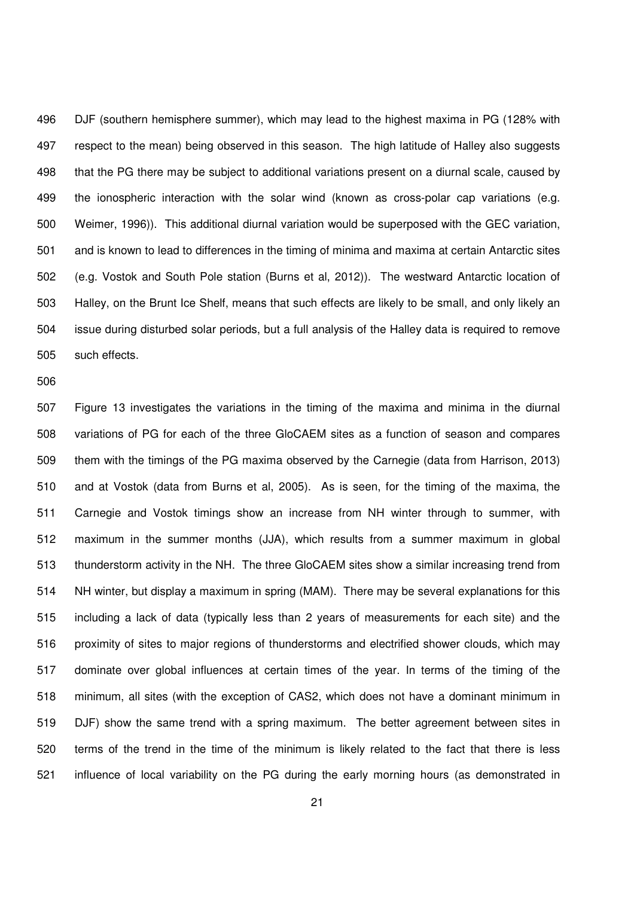DJF (southern hemisphere summer), which may lead to the highest maxima in PG (128% with respect to the mean) being observed in this season. The high latitude of Halley also suggests that the PG there may be subject to additional variations present on a diurnal scale, caused by the ionospheric interaction with the solar wind (known as cross-polar cap variations (e.g. Weimer, 1996)). This additional diurnal variation would be superposed with the GEC variation, and is known to lead to differences in the timing of minima and maxima at certain Antarctic sites (e.g. Vostok and South Pole station (Burns et al, 2012)). The westward Antarctic location of Halley, on the Brunt Ice Shelf, means that such effects are likely to be small, and only likely an issue during disturbed solar periods, but a full analysis of the Halley data is required to remove such effects.

Figure 13 investigates the variations in the timing of the maxima and minima in the diurnal variations of PG for each of the three GloCAEM sites as a function of season and compares them with the timings of the PG maxima observed by the Carnegie (data from Harrison, 2013) and at Vostok (data from Burns et al, 2005). As is seen, for the timing of the maxima, the Carnegie and Vostok timings show an increase from NH winter through to summer, with maximum in the summer months (JJA), which results from a summer maximum in global thunderstorm activity in the NH. The three GloCAEM sites show a similar increasing trend from NH winter, but display a maximum in spring (MAM). There may be several explanations for this including a lack of data (typically less than 2 years of measurements for each site) and the proximity of sites to major regions of thunderstorms and electrified shower clouds, which may dominate over global influences at certain times of the year. In terms of the timing of the minimum, all sites (with the exception of CAS2, which does not have a dominant minimum in DJF) show the same trend with a spring maximum. The better agreement between sites in terms of the trend in the time of the minimum is likely related to the fact that there is less influence of local variability on the PG during the early morning hours (as demonstrated in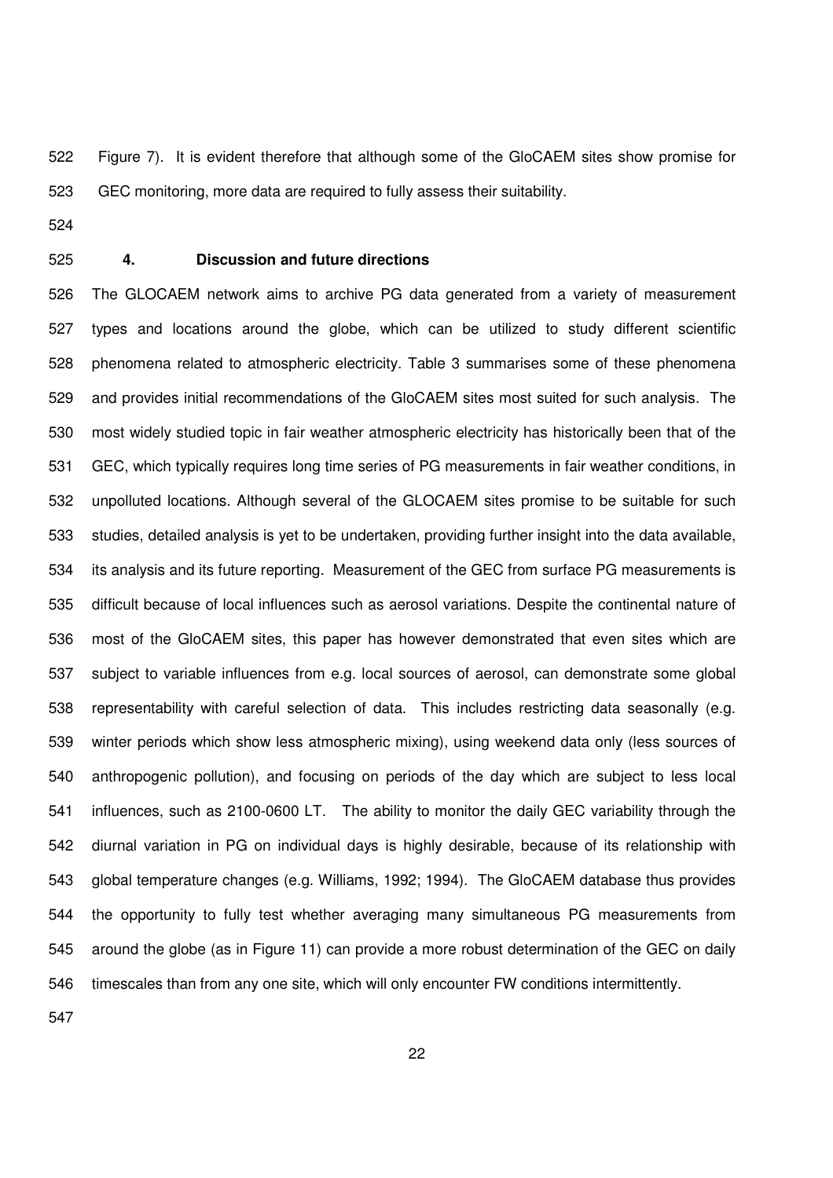Figure 7). It is evident therefore that although some of the GloCAEM sites show promise for GEC monitoring, more data are required to fully assess their suitability.

## 4. Discussion and future directions

The GLOCAEM network aims to archive PG data generated from a variety of measurement types and locations around the globe, which can be utilized to study different scientific phenomena related to atmospheric electricity. Table 3 summarises some of these phenomena and provides initial recommendations of the GloCAEM sites most suited for such analysis. The most widely studied topic in fair weather atmospheric electricity has historically been that of the GEC, which typically requires long time series of PG measurements in fair weather conditions, in unpolluted locations. Although several of the GLOCAEM sites promise to be suitable for such studies, detailed analysis is yet to be undertaken, providing further insight into the data available, its analysis and its future reporting. Measurement of the GEC from surface PG measurements is difficult because of local influences such as aerosol variations. Despite the continental nature of most of the GloCAEM sites, this paper has however demonstrated that even sites which are subject to variable influences from e.g. local sources of aerosol, can demonstrate some global representability with careful selection of data. This includes restricting data seasonally (e.g. winter periods which show less atmospheric mixing), using weekend data only (less sources of anthropogenic pollution), and focusing on periods of the day which are subject to less local influences, such as 2100-0600 LT. The ability to monitor the daily GEC variability through the diurnal variation in PG on individual days is highly desirable, because of its relationship with global temperature changes (e.g. Williams, 1992; 1994). The GloCAEM database thus provides the opportunity to fully test whether averaging many simultaneous PG measurements from around the globe (as in Figure 11) can provide a more robust determination of the GEC on daily timescales than from any one site, which will only encounter FW conditions intermittently.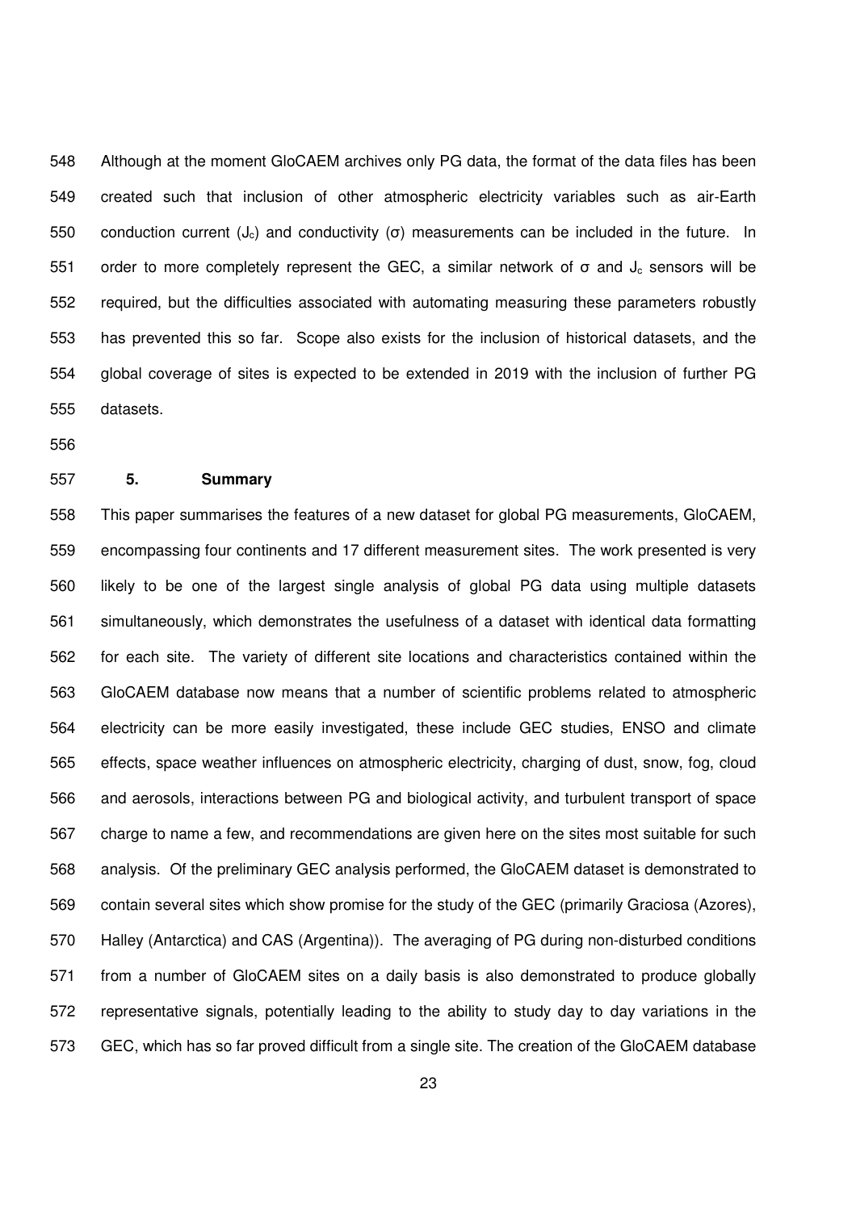Although at the moment GloCAEM archives only PG data, the format of the data files has been created such that inclusion of other atmospheric electricity variables such as air-Earth conduction current ($J_c$) and conductivity ($\sigma$) measurements can be included in the future. In order to more completely represent the GEC, a similar network of $\sigma$ and $J_c$ sensors will be required, but the difficulties associated with automating measuring these parameters robustly has prevented this so far. Scope also exists for the inclusion of historical datasets, and the global coverage of sites is expected to be extended in 2019 with the inclusion of further PG datasets.

## 5. Summary

This paper summarises the features of a new dataset for global PG measurements, GloCAEM, encompassing four continents and 17 different measurement sites. The work presented is very likely to be one of the largest single analysis of global PG data using multiple datasets simultaneously, which demonstrates the usefulness of a dataset with identical data formatting for each site. The variety of different site locations and characteristics contained within the GloCAEM database now means that a number of scientific problems related to atmospheric electricity can be more easily investigated, these include GEC studies, ENSO and climate effects, space weather influences on atmospheric electricity, charging of dust, snow, fog, cloud and aerosols, interactions between PG and biological activity, and turbulent transport of space charge to name a few, and recommendations are given here on the sites most suitable for such analysis. Of the preliminary GEC analysis performed, the GloCAEM dataset is demonstrated to contain several sites which show promise for the study of the GEC (primarily Graciosa (Azores), Halley (Antarctica) and CAS (Argentina)). The averaging of PG during non-disturbed conditions from a number of GloCAEM sites on a daily basis is also demonstrated to produce globally representative signals, potentially leading to the ability to study day to day variations in the GEC, which has so far proved difficult from a single site. The creation of the GloCAEM database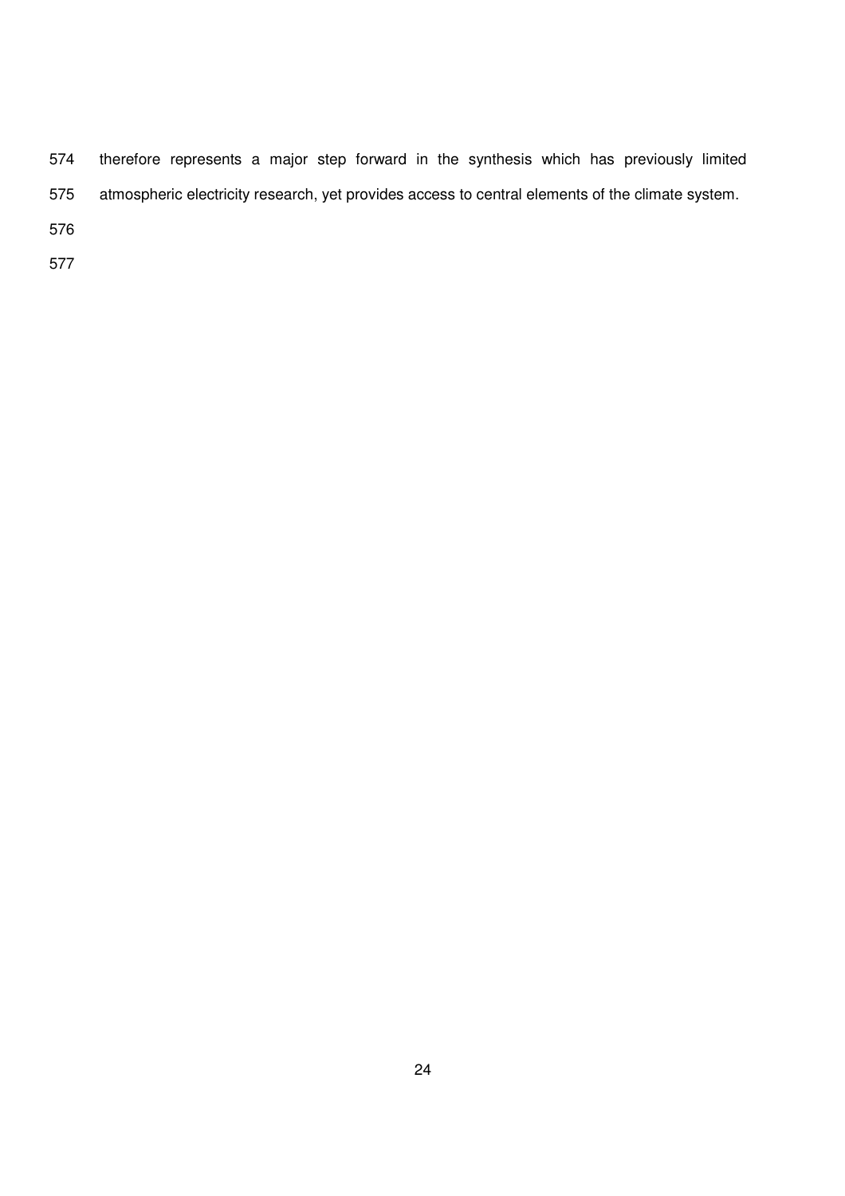therefore represents a major step forward in the synthesis which has previously limited atmospheric electricity research, yet provides access to central elements of the climate system.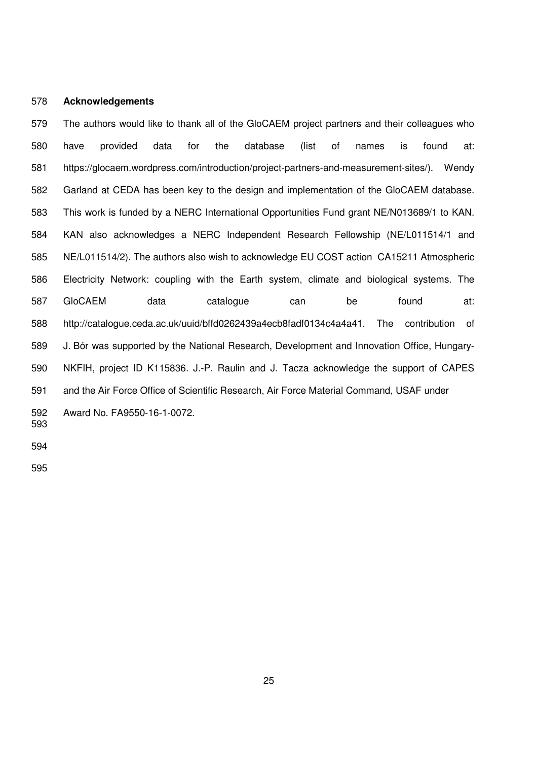## Acknowledgements

The authors would like to thank all of the GloCAEM project partners and their colleagues who have provided data for the database (list of names is found at: https://glocaem.wordpress.com/introduction/project-partners-and-measurement-sites/). Wendy Garland at CEDA has been key to the design and implementation of the GloCAEM database. This work is funded by a NERC International Opportunities Fund grant NE/N013689/1 to KAN. KAN also acknowledges a NERC Independent Research Fellowship (NE/L011514/1 and NE/L011514/2). The authors also wish to acknowledge EU COST action CA15211 Atmospheric Electricity Network: coupling with the Earth system, climate and biological systems. The GloCAEM data catalogue can be found at: http://catalogue.ceda.ac.uk/uuid/bffd0262439a4ecb8fadf0134c4a4a41. The contribution of J. Bór was supported by the National Research, Development and Innovation Office, Hungary-NKFIH, project ID K115836. J.-P. Raulin and J. Tacza acknowledge the support of CAPES and the Air Force Office of Scientific Research, Air Force Material Command, USAF under Award No. FA9550-16-1-0072.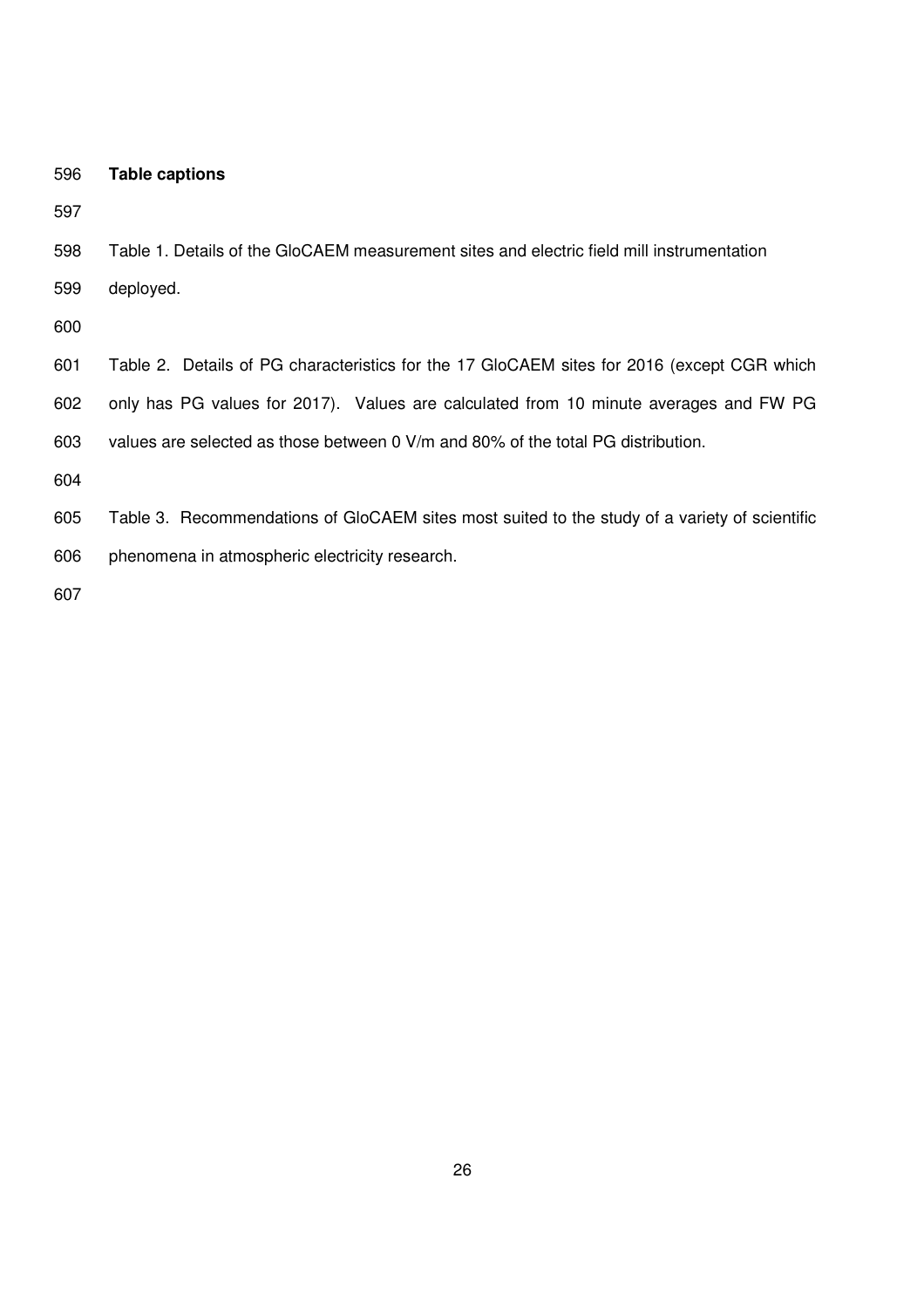**Table captions**

Table 1. Details of the GloCAEM measurement sites and electric field mill instrumentation deployed.

Table 2. Details of PG characteristics for the 17 GloCAEM sites for 2016 (except CGR which only has PG values for 2017). Values are calculated from 10 minute averages and FW PG values are selected as those between 0 V/m and 80% of the total PG distribution.

Table 3. Recommendations of GloCAEM sites most suited to the study of a variety of scientific phenomena in atmospheric electricity research.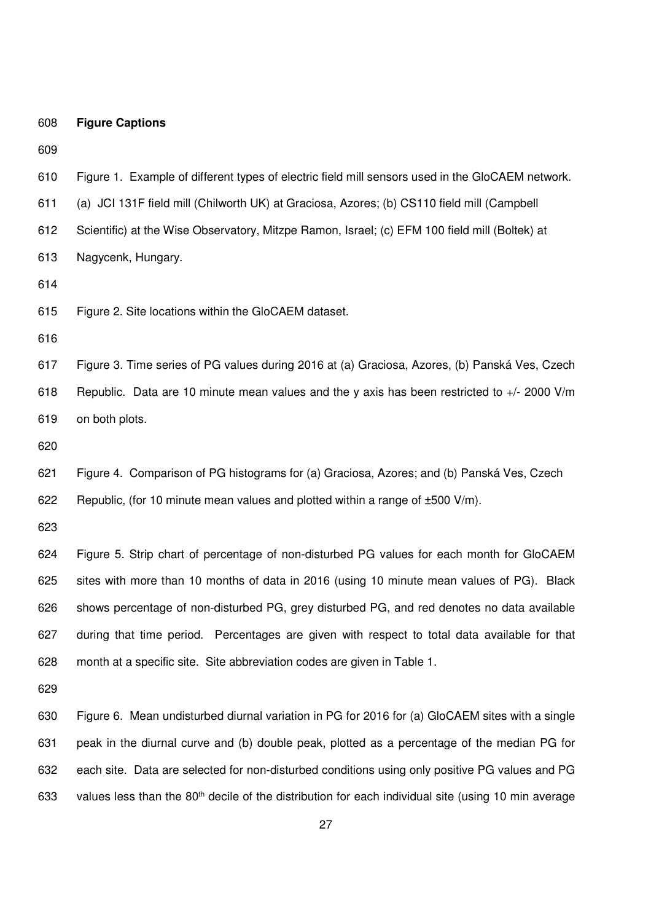## Figure Captions

Figure 1. Example of different types of electric field mill sensors used in the GloCAEM network. (a) JCI 131F field mill (Chilworth UK) at Graciosa, Azores; (b) CS110 field mill (Campbell Scientific) at the Wise Observatory, Mitzpe Ramon, Israel; (c) EFM 100 field mill (Boltek) at Nagycenk, Hungary.

Figure 2. Site locations within the GloCAEM dataset.

Figure 3. Time series of PG values during 2016 at (a) Graciosa, Azores, (b) Panská Ves, Czech Republic. Data are 10 minute mean values and the y axis has been restricted to +/- 2000 V/m on both plots.

Figure 4. Comparison of PG histograms for (a) Graciosa, Azores; and (b) Panská Ves, Czech Republic, (for 10 minute mean values and plotted within a range of ±500 V/m).

Figure 5. Strip chart of percentage of non-disturbed PG values for each month for GloCAEM sites with more than 10 months of data in 2016 (using 10 minute mean values of PG). Black shows percentage of non-disturbed PG, grey disturbed PG, and red denotes no data available during that time period. Percentages are given with respect to total data available for that month at a specific site. Site abbreviation codes are given in Table 1.

Figure 6. Mean undisturbed diurnal variation in PG for 2016 for (a) GloCAEM sites with a single peak in the diurnal curve and (b) double peak, plotted as a percentage of the median PG for each site. Data are selected for non-disturbed conditions using only positive PG values and PG values less than the 80$^{th}$ decile of the distribution for each individual site (using 10 min average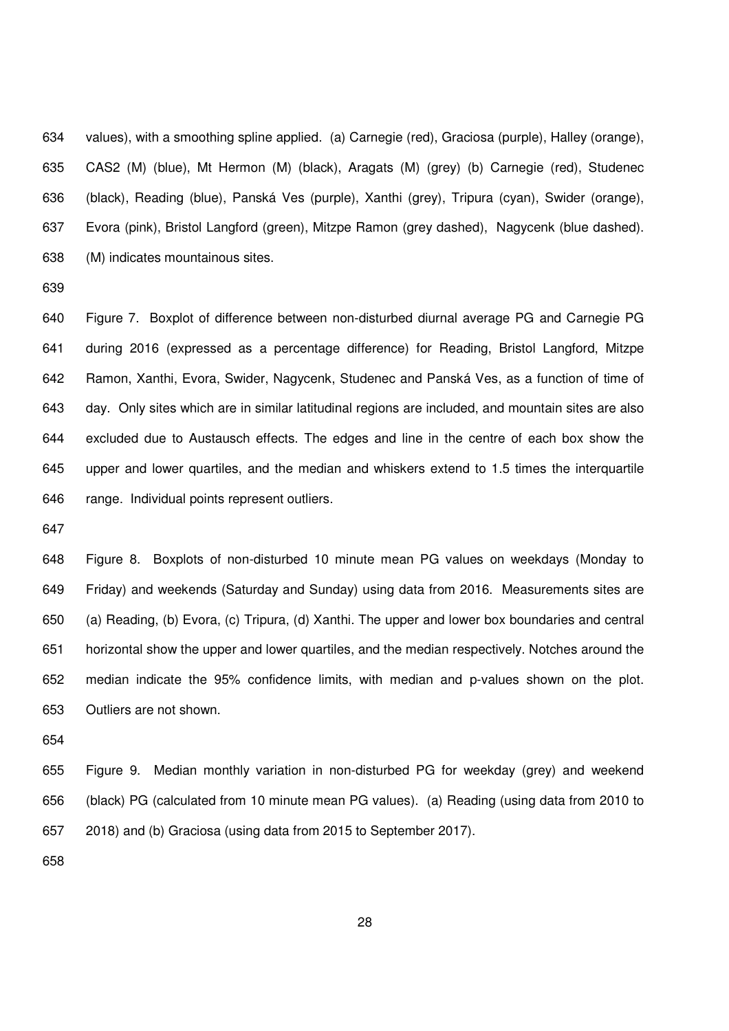values), with a smoothing spline applied. (a) Carnegie (red), Graciosa (purple), Halley (orange), CAS2 (M) (blue), Mt Hermon (M) (black), Aragats (M) (grey) (b) Carnegie (red), Studenec (black), Reading (blue), Panská Ves (purple), Xanthi (grey), Tripura (cyan), Swider (orange), Evora (pink), Bristol Langford (green), Mitzpe Ramon (grey dashed), Nagycenk (blue dashed). (M) indicates mountainous sites.

Figure 7. Boxplot of difference between non-disturbed diurnal average PG and Carnegie PG during 2016 (expressed as a percentage difference) for Reading, Bristol Langford, Mitzpe Ramon, Xanthi, Evora, Swider, Nagycenk, Studenec and Panská Ves, as a function of time of day. Only sites which are in similar latitudinal regions are included, and mountain sites are also excluded due to Austausch effects. The edges and line in the centre of each box show the upper and lower quartiles, and the median and whiskers extend to 1.5 times the interquartile range. Individual points represent outliers.

Figure 8. Boxplots of non-disturbed 10 minute mean PG values on weekdays (Monday to Friday) and weekends (Saturday and Sunday) using data from 2016. Measurements sites are (a) Reading, (b) Evora, (c) Tripura, (d) Xanthi. The upper and lower box boundaries and central horizontal show the upper and lower quartiles, and the median respectively. Notches around the median indicate the 95% confidence limits, with median and p-values shown on the plot. Outliers are not shown.

Figure 9. Median monthly variation in non-disturbed PG for weekday (grey) and weekend (black) PG (calculated from 10 minute mean PG values). (a) Reading (using data from 2010 to 2018) and (b) Graciosa (using data from 2015 to September 2017).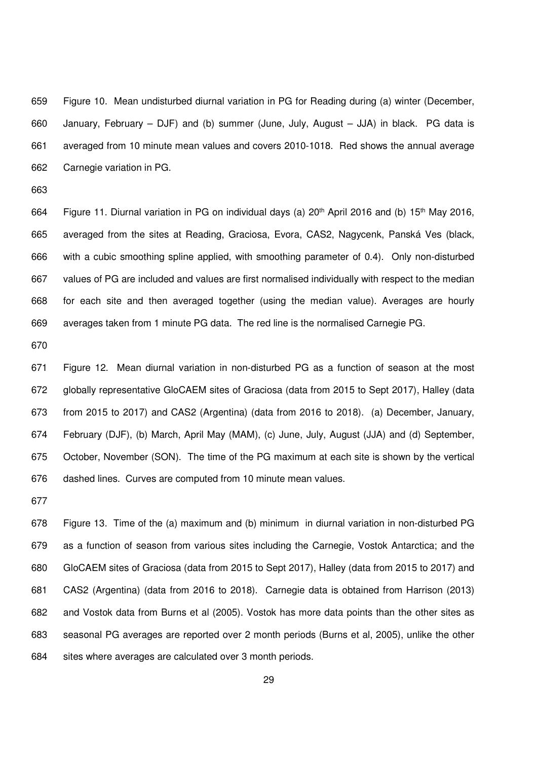Figure 10. Mean undisturbed diurnal variation in PG for Reading during (a) winter (December, January, February – DJF) and (b) summer (June, July, August – JJA) in black. PG data is averaged from 10 minute mean values and covers 2010-1018. Red shows the annual average Carnegie variation in PG.

Figure 11. Diurnal variation in PG on individual days (a) 20th April 2016 and (b) 15th May 2016, averaged from the sites at Reading, Graciosa, Evora, CAS2, Nagycenk, Panská Ves (black, with a cubic smoothing spline applied, with smoothing parameter of 0.4). Only non-disturbed values of PG are included and values are first normalised individually with respect to the median for each site and then averaged together (using the median value). Averages are hourly averages taken from 1 minute PG data. The red line is the normalised Carnegie PG.

Figure 12. Mean diurnal variation in non-disturbed PG as a function of season at the most globally representative GloCAEM sites of Graciosa (data from 2015 to Sept 2017), Halley (data from 2015 to 2017) and CAS2 (Argentina) (data from 2016 to 2018). (a) December, January, February (DJF), (b) March, April May (MAM), (c) June, July, August (JJA) and (d) September, October, November (SON). The time of the PG maximum at each site is shown by the vertical dashed lines. Curves are computed from 10 minute mean values.

Figure 13. Time of the (a) maximum and (b) minimum in diurnal variation in non-disturbed PG as a function of season from various sites including the Carnegie, Vostok Antarctica; and the GloCAEM sites of Graciosa (data from 2015 to Sept 2017), Halley (data from 2015 to 2017) and CAS2 (Argentina) (data from 2016 to 2018). Carnegie data is obtained from Harrison (2013) and Vostok data from Burns et al (2005). Vostok has more data points than the other sites as seasonal PG averages are reported over 2 month periods (Burns et al, 2005), unlike the other sites where averages are calculated over 3 month periods.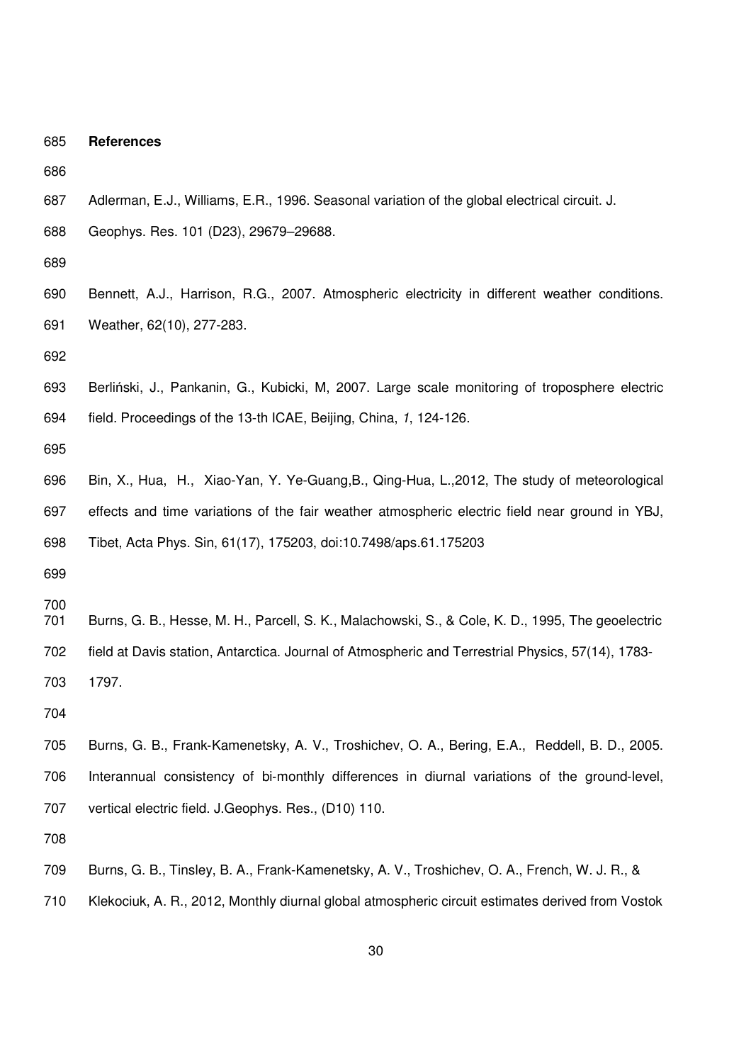# References

Adlerman, E.J., Williams, E.R., 1996. Seasonal variation of the global electrical circuit. J. Geophys. Res. 101 (D23), 29679–29688.

Bennett, A.J., Harrison, R.G., 2007. Atmospheric electricity in different weather conditions. Weather, 62(10), 277-283.

Berliński, J., Pankanin, G., Kubicki, M, 2007. Large scale monitoring of troposphere electric field. Proceedings of the 13-th ICAE, Beijing, China, *1*, 124-126.

Bin, X., Hua, H., Xiao-Yan, Y. Ye-Guang,B., Qing-Hua, L.,2012, The study of meteorological effects and time variations of the fair weather atmospheric electric field near ground in YBJ, Tibet, Acta Phys. Sin, 61(17), 175203, doi:10.7498/aps.61.175203

Burns, G. B., Hesse, M. H., Parcell, S. K., Malachowski, S., & Cole, K. D., 1995, The geoelectric field at Davis station, Antarctica. Journal of Atmospheric and Terrestrial Physics, 57(14), 1783-1797.

Burns, G. B., Frank-Kamenetsky, A. V., Troshichev, O. A., Bering, E.A., Reddell, B. D., 2005. Interannual consistency of bi-monthly differences in diurnal variations of the ground-level, vertical electric field. J.Geophys. Res., (D10) 110.

Burns, G. B., Tinsley, B. A., Frank-Kamenetsky, A. V., Troshichev, O. A., French, W. J. R., & Klekociuk, A. R., 2012, Monthly diurnal global atmospheric circuit estimates derived from Vostok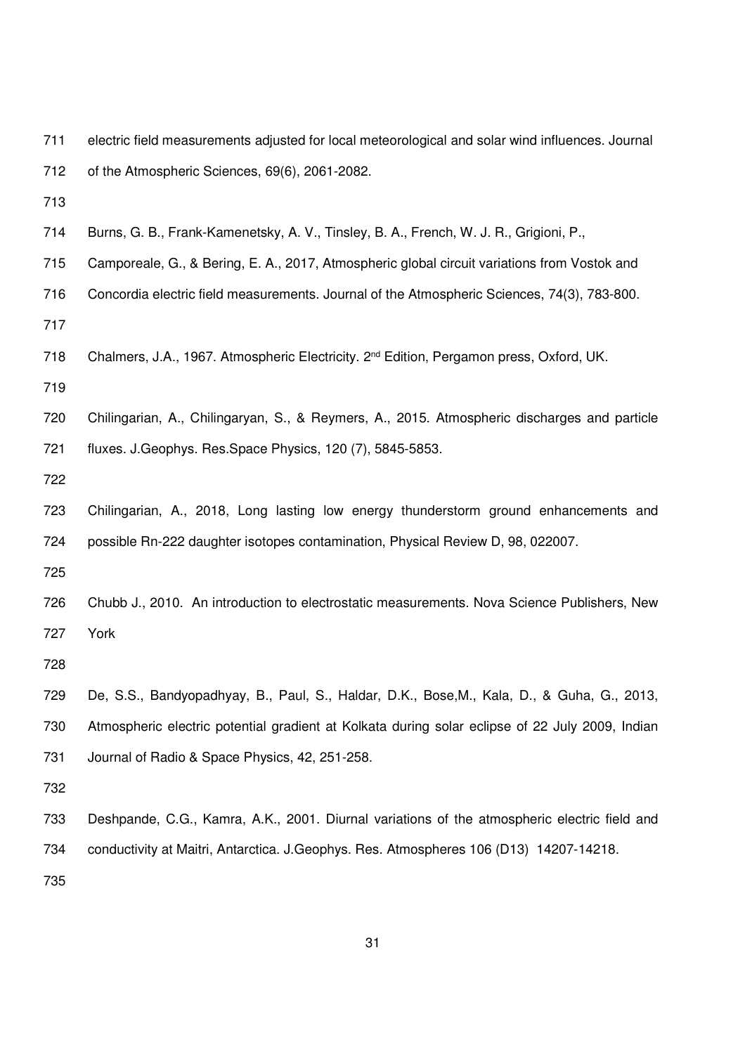electric field measurements adjusted for local meteorological and solar wind influences. Journal of the Atmospheric Sciences, 69(6), 2061-2082.

Burns, G. B., Frank-Kamenetsky, A. V., Tinsley, B. A., French, W. J. R., Grigioni, P., Camporeale, G., & Bering, E. A., 2017, Atmospheric global circuit variations from Vostok and Concordia electric field measurements. Journal of the Atmospheric Sciences, 74(3), 783-800.

Chalmers, J.A., 1967. Atmospheric Electricity. 2nd Edition, Pergamon press, Oxford, UK.

Chilingarian, A., Chilingaryan, S., & Reymers, A., 2015. Atmospheric discharges and particle fluxes. J.Geophys. Res.Space Physics, 120 (7), 5845-5853.

Chilingarian, A., 2018, Long lasting low energy thunderstorm ground enhancements and possible Rn-222 daughter isotopes contamination, Physical Review D, 98, 022007.

Chubb J., 2010. An introduction to electrostatic measurements. Nova Science Publishers, New York

De, S.S., Bandyopadhyay, B., Paul, S., Haldar, D.K., Bose,M., Kala, D., & Guha, G., 2013, Atmospheric electric potential gradient at Kolkata during solar eclipse of 22 July 2009, Indian Journal of Radio & Space Physics, 42, 251-258.

Deshpande, C.G., Kamra, A.K., 2001. Diurnal variations of the atmospheric electric field and conductivity at Maitri, Antarctica. J.Geophys. Res. Atmospheres 106 (D13) 14207-14218.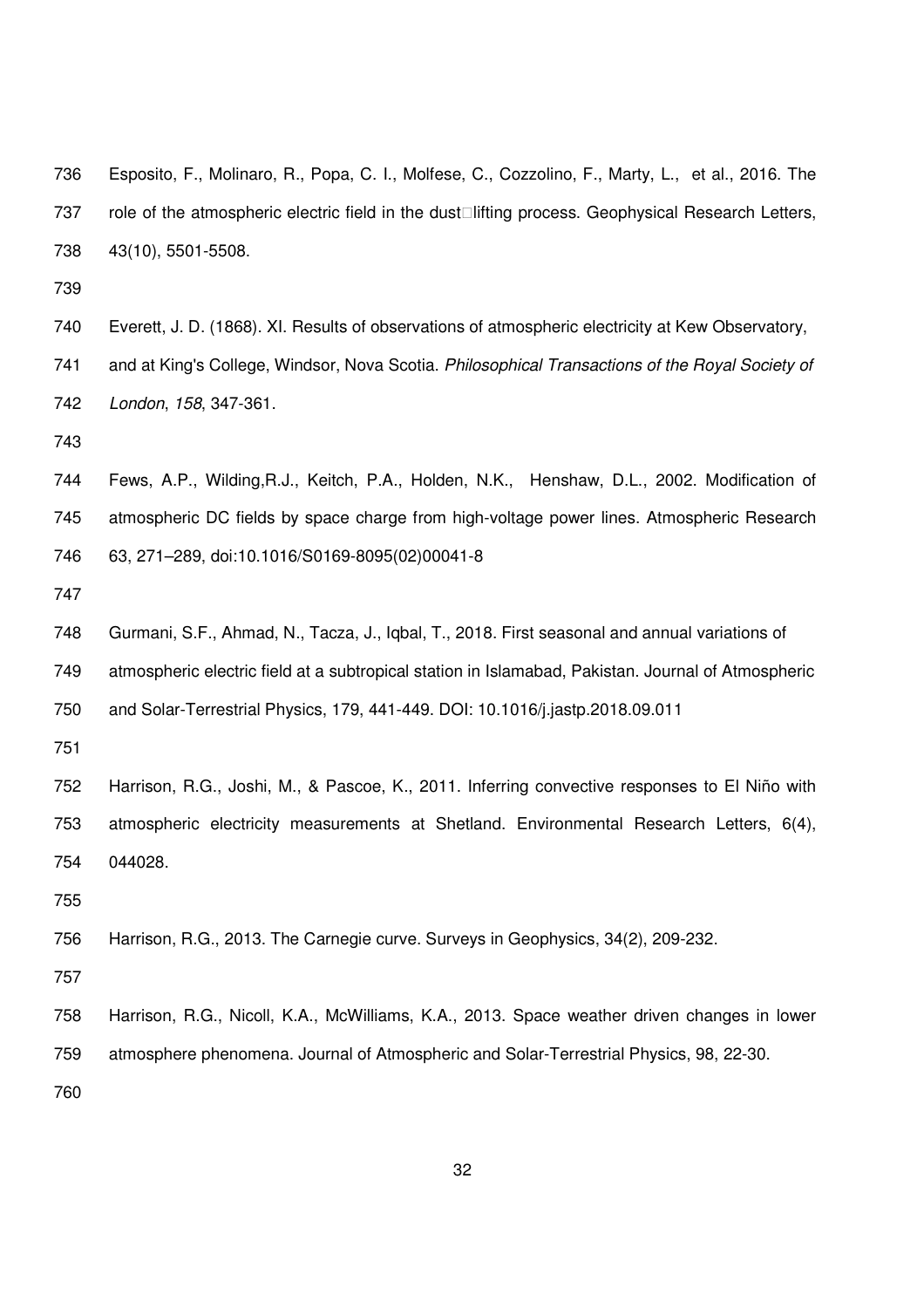Esposito, F., Molinaro, R., Popa, C. I., Molfese, C., Cozzolino, F., Marty, L., et al., 2016. The role of the atmospheric electric field in the dust□lifting process. Geophysical Research Letters, 43(10), 5501-5508.

Everett, J. D. (1868). XI. Results of observations of atmospheric electricity at Kew Observatory, and at King's College, Windsor, Nova Scotia. *Philosophical Transactions of the Royal Society of London*, *158*, 347-361.

Fews, A.P., Wilding,R.J., Keitch, P.A., Holden, N.K., Henshaw, D.L., 2002. Modification of atmospheric DC fields by space charge from high-voltage power lines. Atmospheric Research 63, 271–289, doi:10.1016/S0169-8095(02)00041-8

Gurmani, S.F., Ahmad, N., Tacza, J., Iqbal, T., 2018. First seasonal and annual variations of atmospheric electric field at a subtropical station in Islamabad, Pakistan. Journal of Atmospheric and Solar-Terrestrial Physics, 179, 441-449. DOI: 10.1016/j.jastp.2018.09.011

Harrison, R.G., Joshi, M., & Pascoe, K., 2011. Inferring convective responses to El Niño with atmospheric electricity measurements at Shetland. Environmental Research Letters, 6(4), 044028.

Harrison, R.G., 2013. The Carnegie curve. Surveys in Geophysics, 34(2), 209-232.

Harrison, R.G., Nicoll, K.A., McWilliams, K.A., 2013. Space weather driven changes in lower atmosphere phenomena. Journal of Atmospheric and Solar-Terrestrial Physics, 98, 22-30.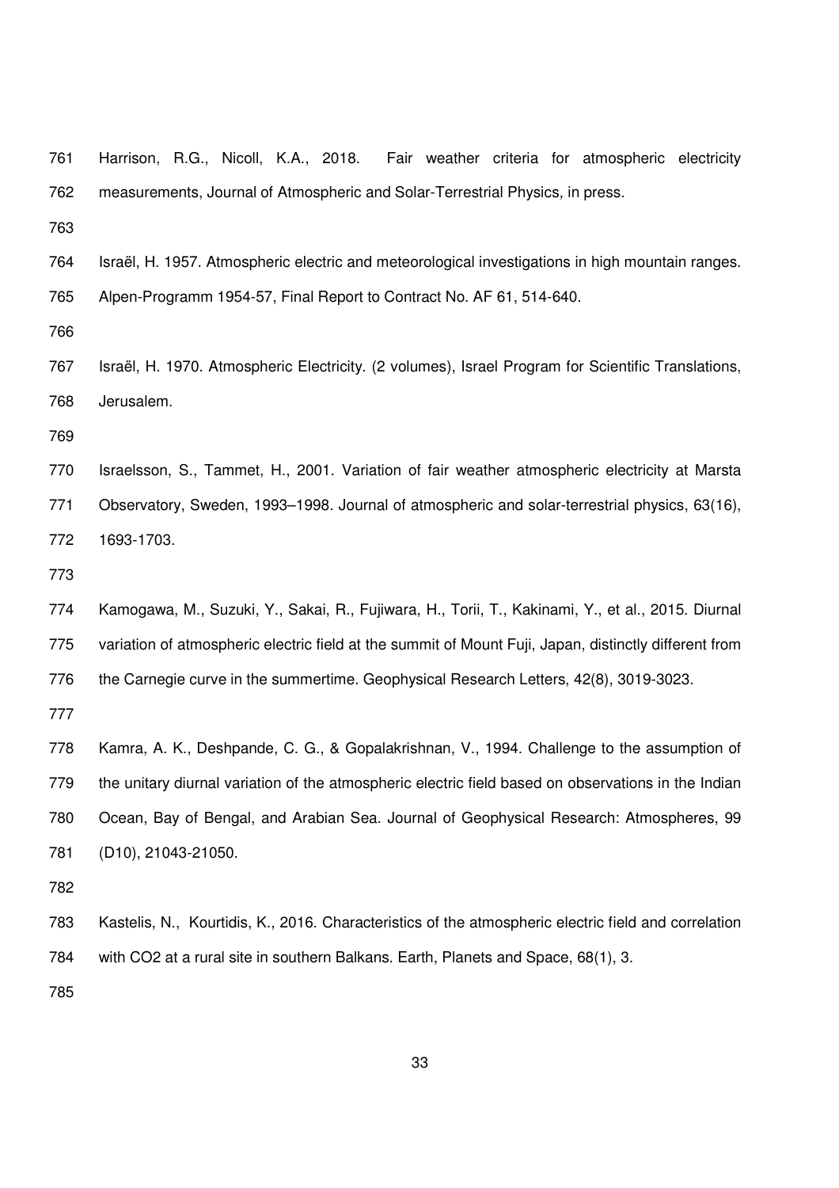Harrison, R.G., Nicoll, K.A., 2018. Fair weather criteria for atmospheric electricity measurements, Journal of Atmospheric and Solar-Terrestrial Physics, in press.

Israël, H. 1957. Atmospheric electric and meteorological investigations in high mountain ranges. Alpen-Programm 1954-57, Final Report to Contract No. AF 61, 514-640.

Israël, H. 1970. Atmospheric Electricity. (2 volumes), Israel Program for Scientific Translations, Jerusalem.

Israelsson, S., Tammet, H., 2001. Variation of fair weather atmospheric electricity at Marsta Observatory, Sweden, 1993–1998. Journal of atmospheric and solar-terrestrial physics, 63(16), 1693-1703.

Kamogawa, M., Suzuki, Y., Sakai, R., Fujiwara, H., Torii, T., Kakinami, Y., et al., 2015. Diurnal variation of atmospheric electric field at the summit of Mount Fuji, Japan, distinctly different from the Carnegie curve in the summertime. Geophysical Research Letters, 42(8), 3019-3023.

Kamra, A. K., Deshpande, C. G., & Gopalakrishnan, V., 1994. Challenge to the assumption of the unitary diurnal variation of the atmospheric electric field based on observations in the Indian Ocean, Bay of Bengal, and Arabian Sea. Journal of Geophysical Research: Atmospheres, 99 (D10), 21043-21050.

Kastelis, N., Kourtidis, K., 2016. Characteristics of the atmospheric electric field and correlation with $CO_2$ at a rural site in southern Balkans. Earth, Planets and Space, 68(1), 3.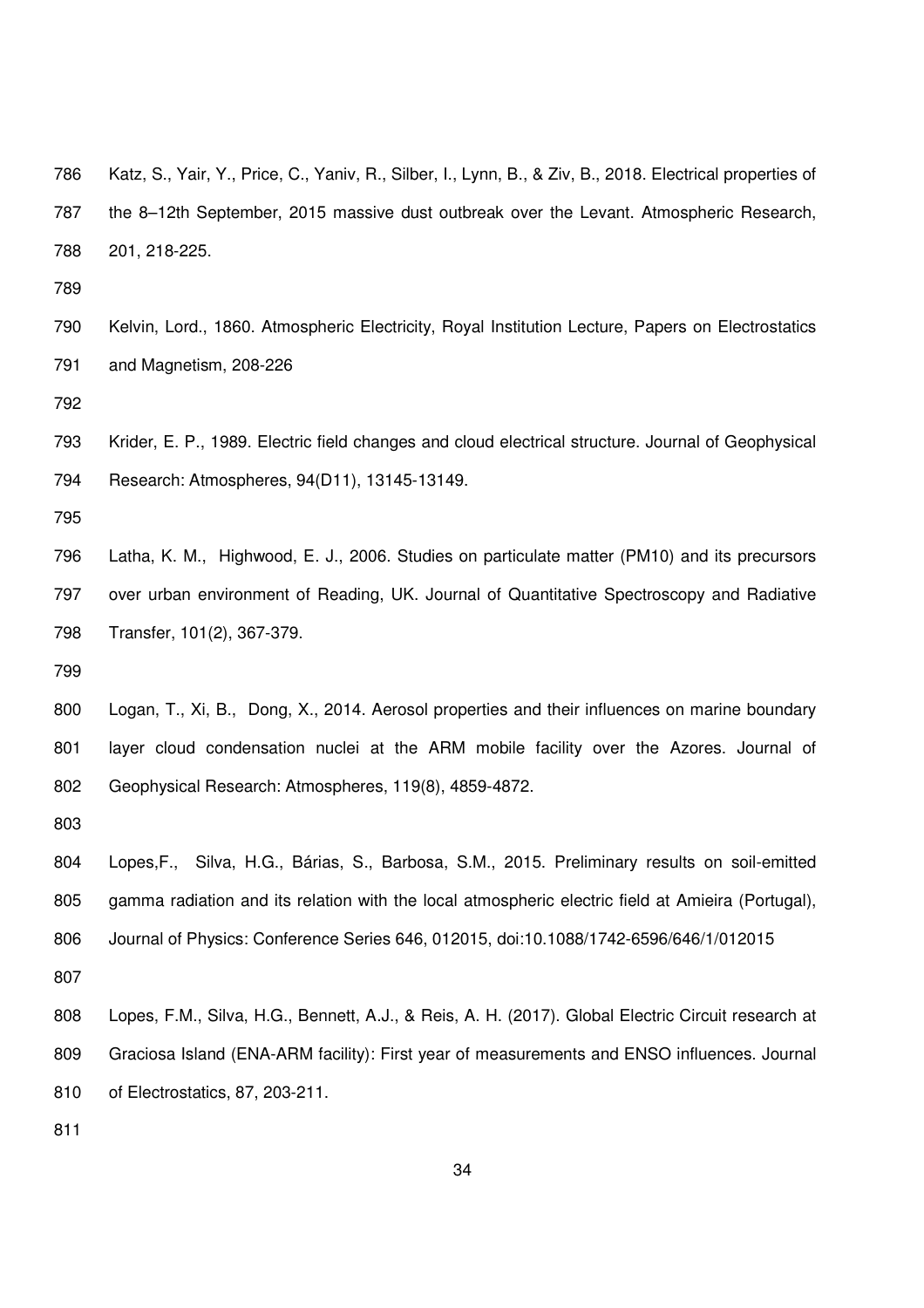Katz, S., Yair, Y., Price, C., Yaniv, R., Silber, I., Lynn, B., & Ziv, B., 2018. Electrical properties of the 8–12th September, 2015 massive dust outbreak over the Levant. Atmospheric Research, 201, 218-225.

Kelvin, Lord., 1860. Atmospheric Electricity, Royal Institution Lecture, Papers on Electrostatics and Magnetism, 208-226

Krider, E. P., 1989. Electric field changes and cloud electrical structure. Journal of Geophysical Research: Atmospheres, 94(D11), 13145-13149.

Latha, K. M., Highwood, E. J., 2006. Studies on particulate matter (PM10) and its precursors over urban environment of Reading, UK. Journal of Quantitative Spectroscopy and Radiative Transfer, 101(2), 367-379.

Logan, T., Xi, B., Dong, X., 2014. Aerosol properties and their influences on marine boundary layer cloud condensation nuclei at the ARM mobile facility over the Azores. Journal of Geophysical Research: Atmospheres, 119(8), 4859-4872.

Lopes,F., Silva, H.G., Bárias, S., Barbosa, S.M., 2015. Preliminary results on soil-emitted gamma radiation and its relation with the local atmospheric electric field at Amieira (Portugal), Journal of Physics: Conference Series 646, 012015, doi:10.1088/1742-6596/646/1/012015

Lopes, F.M., Silva, H.G., Bennett, A.J., & Reis, A. H. (2017). Global Electric Circuit research at Graciosa Island (ENA-ARM facility): First year of measurements and ENSO influences. Journal of Electrostatics, 87, 203-211.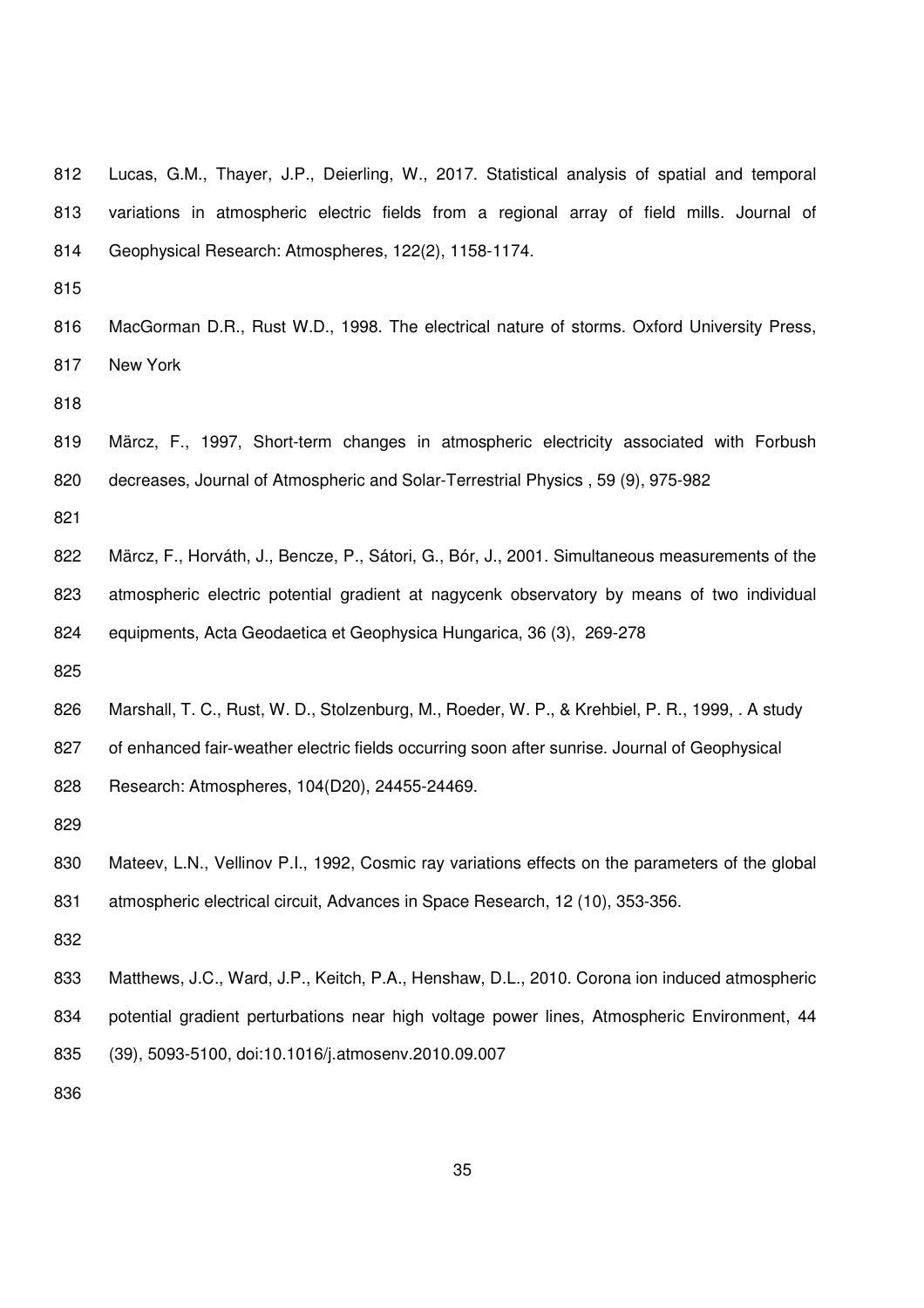Lucas, G.M., Thayer, J.P., Deierling, W., 2017. Statistical analysis of spatial and temporal variations in atmospheric electric fields from a regional array of field mills. Journal of Geophysical Research: Atmospheres, 122(2), 1158-1174.

MacGorman D.R., Rust W.D., 1998. The electrical nature of storms. Oxford University Press, New York

Märcz, F., 1997, Short-term changes in atmospheric electricity associated with Forbush decreases, Journal of Atmospheric and Solar-Terrestrial Physics , 59 (9), 975-982

Mărcz, F., Horváth, J., Bencze, P., Sátori, G., Bór, J., 2001. Simultaneous measurements of the atmospheric electric potential gradient at nagycenk observatory by means of two individual equipments, Acta Geodaetica et Geophysica Hungarica, 36 (3), 269-278

Marshall, T. C., Rust, W. D., Stolzenburg, M., Roeder, W. P., & Krehbiel, P. R., 1999, . A study of enhanced fair-weather electric fields occurring soon after sunrise. Journal of Geophysical Research: Atmospheres, 104(D20), 24455-24469.

Mateev, L.N., Vellinov P.I., 1992, Cosmic ray variations effects on the parameters of the global atmospheric electrical circuit, Advances in Space Research, 12 (10), 353-356.

Matthews, J.C., Ward, J.P., Keitch, P.A., Henshaw, D.L., 2010. Corona ion induced atmospheric potential gradient perturbations near high voltage power lines, Atmospheric Environment, 44 (39), 5093-5100, doi:10.1016/j.atmosenv.2010.09.007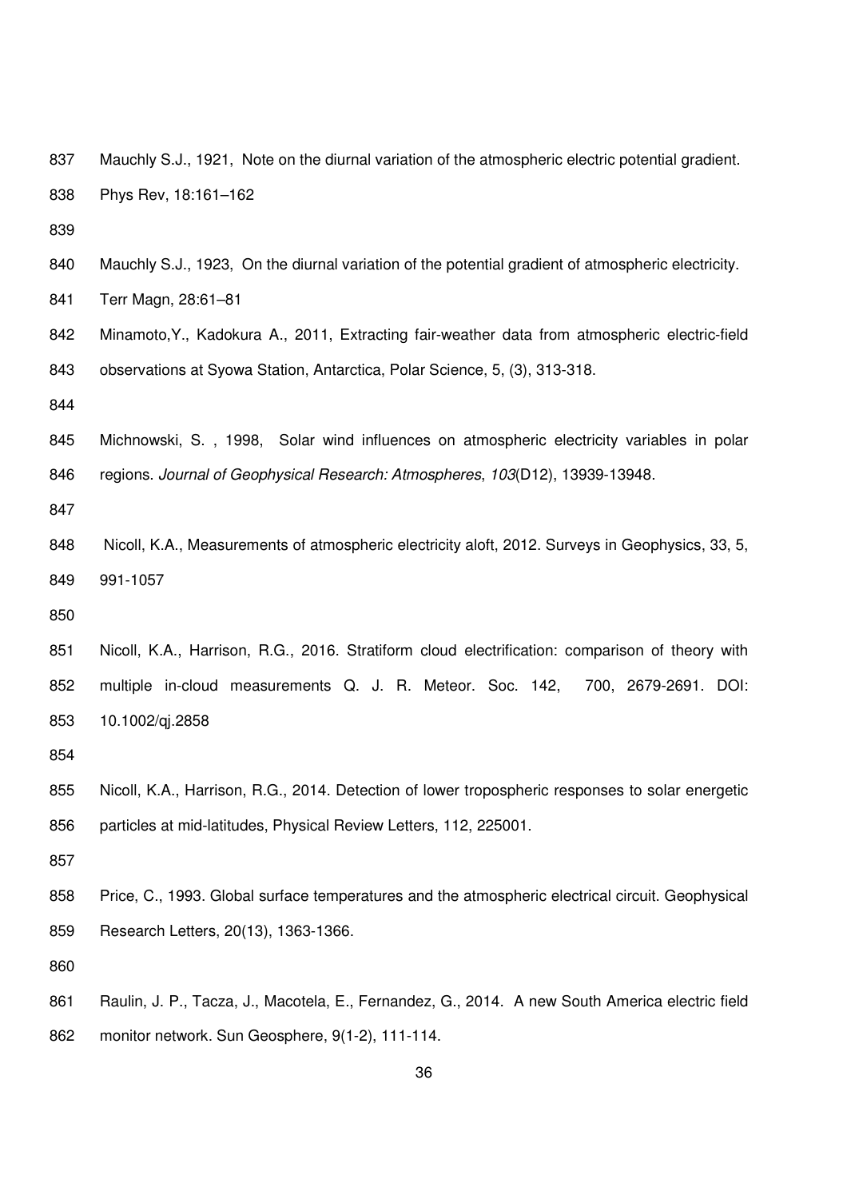Mauchly S.J., 1921, Note on the diurnal variation of the atmospheric electric potential gradient. Phys Rev, 18:161–162

Mauchly S.J., 1923, On the diurnal variation of the potential gradient of atmospheric electricity. Terr Magn, 28:61–81

Minamoto,Y., Kadokura A., 2011, Extracting fair-weather data from atmospheric electric-field observations at Syowa Station, Antarctica, Polar Science, 5, (3), 313-318.

Michnowski, S. , 1998, Solar wind influences on atmospheric electricity variables in polar regions. *Journal of Geophysical Research: Atmospheres*, *103*(D12), 13939-13948.

Nicoll, K.A., Measurements of atmospheric electricity aloft, 2012. Surveys in Geophysics, 33, 5, 991-1057

Nicoll, K.A., Harrison, R.G., 2016. Stratiform cloud electrification: comparison of theory with multiple in-cloud measurements Q. J. R. Meteor. Soc. 142, 700, 2679-2691. DOI: 10.1002/qj.2858

Nicoll, K.A., Harrison, R.G., 2014. Detection of lower tropospheric responses to solar energetic particles at mid-latitudes, Physical Review Letters, 112, 225001.

Price, C., 1993. Global surface temperatures and the atmospheric electrical circuit. Geophysical Research Letters, 20(13), 1363-1366.

Raulin, J. P., Tacza, J., Macotela, E., Fernandez, G., 2014. A new South America electric field monitor network. Sun Geosphere, 9(1-2), 111-114.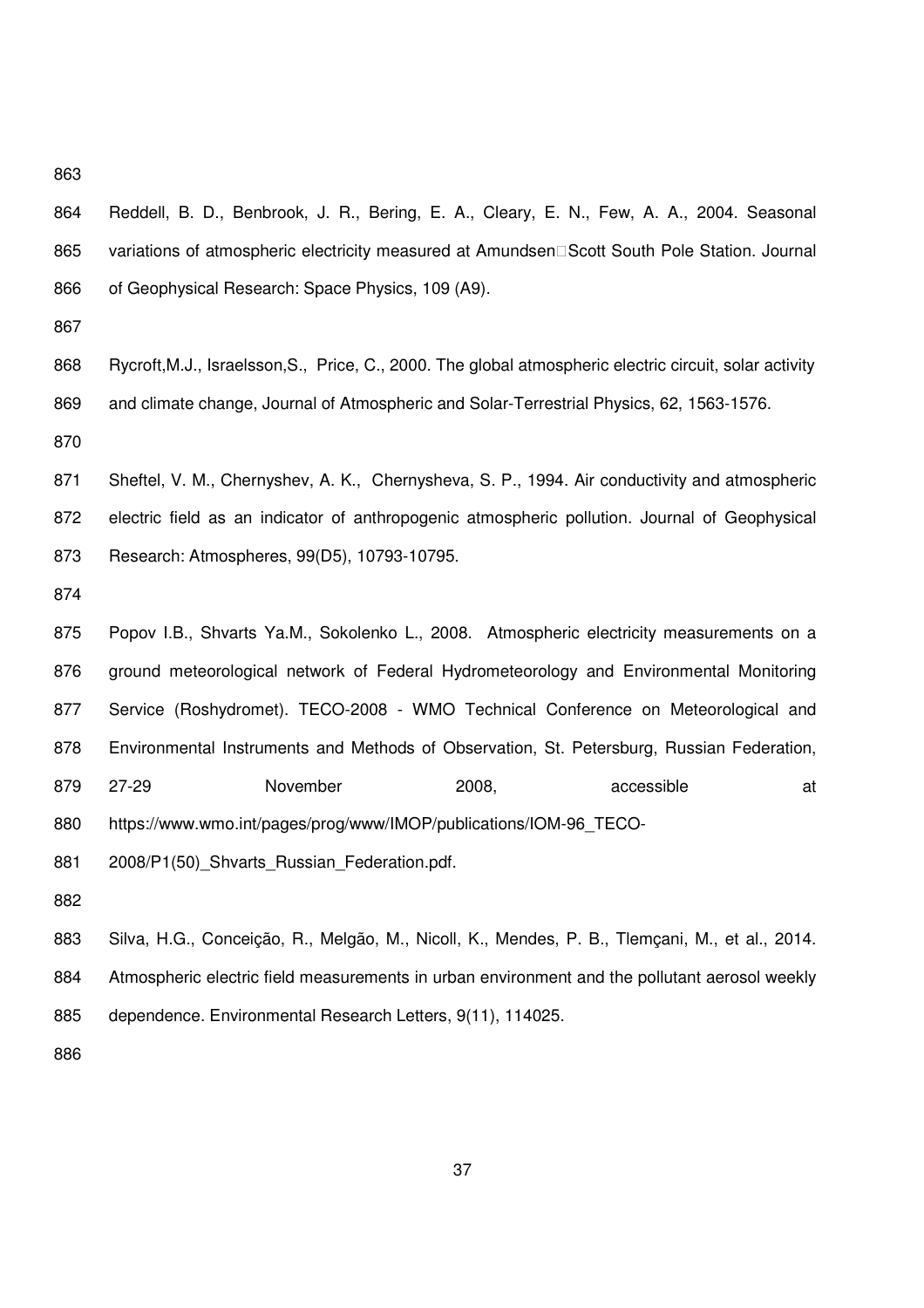Reddell, B. D., Benbrook, J. R., Bering, E. A., Cleary, E. N., Few, A. A., 2004. Seasonal variations of atmospheric electricity measured at Amundsen□Scott South Pole Station. Journal of Geophysical Research: Space Physics, 109 (A9).

Rycroft,M.J., Israelsson,S., Price, C., 2000. The global atmospheric electric circuit, solar activity and climate change, Journal of Atmospheric and Solar-Terrestrial Physics, 62, 1563-1576.

Sheftel, V. M., Chernyshev, A. K., Chernysheva, S. P., 1994. Air conductivity and atmospheric electric field as an indicator of anthropogenic atmospheric pollution. Journal of Geophysical Research: Atmospheres, 99(D5), 10793-10795.

Popov I.B., Shvarts Ya.M., Sokolenko L., 2008. Atmospheric electricity measurements on a ground meteorological network of Federal Hydrometeorology and Environmental Monitoring Service (Roshydromet). TECO-2008 - WMO Technical Conference on Meteorological and Environmental Instruments and Methods of Observation, St. Petersburg, Russian Federation, 27-29 November 2008, accessible at https://www.wmo.int/pages/prog/www/IMOP/publications/IOM-96_TECO-2008/P1(50)_Shvarts_Russian_Federation.pdf.

Silva, H.G., Conceição, R., Melgão, M., Nicoll, K., Mendes, P. B., Tlemçani, M., et al., 2014. Atmospheric electric field measurements in urban environment and the pollutant aerosol weekly dependence. Environmental Research Letters, 9(11), 114025.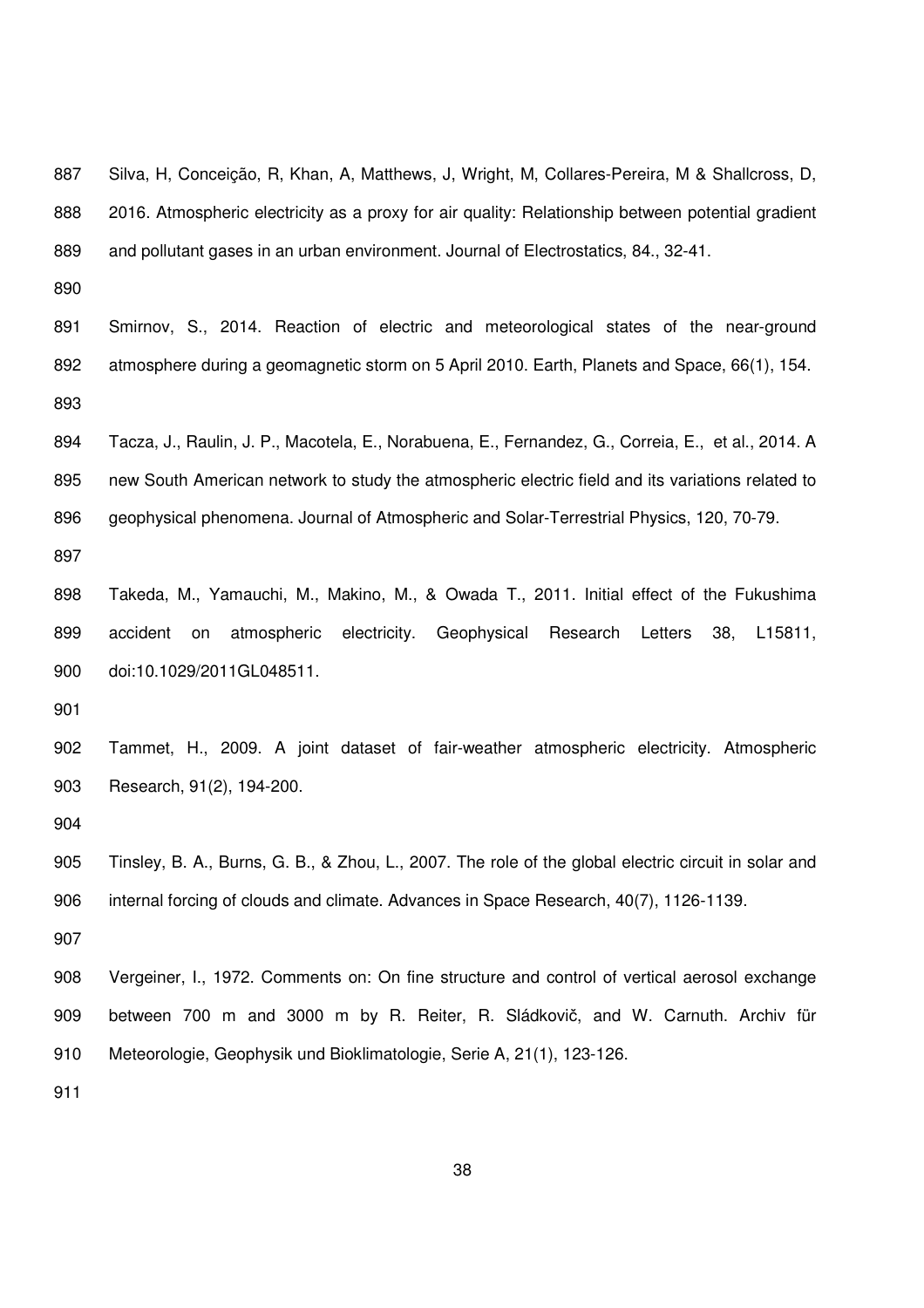Silva, H, Conceição, R, Khan, A, Matthews, J, Wright, M, Collares-Pereira, M & Shallcross, D, 2016. Atmospheric electricity as a proxy for air quality: Relationship between potential gradient and pollutant gases in an urban environment. Journal of Electrostatics, 84., 32-41.

Smirnov, S., 2014. Reaction of electric and meteorological states of the near-ground atmosphere during a geomagnetic storm on 5 April 2010. Earth, Planets and Space, 66(1), 154.

Tacza, J., Raulin, J. P., Macotela, E., Norabuena, E., Fernandez, G., Correia, E., et al., 2014. A new South American network to study the atmospheric electric field and its variations related to geophysical phenomena. Journal of Atmospheric and Solar-Terrestrial Physics, 120, 70-79.

Takeda, M., Yamauchi, M., Makino, M., & Owada T., 2011. Initial effect of the Fukushima accident on atmospheric electricity. Geophysical Research Letters 38, L15811, doi:10.1029/2011GL048511.

Tammet, H., 2009. A joint dataset of fair-weather atmospheric electricity. Atmospheric Research, 91(2), 194-200.

Tinsley, B. A., Burns, G. B., & Zhou, L., 2007. The role of the global electric circuit in solar and internal forcing of clouds and climate. Advances in Space Research, 40(7), 1126-1139.

Vergeiner, I., 1972. Comments on: On fine structure and control of vertical aerosol exchange between 700 m and 3000 m by R. Reiter, R. Sládkovič, and W. Carnuth. Archiv für Meteorologie, Geophysik und Bioklimatologie, Serie A, 21(1), 123-126.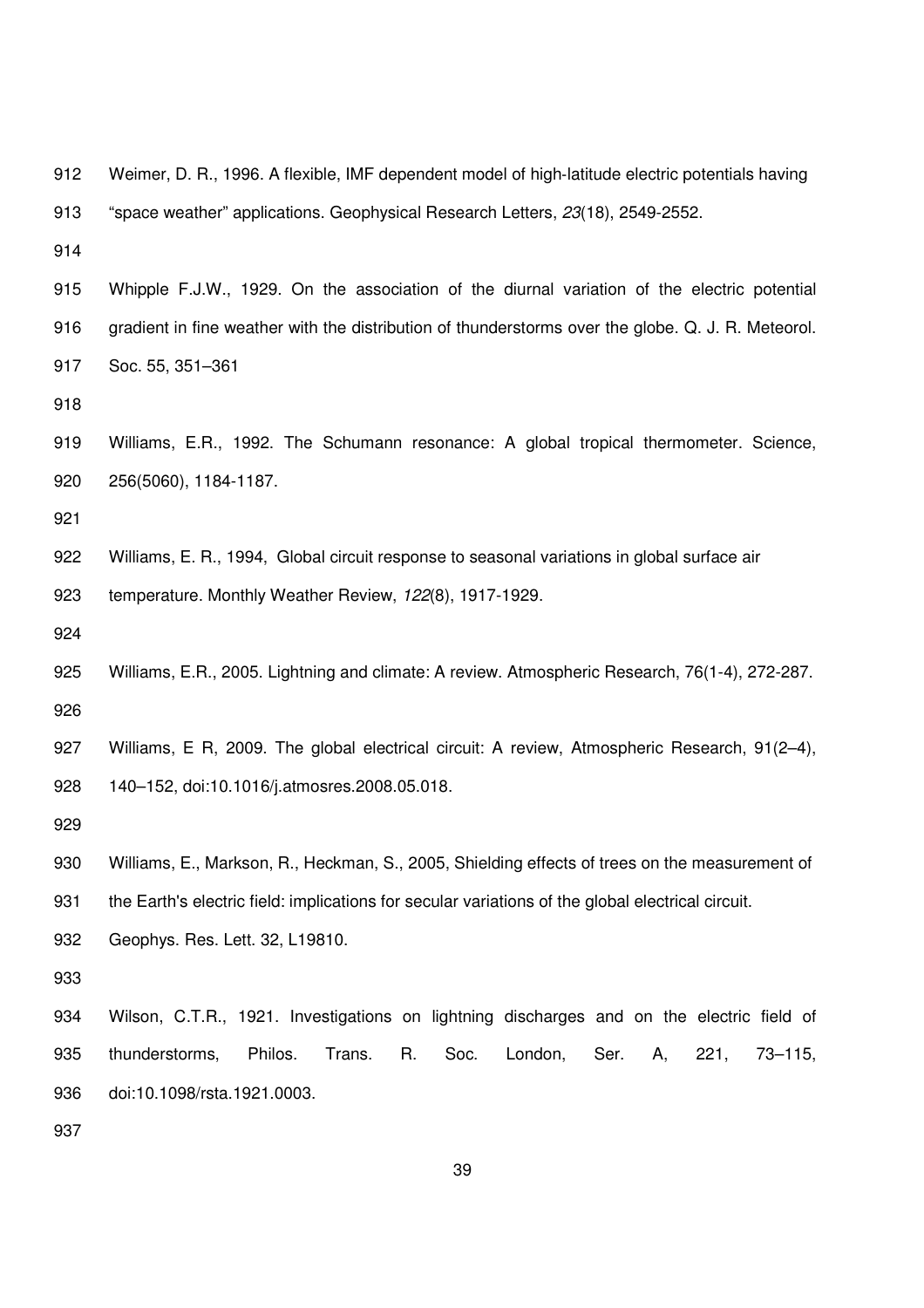Weimer, D. R., 1996. A flexible, IMF dependent model of high-latitude electric potentials having "space weather" applications. Geophysical Research Letters, *23*(18), 2549-2552.

Whipple F.J.W., 1929. On the association of the diurnal variation of the electric potential gradient in fine weather with the distribution of thunderstorms over the globe. Q. J. R. Meteorol. Soc. 55, 351–361

Williams, E.R., 1992. The Schumann resonance: A global tropical thermometer. Science, 256(5060), 1184-1187.

Williams, E. R., 1994, Global circuit response to seasonal variations in global surface air temperature. Monthly Weather Review, *122*(8), 1917-1929.

Williams, E.R., 2005. Lightning and climate: A review. Atmospheric Research, 76(1-4), 272-287.

Williams, E R, 2009. The global electrical circuit: A review, Atmospheric Research, 91(2–4), 140–152, doi:10.1016/j.atmosres.2008.05.018.

Williams, E., Markson, R., Heckman, S., 2005, Shielding effects of trees on the measurement of the Earth's electric field: implications for secular variations of the global electrical circuit. Geophys. Res. Lett. 32, L19810.

Wilson, C.T.R., 1921. Investigations on lightning discharges and on the electric field of thunderstorms, Philos. Trans. R. Soc. London, Ser. A, 221, 73–115, doi:10.1098/rsta.1921.0003.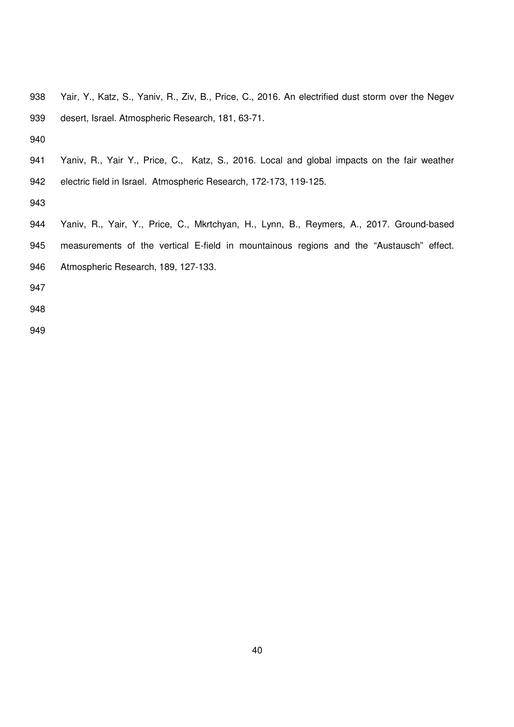Yair, Y., Katz, S., Yaniv, R., Ziv, B., Price, C., 2016. An electrified dust storm over the Negev desert, Israel. Atmospheric Research, 181, 63-71.

Yaniv, R., Yair Y., Price, C., Katz, S., 2016. Local and global impacts on the fair weather electric field in Israel. Atmospheric Research, 172-173, 119-125.

Yaniv, R., Yair, Y., Price, C., Mkrtchyan, H., Lynn, B., Reymers, A., 2017. Ground-based measurements of the vertical E-field in mountainous regions and the "Austausch" effect. Atmospheric Research, 189, 127-133.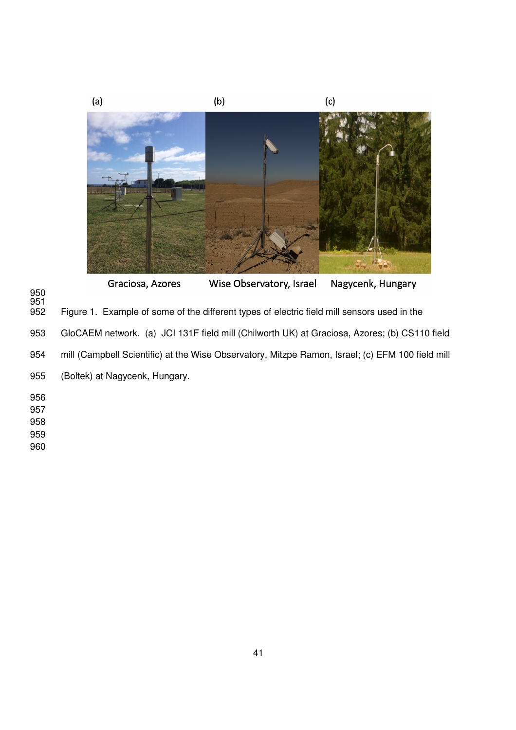(a) (b) (c)

Graciosa, Azores Wise Observatory, Israel Nagycenk, Hungary

Figure 1. Example of some of the different types of electric field mill sensors used in the GloCAEM network. (a) JCI 131F field mill (Chilworth UK) at Graciosa, Azores; (b) CS110 field mill (Campbell Scientific) at the Wise Observatory, Mitzpe Ramon, Israel; (c) EFM 100 field mill (Boltek) at Nagycenk, Hungary.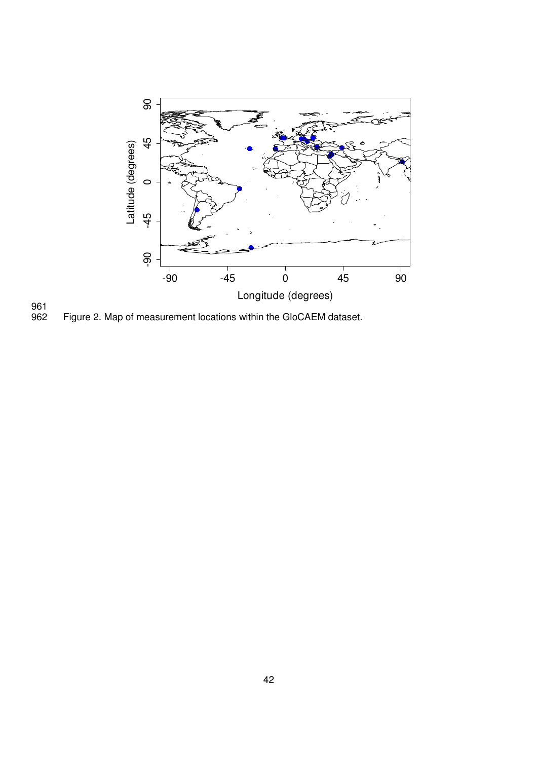Figure 2. Map of measurement locations within the GloCAEM dataset.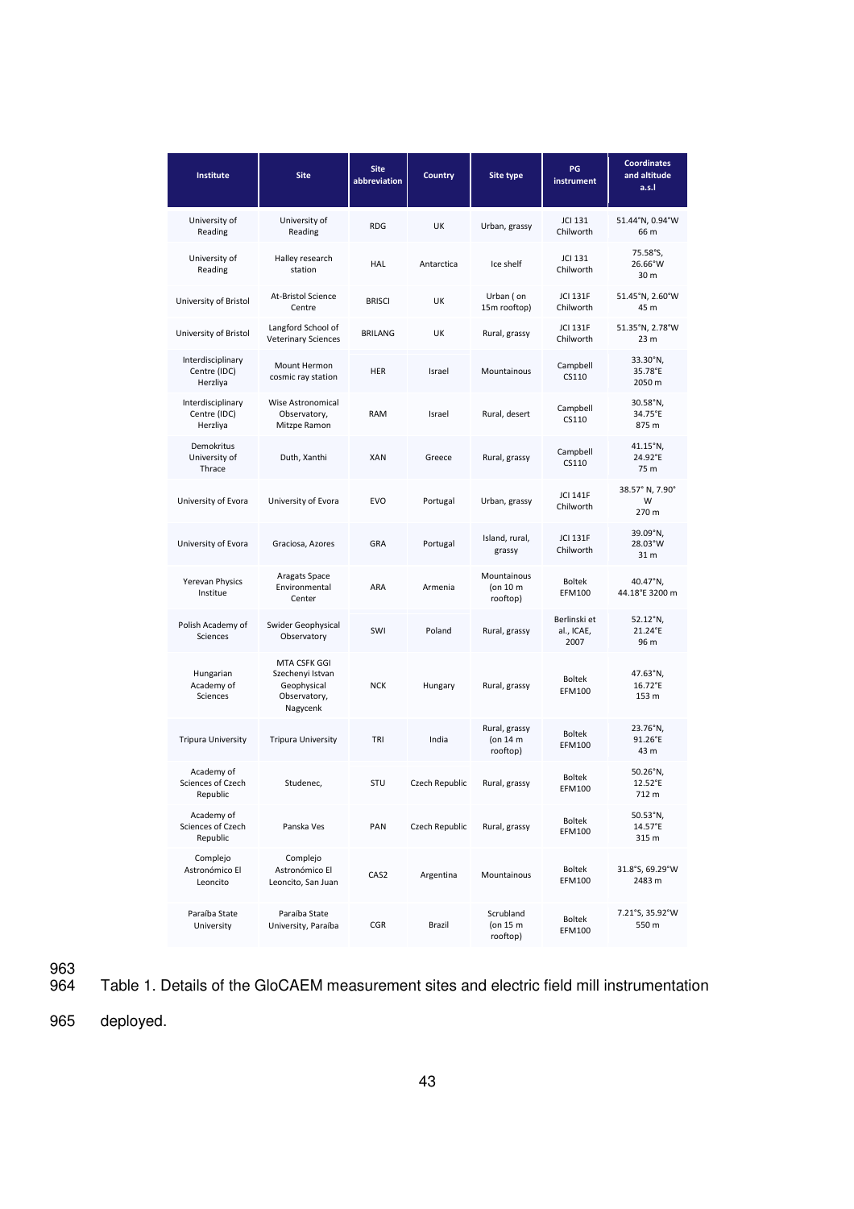| Institute | Site | Site abbreviation | Country | Site type | PG instrument | Coordinates and altitude a.s.l |
|---|---|---|---|---|---|---|
| University of Reading | University of Reading | RDG | UK | Urban, grassy | JCI 131 Chilworth | 51.44°N, 0.94°W 66 m |
| University of Reading | Halley research station | HAL | Antarctica | Ice shelf | JCI 131 Chilworth | 75.58°S, 26.66°W 30 m |
| University of Bristol | At-Bristol Science Centre | BRISCI | UK | Urban ( on 15m rooftop) | JCI 131F Chilworth | 51.45°N, 2.60°W 45 m |
| University of Bristol | Langford School of Veterinary Sciences | BRILANG | UK | Rural, grassy | JCI 131F Chilworth | 51.35°N, 2.78°W 23 m |
| Interdisciplinary Centre (IDC) Herzliya | Mount Hermon cosmic ray station | HER | Israel | Mountainous | Campbell CS110 | 33.30°N, 35.78°E 2050 m |
| Interdisciplinary Centre (IDC) Herzliya | Wise Astronomical Observatory, Mitzpe Ramon | RAM | Israel | Rural, desert | Campbell CS110 | 30.58°N, 34.75°E 875 m |
| Demokritus University of Thrace | Duth, Xanthi | XAN | Greece | Rural, grassy | Campbell CS110 | 41.15°N, 24.92°E 75 m |
| University of Evora | University of Evora | EVO | Portugal | Urban, grassy | JCI 141F Chilworth | 38.57° N, 7.90° W 270 m |
| University of Evora | Graciosa, Azores | GRA | Portugal | Island, rural, grassy | JCI 131F Chilworth | 39.09°N, 28.03°W 31 m |
| Yerevan Physics Institue | Aragats Space Environmental Center | ARA | Armenia | Mountainous (on 10 m rooftop) | Boltek EFM100 | 40.47°N, 44.18°E 3200 m |
| Polish Academy of Sciences | Swider Geophysical Observatory | SWI | Poland | Rural, grassy | Berlinski et al., ICAE, 2007 | 52.12°N, 21.24°E 96 m |
| Hungarian Academy of Sciences | MTA CSFK GGI Szechenyi Istvan Geophysical Observatory, Nagycenk | NCK | Hungary | Rural, grassy | Boltek EFM100 | 47.63°N, 16.72°E 153 m |
| Tripura University | Tripura University | TRI | India | Rural, grassy (on 14 m rooftop) | Boltek EFM100 | 23.76°N, 91.26°E 43 m |
| Academy of Sciences of Czech Republic | Studenec, | STU | Czech Republic | Rural, grassy | Boltek EFM100 | 50.26°N, 12.52°E 712 m |
| Academy of Sciences of Czech Republic | Panska Ves | PAN | Czech Republic | Rural, grassy | Boltek EFM100 | 50.53°N, 14.57°E 315 m |
| Complejo Astronómico El Leoncito | Complejo Astronómico El Leoncito, San Juan | CAS2 | Argentina | Mountainous | Boltek EFM100 | 31.8°S, 69.29°W 2483 m |
| Paraíba State University | Paraíba State University, Paraíba | CGR | Brazil | Scrubland (on 15 m rooftop) | Boltek EFM100 | 7.21°S, 35.92°W 550 m |

963

964 Table 1. Details of the GloCAEM measurement sites and electric field mill instrumentation

965 deployed.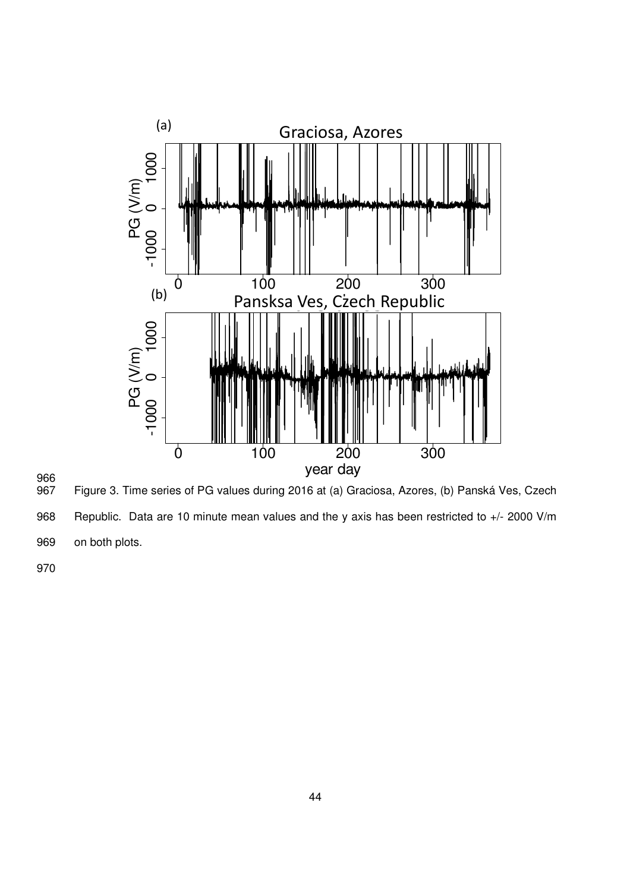Figure 3. Time series of PG values during 2016 at (a) Graciosa, Azores, (b) Panská Ves, Czech Republic. Data are 10 minute mean values and the y axis has been restricted to +/- 2000 V/m on both plots.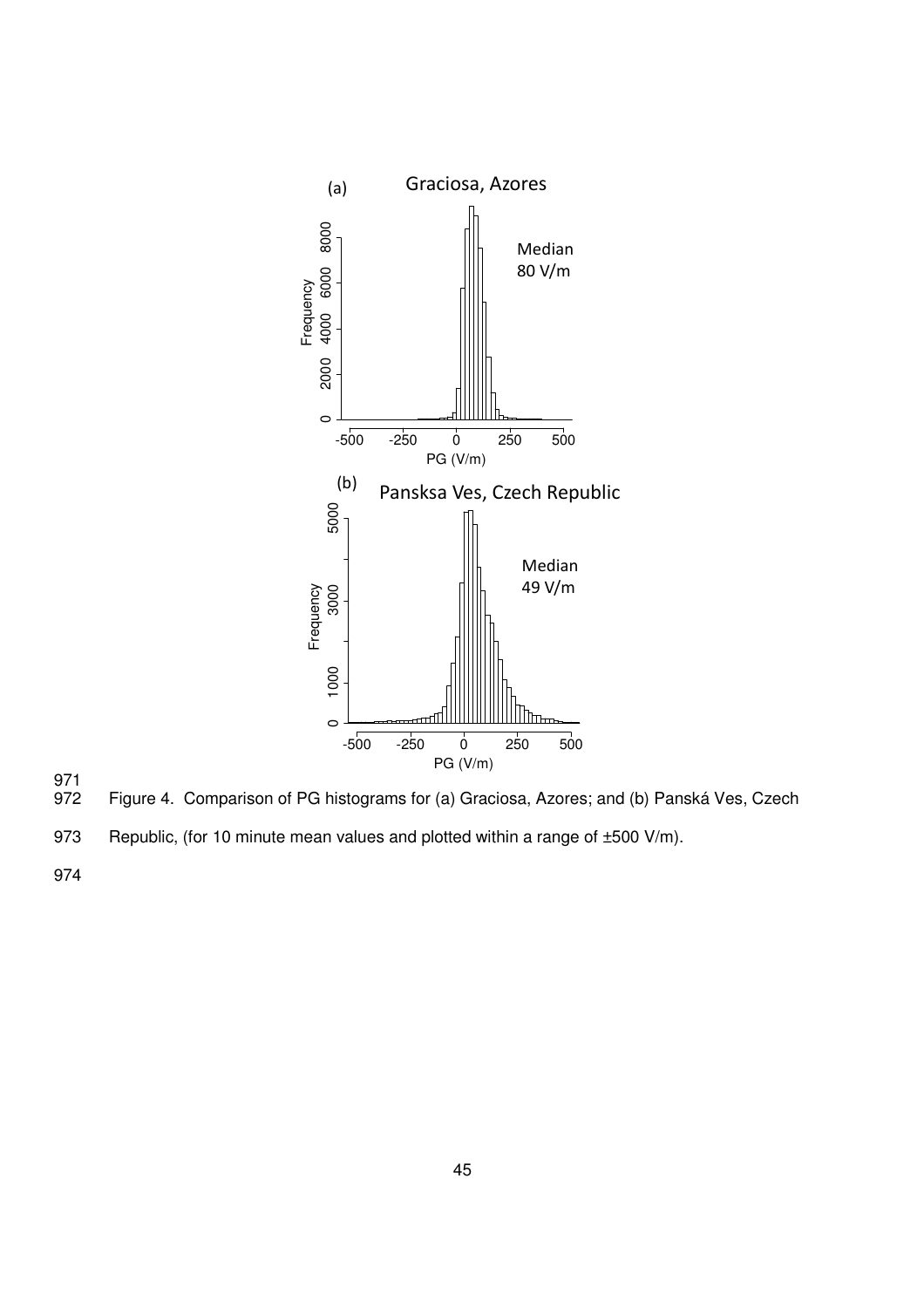Figure 4. Comparison of PG histograms for (a) Graciosa, Azores; and (b) Panská Ves, Czech Republic, (for 10 minute mean values and plotted within a range of ±500 V/m).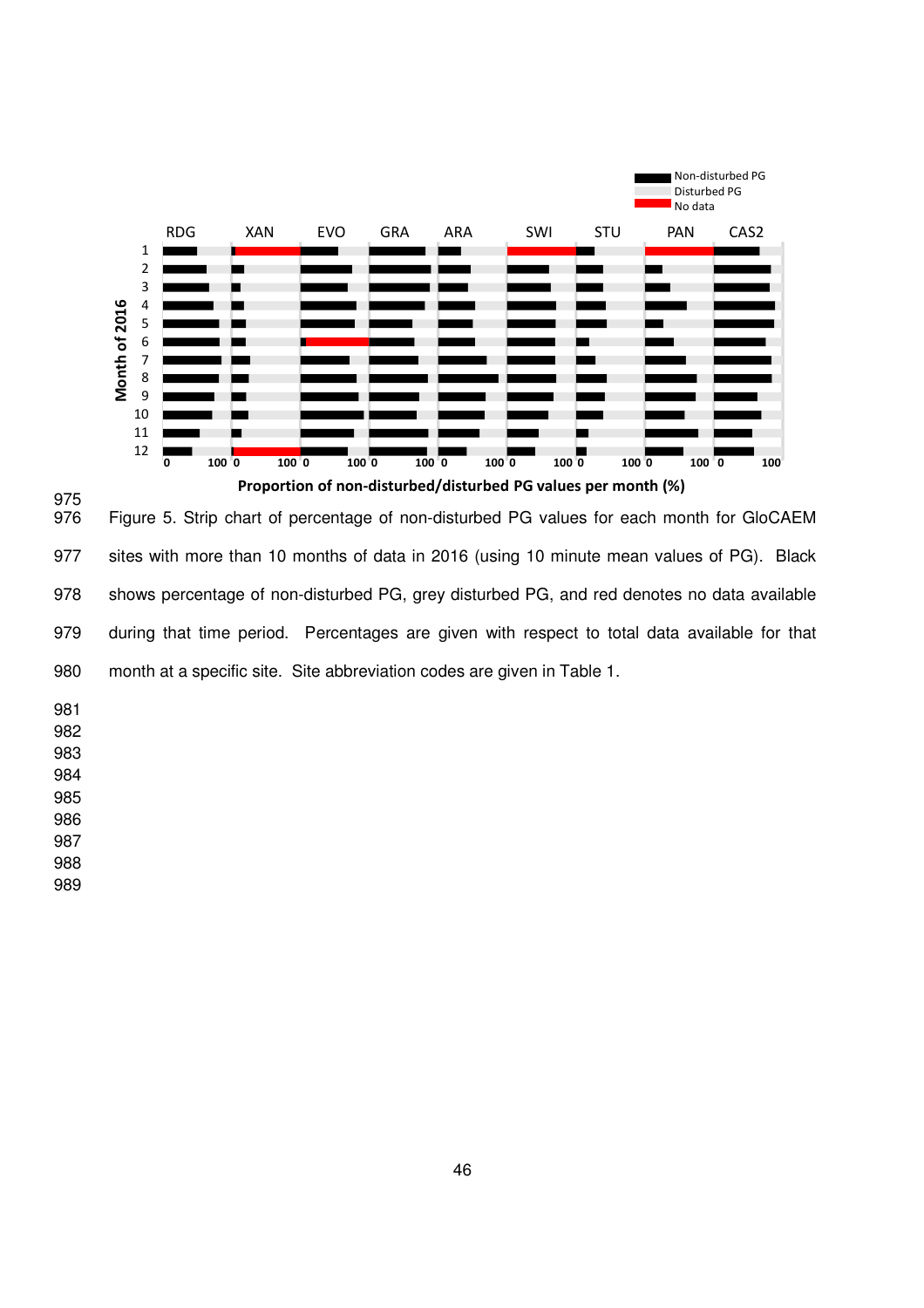Figure 5. Strip chart of percentage of non-disturbed PG values for each month for GloCAEM sites with more than 10 months of data in 2016 (using 10 minute mean values of PG). Black shows percentage of non-disturbed PG, grey disturbed PG, and red denotes no data available during that time period. Percentages are given with respect to total data available for that month at a specific site. Site abbreviation codes are given in Table 1.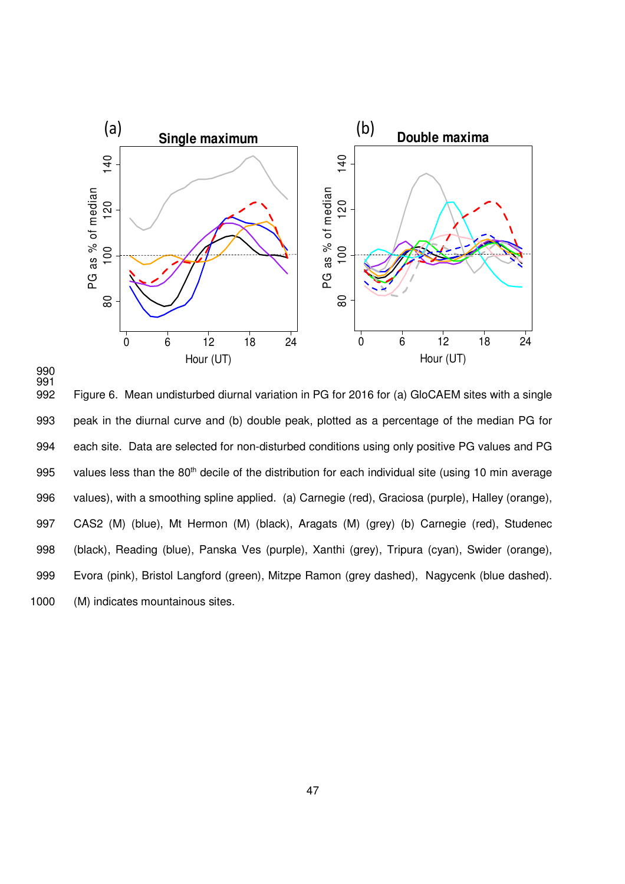Figure 6. Mean undisturbed diurnal variation in PG for 2016 for (a) GloCAEM sites with a single peak in the diurnal curve and (b) double peak, plotted as a percentage of the median PG for each site. Data are selected for non-disturbed conditions using only positive PG values and PG values less than the 80[th] decile of the distribution for each individual site (using 10 min average values), with a smoothing spline applied. (a) Carnegie (red), Graciosa (purple), Halley (orange), CAS2 (M) (blue), Mt Hermon (M) (black), Aragats (M) (grey) (b) Carnegie (red), Studenec (black), Reading (blue), Panska Ves (purple), Xanthi (grey), Tripura (cyan), Swider (orange), Evora (pink), Bristol Langford (green), Mitzpe Ramon (grey dashed), Nagycenk (blue dashed). (M) indicates mountainous sites.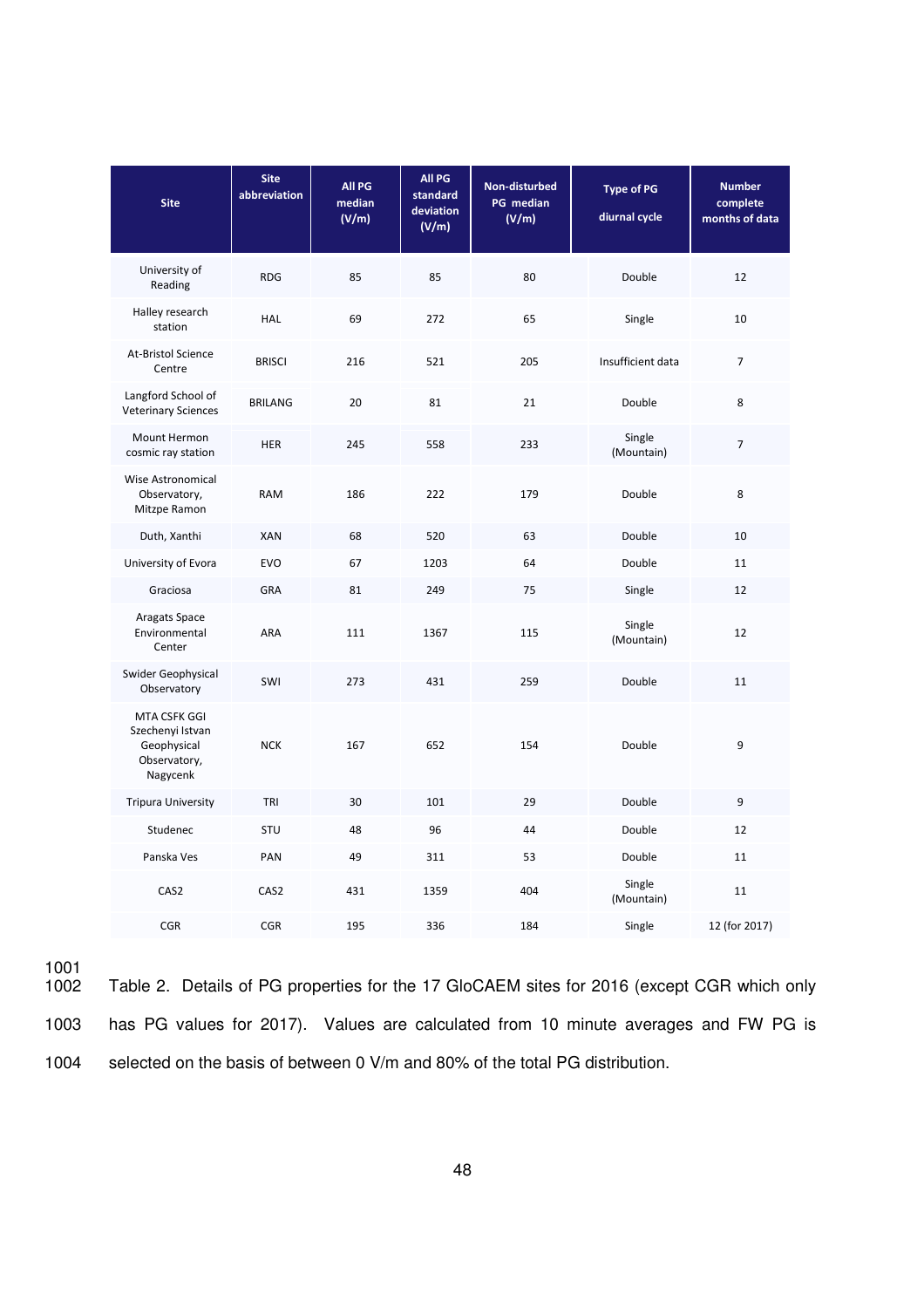| Site | Site abbreviation | All PG median (V/m) | All PG standard deviation (V/m) | Non-disturbed PG median (V/m) | Type of PG diurnal cycle | Number complete months of data |
|---|---|---|---|---|---|---|
| University of Reading | RDG | 85 | 85 | 80 | Double | 12 |
| Halley research station | HAL | 69 | 272 | 65 | Single | 10 |
| At-Bristol Science Centre | BRISCI | 216 | 521 | 205 | Insufficient data | 7 |
| Langford School of Veterinary Sciences | BRILANG | 20 | 81 | 21 | Double | 8 |
| Mount Hermon cosmic ray station | HER | 245 | 558 | 233 | Single (Mountain) | 7 |
| Wise Astronomical Observatory, Mitzpe Ramon | RAM | 186 | 222 | 179 | Double | 8 |
| Duth, Xanthi | XAN | 68 | 520 | 63 | Double | 10 |
| University of Evora | EVO | 67 | 1203 | 64 | Double | 11 |
| Graciosa | GRA | 81 | 249 | 75 | Single | 12 |
| Aragats Space Environmental Center | ARA | 111 | 1367 | 115 | Single (Mountain) | 12 |
| Swider Geophysical Observatory | SWI | 273 | 431 | 259 | Double | 11 |
| MTA CSFK GGI Szechenyi Istvan Geophysical Observatory, Nagycenk | NCK | 167 | 652 | 154 | Double | 9 |
| Tripura University | TRI | 30 | 101 | 29 | Double | 9 |
| Studenec | STU | 48 | 96 | 44 | Double | 12 |
| Panska Ves | PAN | 49 | 311 | 53 | Double | 11 |
| CAS2 | CAS2 | 431 | 1359 | 404 | Single (Mountain) | 11 |
| CGR | CGR | 195 | 336 | 184 | Single | 12 (for 2017) |

Table 2. Details of PG properties for the 17 GloCAEM sites for 2016 (except CGR which only has PG values for 2017). Values are calculated from 10 minute averages and FW PG is selected on the basis of between 0 V/m and 80% of the total PG distribution.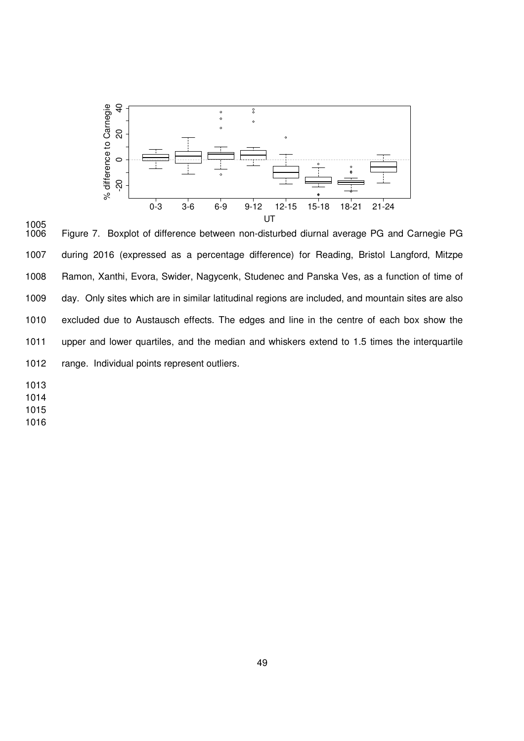Figure 7. Boxplot of difference between non-disturbed diurnal average PG and Carnegie PG during 2016 (expressed as a percentage difference) for Reading, Bristol Langford, Mitzpe Ramon, Xanthi, Evora, Swider, Nagycenk, Studenec and Panska Ves, as a function of time of day. Only sites which are in similar latitudinal regions are included, and mountain sites are also excluded due to Austausch effects. The edges and line in the centre of each box show the upper and lower quartiles, and the median and whiskers extend to 1.5 times the interquartile range. Individual points represent outliers.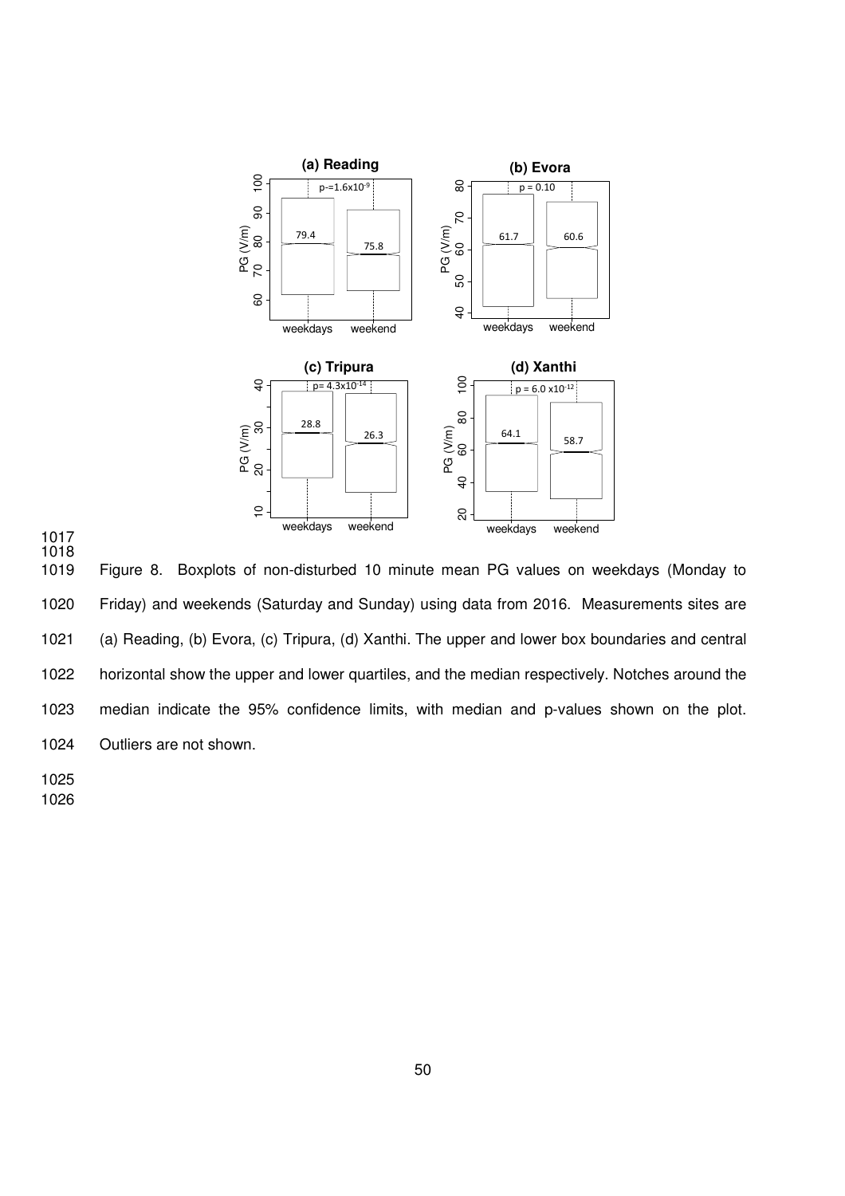Figure 8. Boxplots of non-disturbed 10 minute mean PG values on weekdays (Monday to Friday) and weekends (Saturday and Sunday) using data from 2016. Measurements sites are (a) Reading, (b) Evora, (c) Tripura, (d) Xanthi. The upper and lower box boundaries and central horizontal show the upper and lower quartiles, and the median respectively. Notches around the median indicate the 95% confidence limits, with median and p-values shown on the plot. Outliers are not shown.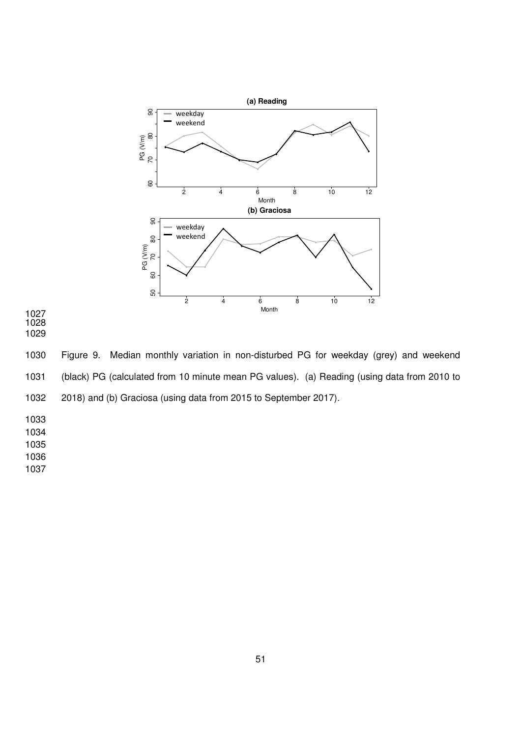Figure 9. Median monthly variation in non-disturbed PG for weekday (grey) and weekend (black) PG (calculated from 10 minute mean PG values). (a) Reading (using data from 2010 to 2018) and (b) Graciosa (using data from 2015 to September 2017).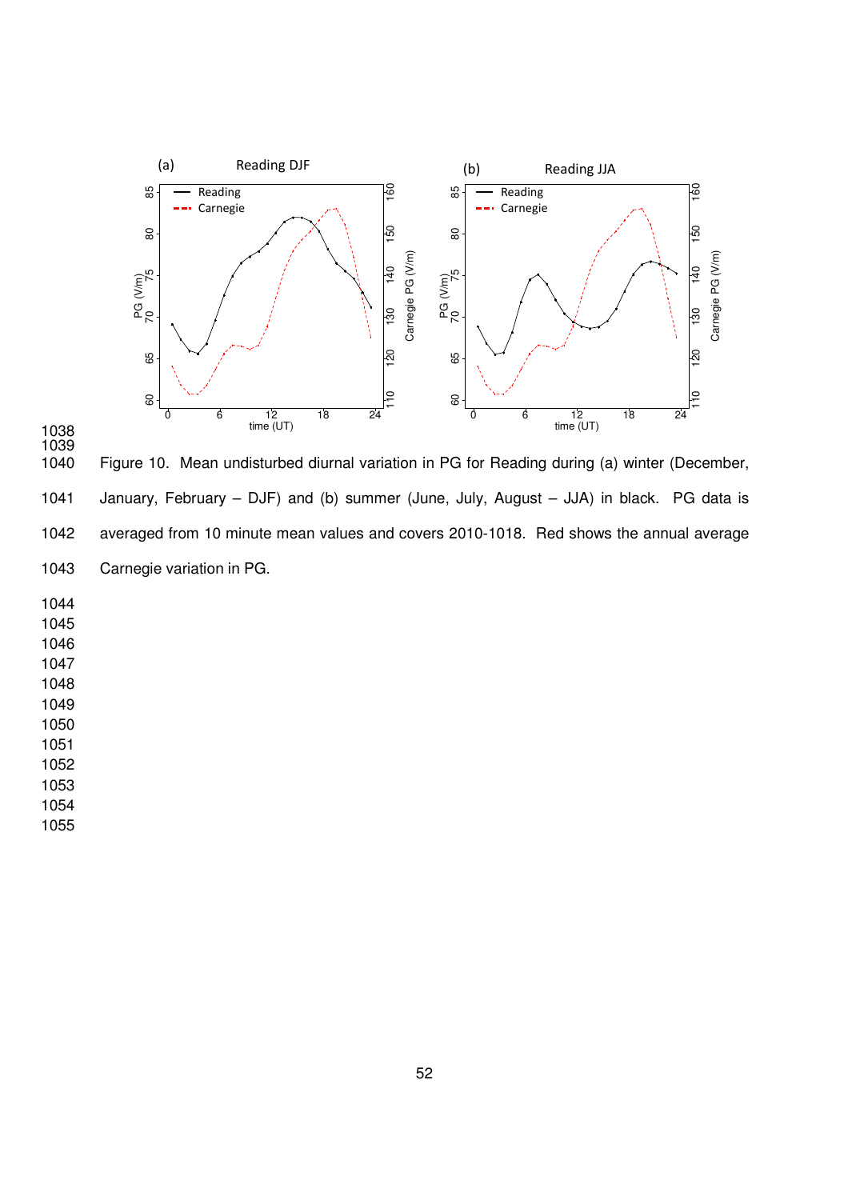Figure 10. Mean undisturbed diurnal variation in PG for Reading during (a) winter (December, January, February – DJF) and (b) summer (June, July, August – JJA) in black. PG data is averaged from 10 minute mean values and covers 2010-1018. Red shows the annual average Carnegie variation in PG.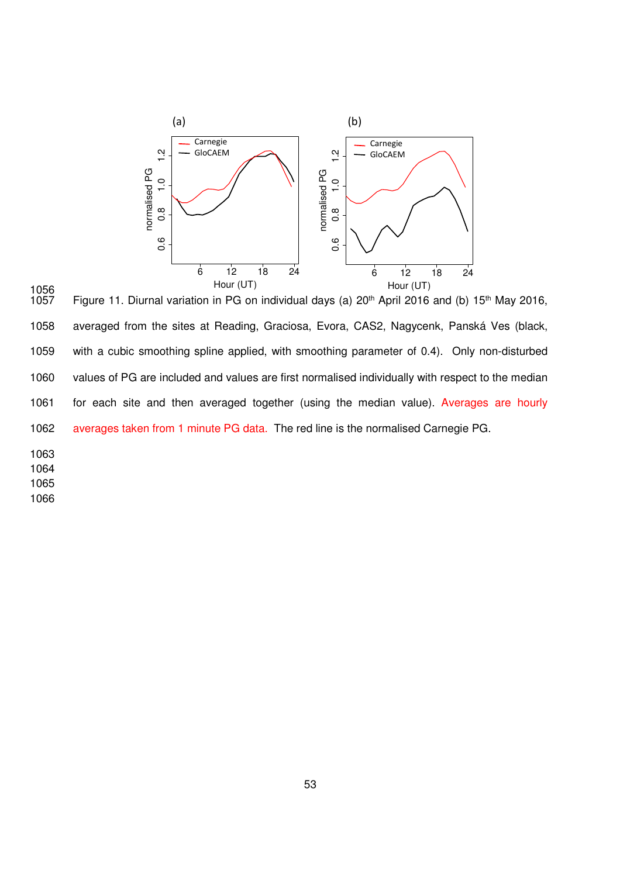Figure 11. Diurnal variation in PG on individual days (a) 20th April 2016 and (b) 15th May 2016, averaged from the sites at Reading, Graciosa, Evora, CAS2, Nagycenk, Panská Ves (black, with a cubic smoothing spline applied, with smoothing parameter of 0.4). Only non-disturbed values of PG are included and values are first normalised individually with respect to the median for each site and then averaged together (using the median value). Averages are hourly averages taken from 1 minute PG data. The red line is the normalised Carnegie PG.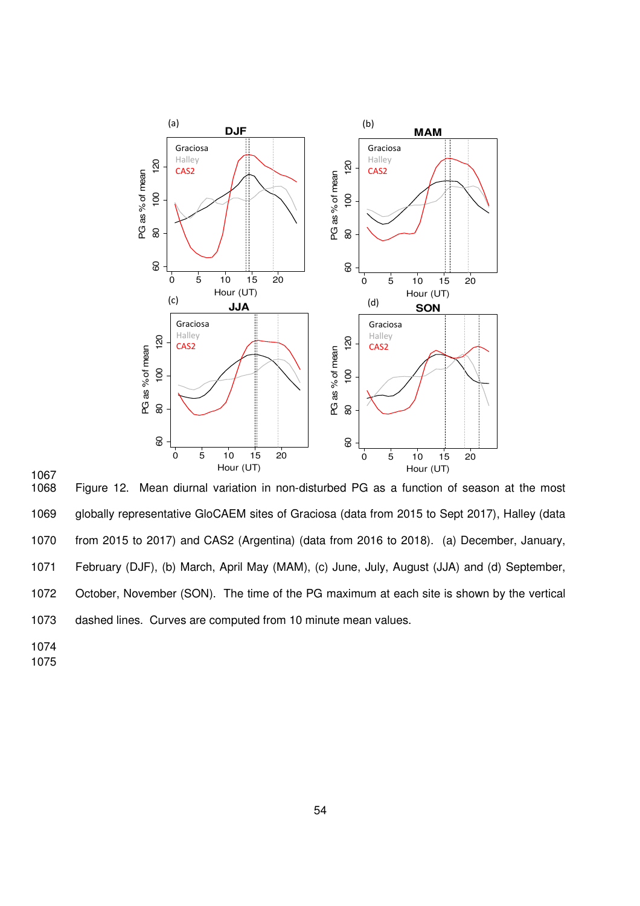Figure 12. Mean diurnal variation in non-disturbed PG as a function of season at the most globally representative GloCAEM sites of Graciosa (data from 2015 to Sept 2017), Halley (data from 2015 to 2017) and CAS2 (Argentina) (data from 2016 to 2018). (a) December, January, February (DJF), (b) March, April May (MAM), (c) June, July, August (JJA) and (d) September, October, November (SON). The time of the PG maximum at each site is shown by the vertical dashed lines. Curves are computed from 10 minute mean values.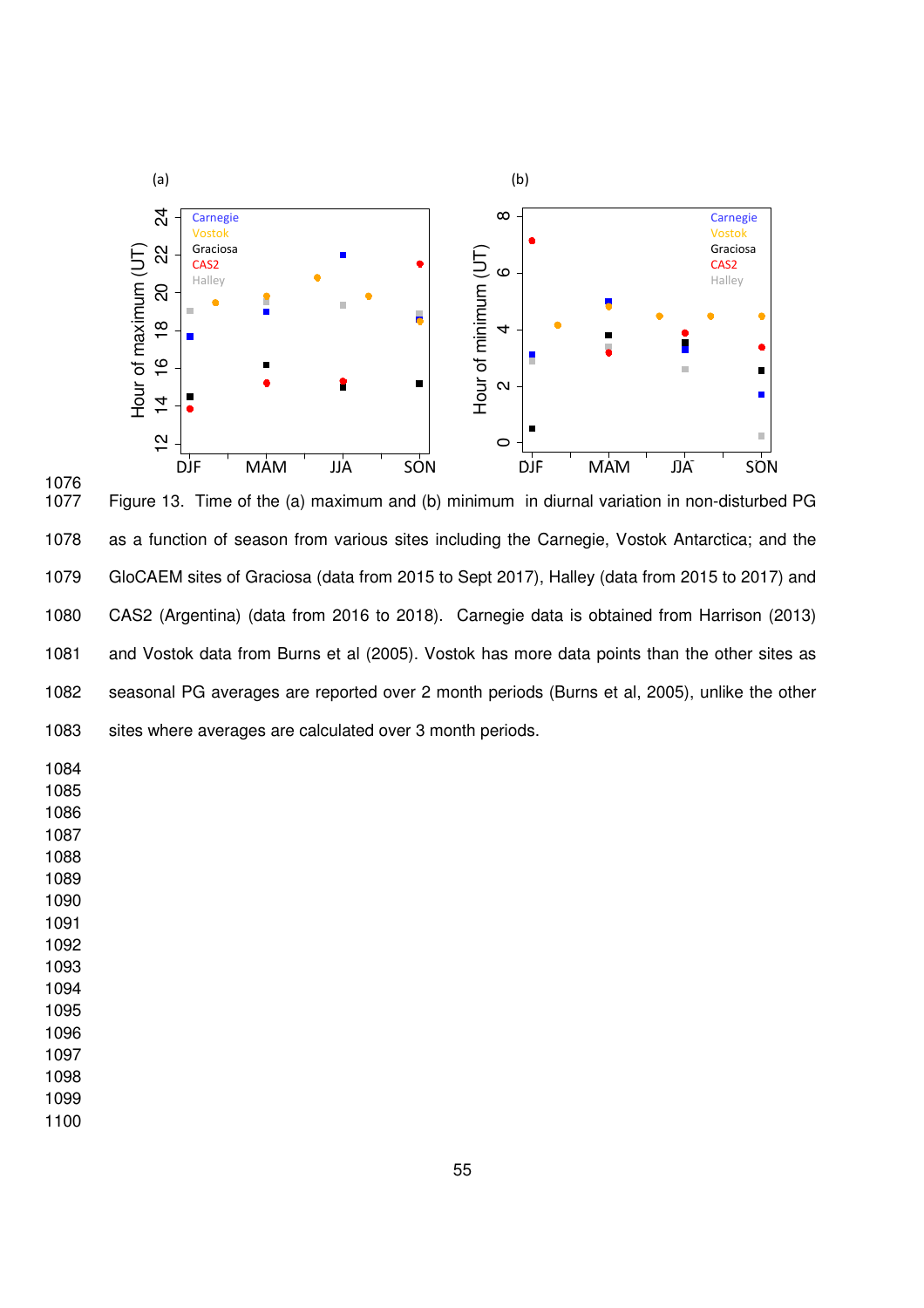Figure 13. Time of the (a) maximum and (b) minimum in diurnal variation in non-disturbed PG as a function of season from various sites including the Carnegie, Vostok Antarctica; and the GloCAEM sites of Graciosa (data from 2015 to Sept 2017), Halley (data from 2015 to 2017) and CAS2 (Argentina) (data from 2016 to 2018). Carnegie data is obtained from Harrison (2013) and Vostok data from Burns et al (2005). Vostok has more data points than the other sites as seasonal PG averages are reported over 2 month periods (Burns et al, 2005), unlike the other sites where averages are calculated over 3 month periods.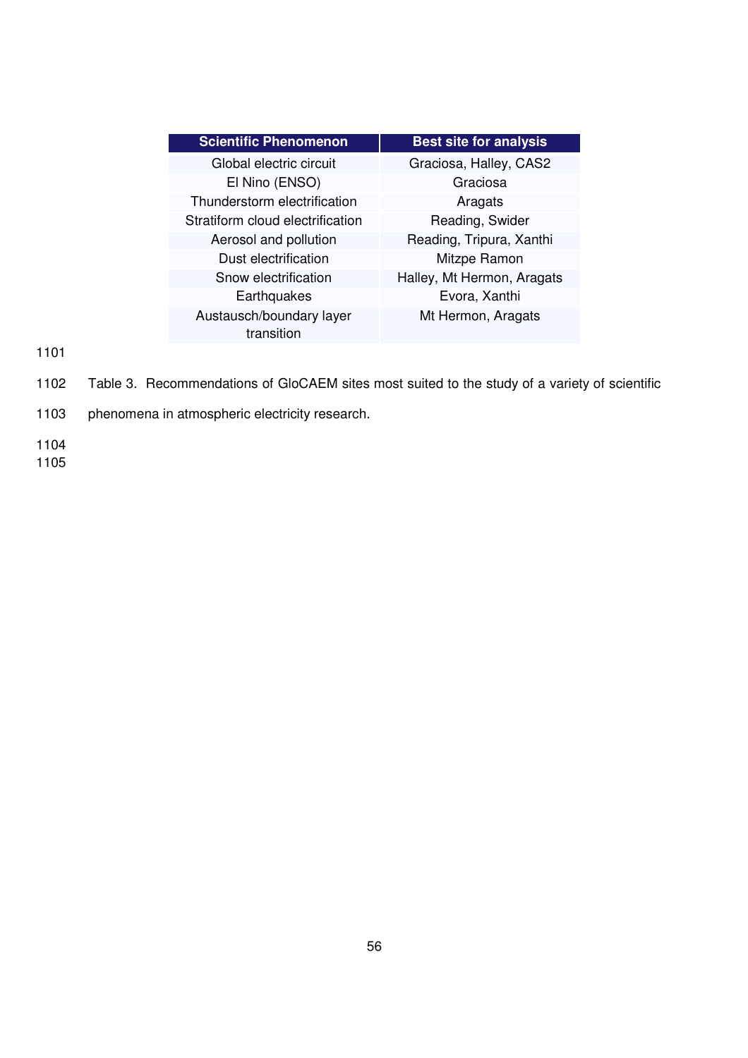| Scientific Phenomenon | Best site for analysis |
| --- | --- |
| Global electric circuit | Graciosa, Halley, CAS2 |
| El Nino (ENSO) | Graciosa |
| Thunderstorm electrification | Aragats |
| Stratiform cloud electrification | Reading, Swider |
| Aerosol and pollution | Reading, Tripura, Xanthi |
| Dust electrification | Mitzpe Ramon |
| Snow electrification | Halley, Mt Hermon, Aragats |
| Earthquakes | Evora, Xanthi |
| Austausch/boundary layer transition | Mt Hermon, Aragats |

Table 3. Recommendations of GloCAEM sites most suited to the study of a variety of scientific phenomena in atmospheric electricity research.